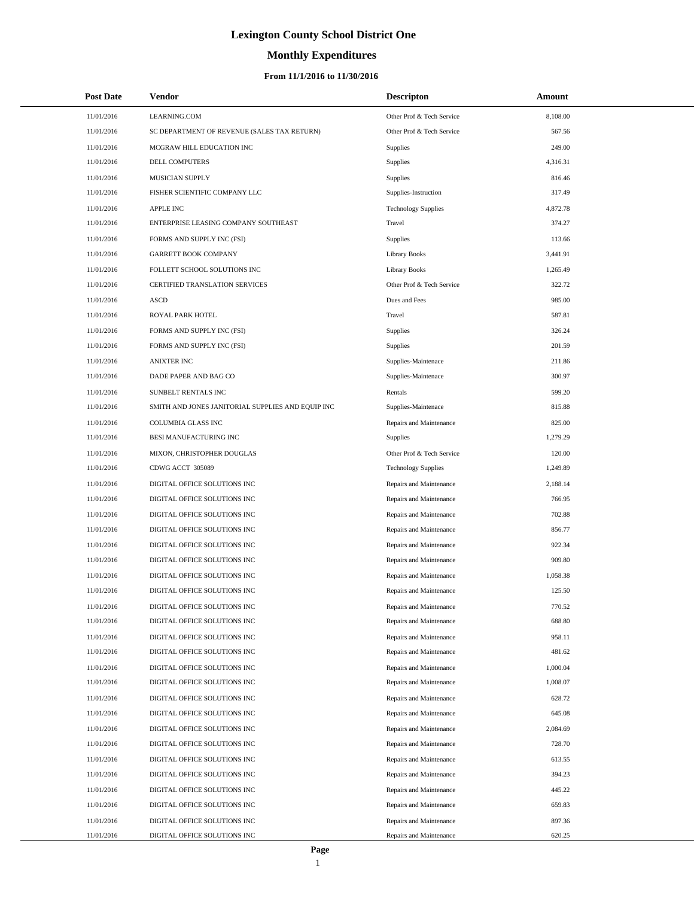# Lexington County School District One

## Monthly Expenditures

### From 11/1/2016 to 11/30/2016

| Post Date | Vendor | Descripton | Amount |
|---|---|---|---|
| 11/01/2016 | LEARNING.COM | Other Prof & Tech Service | 8,108.00 |
| 11/01/2016 | SC DEPARTMENT OF REVENUE (SALES TAX RETURN) | Other Prof & Tech Service | 567.56 |
| 11/01/2016 | MCGRAW HILL EDUCATION INC | Supplies | 249.00 |
| 11/01/2016 | DELL COMPUTERS | Supplies | 4,316.31 |
| 11/01/2016 | MUSICIAN SUPPLY | Supplies | 816.46 |
| 11/01/2016 | FISHER SCIENTIFIC COMPANY LLC | Supplies-Instruction | 317.49 |
| 11/01/2016 | APPLE INC | Technology Supplies | 4,872.78 |
| 11/01/2016 | ENTERPRISE LEASING COMPANY SOUTHEAST | Travel | 374.27 |
| 11/01/2016 | FORMS AND SUPPLY INC (FSI) | Supplies | 113.66 |
| 11/01/2016 | GARRETT BOOK COMPANY | Library Books | 3,441.91 |
| 11/01/2016 | FOLLETT SCHOOL SOLUTIONS INC | Library Books | 1,265.49 |
| 11/01/2016 | CERTIFIED TRANSLATION SERVICES | Other Prof & Tech Service | 322.72 |
| 11/01/2016 | ASCD | Dues and Fees | 985.00 |
| 11/01/2016 | ROYAL PARK HOTEL | Travel | 587.81 |
| 11/01/2016 | FORMS AND SUPPLY INC (FSI) | Supplies | 326.24 |
| 11/01/2016 | FORMS AND SUPPLY INC (FSI) | Supplies | 201.59 |
| 11/01/2016 | ANIXTER INC | Supplies-Maintenace | 211.86 |
| 11/01/2016 | DADE PAPER AND BAG CO | Supplies-Maintenace | 300.97 |
| 11/01/2016 | SUNBELT RENTALS INC | Rentals | 599.20 |
| 11/01/2016 | SMITH AND JONES JANITORIAL SUPPLIES AND EQUIP INC | Supplies-Maintenace | 815.88 |
| 11/01/2016 | COLUMBIA GLASS INC | Repairs and Maintenance | 825.00 |
| 11/01/2016 | BESI MANUFACTURING INC | Supplies | 1,279.29 |
| 11/01/2016 | MIXON, CHRISTOPHER DOUGLAS | Other Prof & Tech Service | 120.00 |
| 11/01/2016 | CDWG ACCT 305089 | Technology Supplies | 1,249.89 |
| 11/01/2016 | DIGITAL OFFICE SOLUTIONS INC | Repairs and Maintenance | 2,188.14 |
| 11/01/2016 | DIGITAL OFFICE SOLUTIONS INC | Repairs and Maintenance | 766.95 |
| 11/01/2016 | DIGITAL OFFICE SOLUTIONS INC | Repairs and Maintenance | 702.88 |
| 11/01/2016 | DIGITAL OFFICE SOLUTIONS INC | Repairs and Maintenance | 856.77 |
| 11/01/2016 | DIGITAL OFFICE SOLUTIONS INC | Repairs and Maintenance | 922.34 |
| 11/01/2016 | DIGITAL OFFICE SOLUTIONS INC | Repairs and Maintenance | 909.80 |
| 11/01/2016 | DIGITAL OFFICE SOLUTIONS INC | Repairs and Maintenance | 1,058.38 |
| 11/01/2016 | DIGITAL OFFICE SOLUTIONS INC | Repairs and Maintenance | 125.50 |
| 11/01/2016 | DIGITAL OFFICE SOLUTIONS INC | Repairs and Maintenance | 770.52 |
| 11/01/2016 | DIGITAL OFFICE SOLUTIONS INC | Repairs and Maintenance | 688.80 |
| 11/01/2016 | DIGITAL OFFICE SOLUTIONS INC | Repairs and Maintenance | 958.11 |
| 11/01/2016 | DIGITAL OFFICE SOLUTIONS INC | Repairs and Maintenance | 481.62 |
| 11/01/2016 | DIGITAL OFFICE SOLUTIONS INC | Repairs and Maintenance | 1,000.04 |
| 11/01/2016 | DIGITAL OFFICE SOLUTIONS INC | Repairs and Maintenance | 1,008.07 |
| 11/01/2016 | DIGITAL OFFICE SOLUTIONS INC | Repairs and Maintenance | 628.72 |
| 11/01/2016 | DIGITAL OFFICE SOLUTIONS INC | Repairs and Maintenance | 645.08 |
| 11/01/2016 | DIGITAL OFFICE SOLUTIONS INC | Repairs and Maintenance | 2,084.69 |
| 11/01/2016 | DIGITAL OFFICE SOLUTIONS INC | Repairs and Maintenance | 728.70 |
| 11/01/2016 | DIGITAL OFFICE SOLUTIONS INC | Repairs and Maintenance | 613.55 |
| 11/01/2016 | DIGITAL OFFICE SOLUTIONS INC | Repairs and Maintenance | 394.23 |
| 11/01/2016 | DIGITAL OFFICE SOLUTIONS INC | Repairs and Maintenance | 445.22 |
| 11/01/2016 | DIGITAL OFFICE SOLUTIONS INC | Repairs and Maintenance | 659.83 |
| 11/01/2016 | DIGITAL OFFICE SOLUTIONS INC | Repairs and Maintenance | 897.36 |
| 11/01/2016 | DIGITAL OFFICE SOLUTIONS INC | Repairs and Maintenance | 620.25 |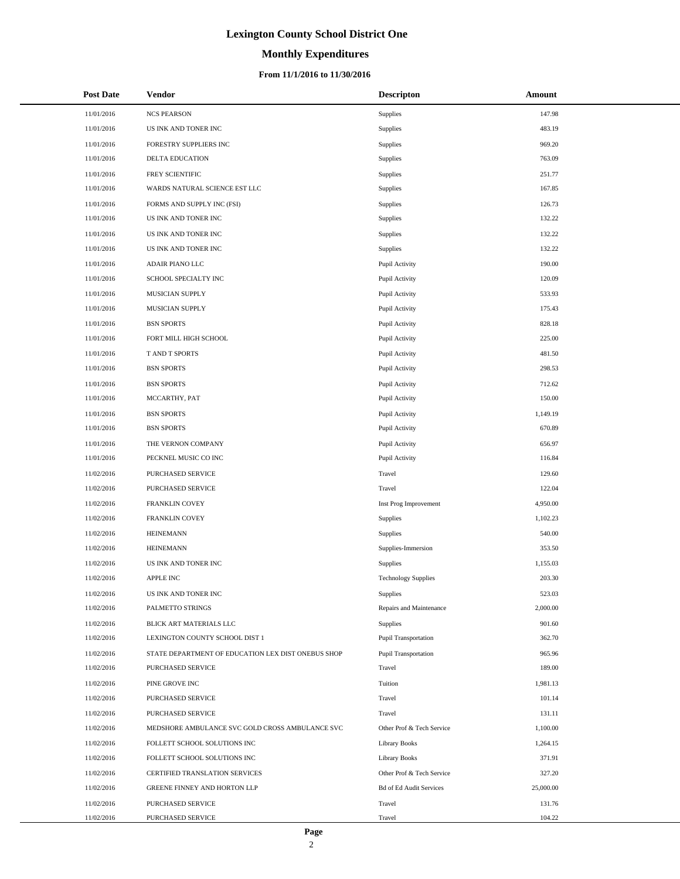# Lexington County School District One

## Monthly Expenditures

### From 11/1/2016 to 11/30/2016

| Post Date | Vendor | Descripton | Amount |
|---|---|---|---|
| 11/01/2016 | NCS PEARSON | Supplies | 147.98 |
| 11/01/2016 | US INK AND TONER INC | Supplies | 483.19 |
| 11/01/2016 | FORESTRY SUPPLIERS INC | Supplies | 969.20 |
| 11/01/2016 | DELTA EDUCATION | Supplies | 763.09 |
| 11/01/2016 | FREY SCIENTIFIC | Supplies | 251.77 |
| 11/01/2016 | WARDS NATURAL SCIENCE EST LLC | Supplies | 167.85 |
| 11/01/2016 | FORMS AND SUPPLY INC (FSI) | Supplies | 126.73 |
| 11/01/2016 | US INK AND TONER INC | Supplies | 132.22 |
| 11/01/2016 | US INK AND TONER INC | Supplies | 132.22 |
| 11/01/2016 | US INK AND TONER INC | Supplies | 132.22 |
| 11/01/2016 | ADAIR PIANO LLC | Pupil Activity | 190.00 |
| 11/01/2016 | SCHOOL SPECIALTY INC | Pupil Activity | 120.09 |
| 11/01/2016 | MUSICIAN SUPPLY | Pupil Activity | 533.93 |
| 11/01/2016 | MUSICIAN SUPPLY | Pupil Activity | 175.43 |
| 11/01/2016 | BSN SPORTS | Pupil Activity | 828.18 |
| 11/01/2016 | FORT MILL HIGH SCHOOL | Pupil Activity | 225.00 |
| 11/01/2016 | T AND T SPORTS | Pupil Activity | 481.50 |
| 11/01/2016 | BSN SPORTS | Pupil Activity | 298.53 |
| 11/01/2016 | BSN SPORTS | Pupil Activity | 712.62 |
| 11/01/2016 | MCCARTHY, PAT | Pupil Activity | 150.00 |
| 11/01/2016 | BSN SPORTS | Pupil Activity | 1,149.19 |
| 11/01/2016 | BSN SPORTS | Pupil Activity | 670.89 |
| 11/01/2016 | THE VERNON COMPANY | Pupil Activity | 656.97 |
| 11/01/2016 | PECKNEL MUSIC CO INC | Pupil Activity | 116.84 |
| 11/02/2016 | PURCHASED SERVICE | Travel | 129.60 |
| 11/02/2016 | PURCHASED SERVICE | Travel | 122.04 |
| 11/02/2016 | FRANKLIN COVEY | Inst Prog Improvement | 4,950.00 |
| 11/02/2016 | FRANKLIN COVEY | Supplies | 1,102.23 |
| 11/02/2016 | HEINEMANN | Supplies | 540.00 |
| 11/02/2016 | HEINEMANN | Supplies-Immersion | 353.50 |
| 11/02/2016 | US INK AND TONER INC | Supplies | 1,155.03 |
| 11/02/2016 | APPLE INC | Technology Supplies | 203.30 |
| 11/02/2016 | US INK AND TONER INC | Supplies | 523.03 |
| 11/02/2016 | PALMETTO STRINGS | Repairs and Maintenance | 2,000.00 |
| 11/02/2016 | BLICK ART MATERIALS LLC | Supplies | 901.60 |
| 11/02/2016 | LEXINGTON COUNTY SCHOOL DIST 1 | Pupil Transportation | 362.70 |
| 11/02/2016 | STATE DEPARTMENT OF EDUCATION LEX DIST ONEBUS SHOP | Pupil Transportation | 965.96 |
| 11/02/2016 | PURCHASED SERVICE | Travel | 189.00 |
| 11/02/2016 | PINE GROVE INC | Tuition | 1,981.13 |
| 11/02/2016 | PURCHASED SERVICE | Travel | 101.14 |
| 11/02/2016 | PURCHASED SERVICE | Travel | 131.11 |
| 11/02/2016 | MEDSHORE AMBULANCE SVC GOLD CROSS AMBULANCE SVC | Other Prof & Tech Service | 1,100.00 |
| 11/02/2016 | FOLLETT SCHOOL SOLUTIONS INC | Library Books | 1,264.15 |
| 11/02/2016 | FOLLETT SCHOOL SOLUTIONS INC | Library Books | 371.91 |
| 11/02/2016 | CERTIFIED TRANSLATION SERVICES | Other Prof & Tech Service | 327.20 |
| 11/02/2016 | GREENE FINNEY AND HORTON LLP | Bd of Ed Audit Services | 25,000.00 |
| 11/02/2016 | PURCHASED SERVICE | Travel | 131.76 |
| 11/02/2016 | PURCHASED SERVICE | Travel | 104.22 |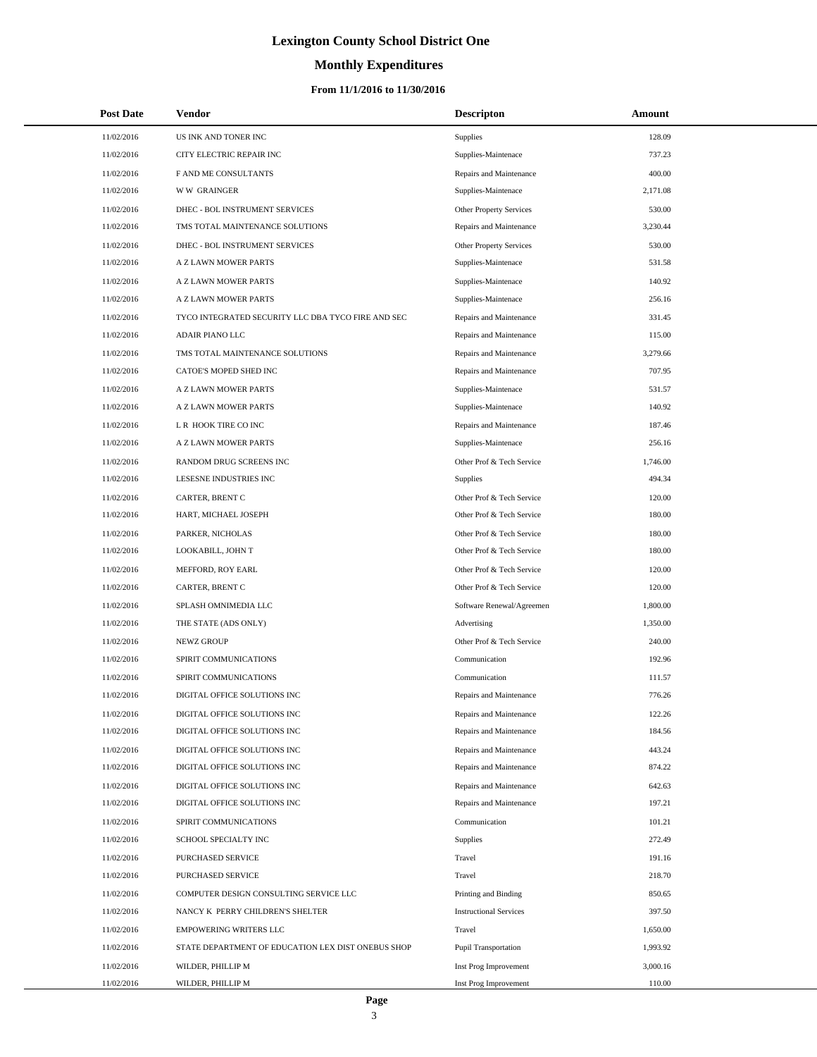# Lexington County School District One

## Monthly Expenditures

### From 11/1/2016 to 11/30/2016

| Post Date | Vendor | Descripton | Amount |
|---|---|---|---|
| 11/02/2016 | US INK AND TONER INC | Supplies | 128.09 |
| 11/02/2016 | CITY ELECTRIC REPAIR INC | Supplies-Maintenace | 737.23 |
| 11/02/2016 | F AND ME CONSULTANTS | Repairs and Maintenance | 400.00 |
| 11/02/2016 | W W GRAINGER | Supplies-Maintenace | 2,171.08 |
| 11/02/2016 | DHEC - BOL INSTRUMENT SERVICES | Other Property Services | 530.00 |
| 11/02/2016 | TMS TOTAL MAINTENANCE SOLUTIONS | Repairs and Maintenance | 3,230.44 |
| 11/02/2016 | DHEC - BOL INSTRUMENT SERVICES | Other Property Services | 530.00 |
| 11/02/2016 | A Z LAWN MOWER PARTS | Supplies-Maintenace | 531.58 |
| 11/02/2016 | A Z LAWN MOWER PARTS | Supplies-Maintenace | 140.92 |
| 11/02/2016 | A Z LAWN MOWER PARTS | Supplies-Maintenace | 256.16 |
| 11/02/2016 | TYCO INTEGRATED SECURITY LLC DBA TYCO FIRE AND SEC | Repairs and Maintenance | 331.45 |
| 11/02/2016 | ADAIR PIANO LLC | Repairs and Maintenance | 115.00 |
| 11/02/2016 | TMS TOTAL MAINTENANCE SOLUTIONS | Repairs and Maintenance | 3,279.66 |
| 11/02/2016 | CATOE'S MOPED SHED INC | Repairs and Maintenance | 707.95 |
| 11/02/2016 | A Z LAWN MOWER PARTS | Supplies-Maintenace | 531.57 |
| 11/02/2016 | A Z LAWN MOWER PARTS | Supplies-Maintenace | 140.92 |
| 11/02/2016 | L R HOOK TIRE CO INC | Repairs and Maintenance | 187.46 |
| 11/02/2016 | A Z LAWN MOWER PARTS | Supplies-Maintenace | 256.16 |
| 11/02/2016 | RANDOM DRUG SCREENS INC | Other Prof & Tech Service | 1,746.00 |
| 11/02/2016 | LESESNE INDUSTRIES INC | Supplies | 494.34 |
| 11/02/2016 | CARTER, BRENT C | Other Prof & Tech Service | 120.00 |
| 11/02/2016 | HART, MICHAEL JOSEPH | Other Prof & Tech Service | 180.00 |
| 11/02/2016 | PARKER, NICHOLAS | Other Prof & Tech Service | 180.00 |
| 11/02/2016 | LOOKABILL, JOHN T | Other Prof & Tech Service | 180.00 |
| 11/02/2016 | MEFFORD, ROY EARL | Other Prof & Tech Service | 120.00 |
| 11/02/2016 | CARTER, BRENT C | Other Prof & Tech Service | 120.00 |
| 11/02/2016 | SPLASH OMNIMEDIA LLC | Software Renewal/Agreemen | 1,800.00 |
| 11/02/2016 | THE STATE (ADS ONLY) | Advertising | 1,350.00 |
| 11/02/2016 | NEWZ GROUP | Other Prof & Tech Service | 240.00 |
| 11/02/2016 | SPIRIT COMMUNICATIONS | Communication | 192.96 |
| 11/02/2016 | SPIRIT COMMUNICATIONS | Communication | 111.57 |
| 11/02/2016 | DIGITAL OFFICE SOLUTIONS INC | Repairs and Maintenance | 776.26 |
| 11/02/2016 | DIGITAL OFFICE SOLUTIONS INC | Repairs and Maintenance | 122.26 |
| 11/02/2016 | DIGITAL OFFICE SOLUTIONS INC | Repairs and Maintenance | 184.56 |
| 11/02/2016 | DIGITAL OFFICE SOLUTIONS INC | Repairs and Maintenance | 443.24 |
| 11/02/2016 | DIGITAL OFFICE SOLUTIONS INC | Repairs and Maintenance | 874.22 |
| 11/02/2016 | DIGITAL OFFICE SOLUTIONS INC | Repairs and Maintenance | 642.63 |
| 11/02/2016 | DIGITAL OFFICE SOLUTIONS INC | Repairs and Maintenance | 197.21 |
| 11/02/2016 | SPIRIT COMMUNICATIONS | Communication | 101.21 |
| 11/02/2016 | SCHOOL SPECIALTY INC | Supplies | 272.49 |
| 11/02/2016 | PURCHASED SERVICE | Travel | 191.16 |
| 11/02/2016 | PURCHASED SERVICE | Travel | 218.70 |
| 11/02/2016 | COMPUTER DESIGN CONSULTING SERVICE LLC | Printing and Binding | 850.65 |
| 11/02/2016 | NANCY K PERRY CHILDREN'S SHELTER | Instructional Services | 397.50 |
| 11/02/2016 | EMPOWERING WRITERS LLC | Travel | 1,650.00 |
| 11/02/2016 | STATE DEPARTMENT OF EDUCATION LEX DIST ONEBUS SHOP | Pupil Transportation | 1,993.92 |
| 11/02/2016 | WILDER, PHILLIP M | Inst Prog Improvement | 3,000.16 |
| 11/02/2016 | WILDER, PHILLIP M | Inst Prog Improvement | 110.00 |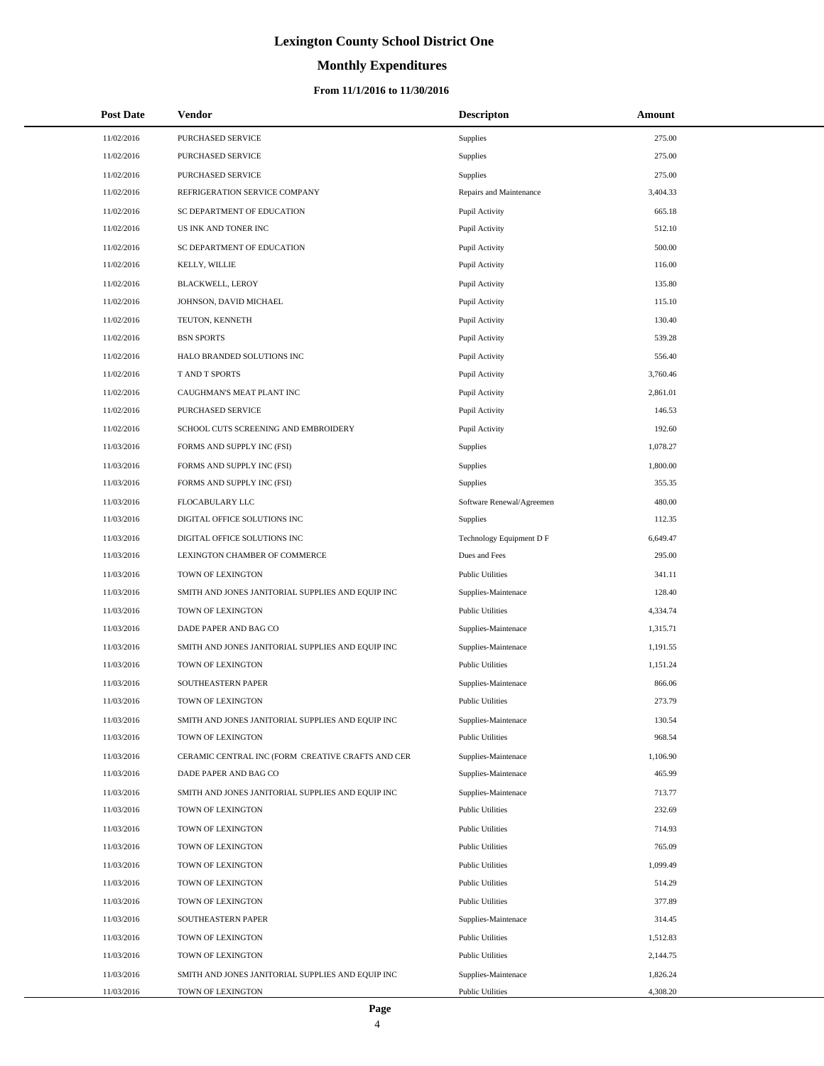# Lexington County School District One

## Monthly Expenditures

### From 11/1/2016 to 11/30/2016

| Post Date | Vendor | Descripton | Amount |
|---|---|---|---|
| 11/02/2016 | PURCHASED SERVICE | Supplies | 275.00 |
| 11/02/2016 | PURCHASED SERVICE | Supplies | 275.00 |
| 11/02/2016 | PURCHASED SERVICE | Supplies | 275.00 |
| 11/02/2016 | REFRIGERATION SERVICE COMPANY | Repairs and Maintenance | 3,404.33 |
| 11/02/2016 | SC DEPARTMENT OF EDUCATION | Pupil Activity | 665.18 |
| 11/02/2016 | US INK AND TONER INC | Pupil Activity | 512.10 |
| 11/02/2016 | SC DEPARTMENT OF EDUCATION | Pupil Activity | 500.00 |
| 11/02/2016 | KELLY, WILLIE | Pupil Activity | 116.00 |
| 11/02/2016 | BLACKWELL, LEROY | Pupil Activity | 135.80 |
| 11/02/2016 | JOHNSON, DAVID MICHAEL | Pupil Activity | 115.10 |
| 11/02/2016 | TEUTON, KENNETH | Pupil Activity | 130.40 |
| 11/02/2016 | BSN SPORTS | Pupil Activity | 539.28 |
| 11/02/2016 | HALO BRANDED SOLUTIONS INC | Pupil Activity | 556.40 |
| 11/02/2016 | T AND T SPORTS | Pupil Activity | 3,760.46 |
| 11/02/2016 | CAUGHMAN'S MEAT PLANT INC | Pupil Activity | 2,861.01 |
| 11/02/2016 | PURCHASED SERVICE | Pupil Activity | 146.53 |
| 11/02/2016 | SCHOOL CUTS SCREENING AND EMBROIDERY | Pupil Activity | 192.60 |
| 11/03/2016 | FORMS AND SUPPLY INC (FSI) | Supplies | 1,078.27 |
| 11/03/2016 | FORMS AND SUPPLY INC (FSI) | Supplies | 1,800.00 |
| 11/03/2016 | FORMS AND SUPPLY INC (FSI) | Supplies | 355.35 |
| 11/03/2016 | FLOCABULARY LLC | Software Renewal/Agreemen | 480.00 |
| 11/03/2016 | DIGITAL OFFICE SOLUTIONS INC | Supplies | 112.35 |
| 11/03/2016 | DIGITAL OFFICE SOLUTIONS INC | Technology Equipment D F | 6,649.47 |
| 11/03/2016 | LEXINGTON CHAMBER OF COMMERCE | Dues and Fees | 295.00 |
| 11/03/2016 | TOWN OF LEXINGTON | Public Utilities | 341.11 |
| 11/03/2016 | SMITH AND JONES JANITORIAL SUPPLIES AND EQUIP INC | Supplies-Maintenace | 128.40 |
| 11/03/2016 | TOWN OF LEXINGTON | Public Utilities | 4,334.74 |
| 11/03/2016 | DADE PAPER AND BAG CO | Supplies-Maintenace | 1,315.71 |
| 11/03/2016 | SMITH AND JONES JANITORIAL SUPPLIES AND EQUIP INC | Supplies-Maintenace | 1,191.55 |
| 11/03/2016 | TOWN OF LEXINGTON | Public Utilities | 1,151.24 |
| 11/03/2016 | SOUTHEASTERN PAPER | Supplies-Maintenace | 866.06 |
| 11/03/2016 | TOWN OF LEXINGTON | Public Utilities | 273.79 |
| 11/03/2016 | SMITH AND JONES JANITORIAL SUPPLIES AND EQUIP INC | Supplies-Maintenace | 130.54 |
| 11/03/2016 | TOWN OF LEXINGTON | Public Utilities | 968.54 |
| 11/03/2016 | CERAMIC CENTRAL INC (FORM CREATIVE CRAFTS AND CER | Supplies-Maintenace | 1,106.90 |
| 11/03/2016 | DADE PAPER AND BAG CO | Supplies-Maintenace | 465.99 |
| 11/03/2016 | SMITH AND JONES JANITORIAL SUPPLIES AND EQUIP INC | Supplies-Maintenace | 713.77 |
| 11/03/2016 | TOWN OF LEXINGTON | Public Utilities | 232.69 |
| 11/03/2016 | TOWN OF LEXINGTON | Public Utilities | 714.93 |
| 11/03/2016 | TOWN OF LEXINGTON | Public Utilities | 765.09 |
| 11/03/2016 | TOWN OF LEXINGTON | Public Utilities | 1,099.49 |
| 11/03/2016 | TOWN OF LEXINGTON | Public Utilities | 514.29 |
| 11/03/2016 | TOWN OF LEXINGTON | Public Utilities | 377.89 |
| 11/03/2016 | SOUTHEASTERN PAPER | Supplies-Maintenace | 314.45 |
| 11/03/2016 | TOWN OF LEXINGTON | Public Utilities | 1,512.83 |
| 11/03/2016 | TOWN OF LEXINGTON | Public Utilities | 2,144.75 |
| 11/03/2016 | SMITH AND JONES JANITORIAL SUPPLIES AND EQUIP INC | Supplies-Maintenace | 1,826.24 |
| 11/03/2016 | TOWN OF LEXINGTON | Public Utilities | 4,308.20 |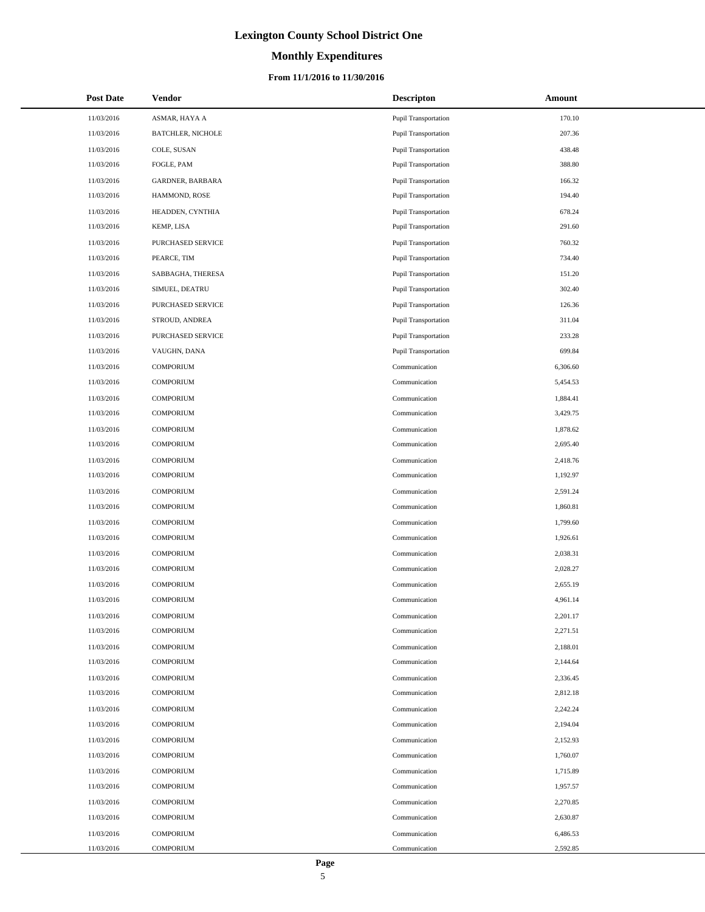# Lexington County School District One

## Monthly Expenditures

### From 11/1/2016 to 11/30/2016

| Post Date | Vendor | Descripton | Amount |
|---|---|---|---|
| 11/03/2016 | ASMAR, HAYA A | Pupil Transportation | 170.10 |
| 11/03/2016 | BATCHLER, NICHOLE | Pupil Transportation | 207.36 |
| 11/03/2016 | COLE, SUSAN | Pupil Transportation | 438.48 |
| 11/03/2016 | FOGLE, PAM | Pupil Transportation | 388.80 |
| 11/03/2016 | GARDNER, BARBARA | Pupil Transportation | 166.32 |
| 11/03/2016 | HAMMOND, ROSE | Pupil Transportation | 194.40 |
| 11/03/2016 | HEADDEN, CYNTHIA | Pupil Transportation | 678.24 |
| 11/03/2016 | KEMP, LISA | Pupil Transportation | 291.60 |
| 11/03/2016 | PURCHASED SERVICE | Pupil Transportation | 760.32 |
| 11/03/2016 | PEARCE, TIM | Pupil Transportation | 734.40 |
| 11/03/2016 | SABBAGHA, THERESA | Pupil Transportation | 151.20 |
| 11/03/2016 | SIMUEL, DEATRU | Pupil Transportation | 302.40 |
| 11/03/2016 | PURCHASED SERVICE | Pupil Transportation | 126.36 |
| 11/03/2016 | STROUD, ANDREA | Pupil Transportation | 311.04 |
| 11/03/2016 | PURCHASED SERVICE | Pupil Transportation | 233.28 |
| 11/03/2016 | VAUGHN, DANA | Pupil Transportation | 699.84 |
| 11/03/2016 | COMPORIUM | Communication | 6,306.60 |
| 11/03/2016 | COMPORIUM | Communication | 5,454.53 |
| 11/03/2016 | COMPORIUM | Communication | 1,884.41 |
| 11/03/2016 | COMPORIUM | Communication | 3,429.75 |
| 11/03/2016 | COMPORIUM | Communication | 1,878.62 |
| 11/03/2016 | COMPORIUM | Communication | 2,695.40 |
| 11/03/2016 | COMPORIUM | Communication | 2,418.76 |
| 11/03/2016 | COMPORIUM | Communication | 1,192.97 |
| 11/03/2016 | COMPORIUM | Communication | 2,591.24 |
| 11/03/2016 | COMPORIUM | Communication | 1,860.81 |
| 11/03/2016 | COMPORIUM | Communication | 1,799.60 |
| 11/03/2016 | COMPORIUM | Communication | 1,926.61 |
| 11/03/2016 | COMPORIUM | Communication | 2,038.31 |
| 11/03/2016 | COMPORIUM | Communication | 2,028.27 |
| 11/03/2016 | COMPORIUM | Communication | 2,655.19 |
| 11/03/2016 | COMPORIUM | Communication | 4,961.14 |
| 11/03/2016 | COMPORIUM | Communication | 2,201.17 |
| 11/03/2016 | COMPORIUM | Communication | 2,271.51 |
| 11/03/2016 | COMPORIUM | Communication | 2,188.01 |
| 11/03/2016 | COMPORIUM | Communication | 2,144.64 |
| 11/03/2016 | COMPORIUM | Communication | 2,336.45 |
| 11/03/2016 | COMPORIUM | Communication | 2,812.18 |
| 11/03/2016 | COMPORIUM | Communication | 2,242.24 |
| 11/03/2016 | COMPORIUM | Communication | 2,194.04 |
| 11/03/2016 | COMPORIUM | Communication | 2,152.93 |
| 11/03/2016 | COMPORIUM | Communication | 1,760.07 |
| 11/03/2016 | COMPORIUM | Communication | 1,715.89 |
| 11/03/2016 | COMPORIUM | Communication | 1,957.57 |
| 11/03/2016 | COMPORIUM | Communication | 2,270.85 |
| 11/03/2016 | COMPORIUM | Communication | 2,630.87 |
| 11/03/2016 | COMPORIUM | Communication | 6,486.53 |
| 11/03/2016 | COMPORIUM | Communication | 2,592.85 |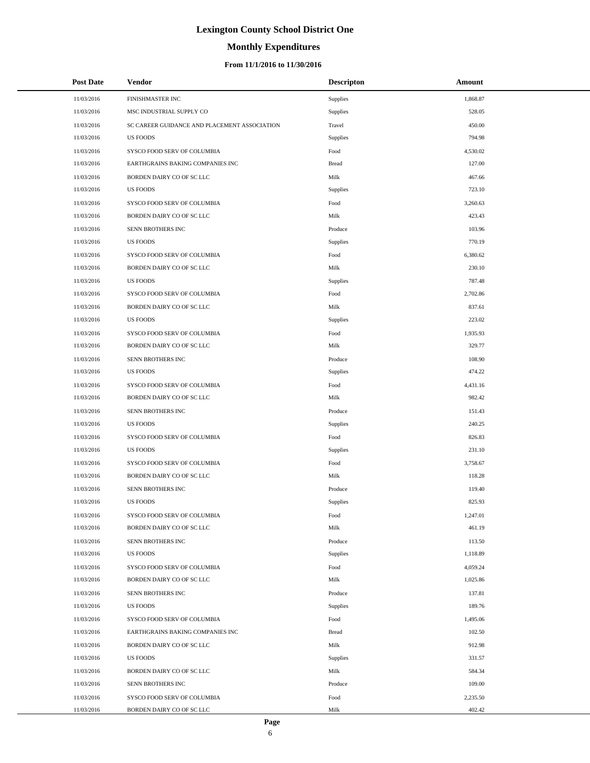# Lexington County School District One

## Monthly Expenditures

### From 11/1/2016 to 11/30/2016

| Post Date | Vendor | Descripton | Amount |
|---|---|---|---|
| 11/03/2016 | FINISHMASTER INC | Supplies | 1,868.87 |
| 11/03/2016 | MSC INDUSTRIAL SUPPLY CO | Supplies | 528.05 |
| 11/03/2016 | SC CAREER GUIDANCE AND PLACEMENT ASSOCIATION | Travel | 450.00 |
| 11/03/2016 | US FOODS | Supplies | 794.98 |
| 11/03/2016 | SYSCO FOOD SERV OF COLUMBIA | Food | 4,530.02 |
| 11/03/2016 | EARTHGRAINS BAKING COMPANIES INC | Bread | 127.00 |
| 11/03/2016 | BORDEN DAIRY CO OF SC LLC | Milk | 467.66 |
| 11/03/2016 | US FOODS | Supplies | 723.10 |
| 11/03/2016 | SYSCO FOOD SERV OF COLUMBIA | Food | 3,260.63 |
| 11/03/2016 | BORDEN DAIRY CO OF SC LLC | Milk | 423.43 |
| 11/03/2016 | SENN BROTHERS INC | Produce | 103.96 |
| 11/03/2016 | US FOODS | Supplies | 770.19 |
| 11/03/2016 | SYSCO FOOD SERV OF COLUMBIA | Food | 6,380.62 |
| 11/03/2016 | BORDEN DAIRY CO OF SC LLC | Milk | 230.10 |
| 11/03/2016 | US FOODS | Supplies | 787.48 |
| 11/03/2016 | SYSCO FOOD SERV OF COLUMBIA | Food | 2,702.86 |
| 11/03/2016 | BORDEN DAIRY CO OF SC LLC | Milk | 837.61 |
| 11/03/2016 | US FOODS | Supplies | 223.02 |
| 11/03/2016 | SYSCO FOOD SERV OF COLUMBIA | Food | 1,935.93 |
| 11/03/2016 | BORDEN DAIRY CO OF SC LLC | Milk | 329.77 |
| 11/03/2016 | SENN BROTHERS INC | Produce | 108.90 |
| 11/03/2016 | US FOODS | Supplies | 474.22 |
| 11/03/2016 | SYSCO FOOD SERV OF COLUMBIA | Food | 4,431.16 |
| 11/03/2016 | BORDEN DAIRY CO OF SC LLC | Milk | 982.42 |
| 11/03/2016 | SENN BROTHERS INC | Produce | 151.43 |
| 11/03/2016 | US FOODS | Supplies | 240.25 |
| 11/03/2016 | SYSCO FOOD SERV OF COLUMBIA | Food | 826.83 |
| 11/03/2016 | US FOODS | Supplies | 231.10 |
| 11/03/2016 | SYSCO FOOD SERV OF COLUMBIA | Food | 3,758.67 |
| 11/03/2016 | BORDEN DAIRY CO OF SC LLC | Milk | 118.28 |
| 11/03/2016 | SENN BROTHERS INC | Produce | 119.40 |
| 11/03/2016 | US FOODS | Supplies | 825.93 |
| 11/03/2016 | SYSCO FOOD SERV OF COLUMBIA | Food | 1,247.01 |
| 11/03/2016 | BORDEN DAIRY CO OF SC LLC | Milk | 461.19 |
| 11/03/2016 | SENN BROTHERS INC | Produce | 113.50 |
| 11/03/2016 | US FOODS | Supplies | 1,118.89 |
| 11/03/2016 | SYSCO FOOD SERV OF COLUMBIA | Food | 4,059.24 |
| 11/03/2016 | BORDEN DAIRY CO OF SC LLC | Milk | 1,025.86 |
| 11/03/2016 | SENN BROTHERS INC | Produce | 137.81 |
| 11/03/2016 | US FOODS | Supplies | 189.76 |
| 11/03/2016 | SYSCO FOOD SERV OF COLUMBIA | Food | 1,495.06 |
| 11/03/2016 | EARTHGRAINS BAKING COMPANIES INC | Bread | 102.50 |
| 11/03/2016 | BORDEN DAIRY CO OF SC LLC | Milk | 912.98 |
| 11/03/2016 | US FOODS | Supplies | 331.57 |
| 11/03/2016 | BORDEN DAIRY CO OF SC LLC | Milk | 584.34 |
| 11/03/2016 | SENN BROTHERS INC | Produce | 109.00 |
| 11/03/2016 | SYSCO FOOD SERV OF COLUMBIA | Food | 2,235.50 |
| 11/03/2016 | BORDEN DAIRY CO OF SC LLC | Milk | 402.42 |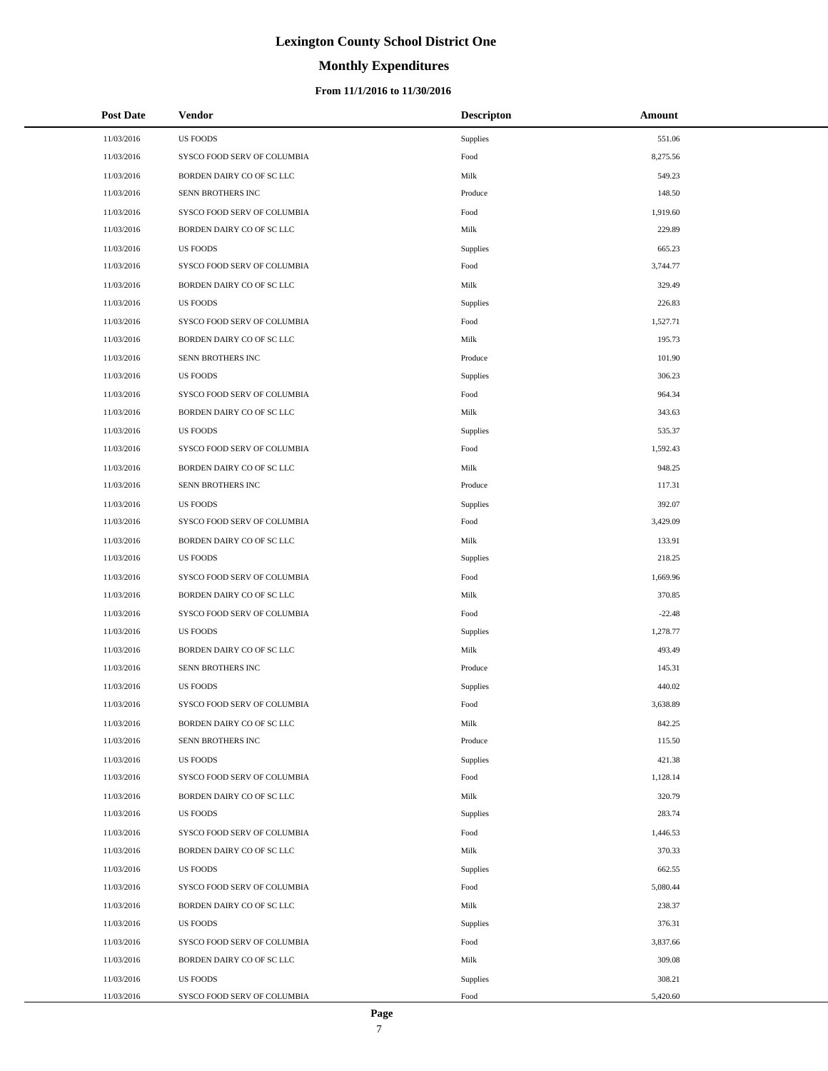# Lexington County School District One

## Monthly Expenditures

### From 11/1/2016 to 11/30/2016

| Post Date | Vendor | Descripton | Amount |
|---|---|---|---|
| 11/03/2016 | US FOODS | Supplies | 551.06 |
| 11/03/2016 | SYSCO FOOD SERV OF COLUMBIA | Food | 8,275.56 |
| 11/03/2016 | BORDEN DAIRY CO OF SC LLC | Milk | 549.23 |
| 11/03/2016 | SENN BROTHERS INC | Produce | 148.50 |
| 11/03/2016 | SYSCO FOOD SERV OF COLUMBIA | Food | 1,919.60 |
| 11/03/2016 | BORDEN DAIRY CO OF SC LLC | Milk | 229.89 |
| 11/03/2016 | US FOODS | Supplies | 665.23 |
| 11/03/2016 | SYSCO FOOD SERV OF COLUMBIA | Food | 3,744.77 |
| 11/03/2016 | BORDEN DAIRY CO OF SC LLC | Milk | 329.49 |
| 11/03/2016 | US FOODS | Supplies | 226.83 |
| 11/03/2016 | SYSCO FOOD SERV OF COLUMBIA | Food | 1,527.71 |
| 11/03/2016 | BORDEN DAIRY CO OF SC LLC | Milk | 195.73 |
| 11/03/2016 | SENN BROTHERS INC | Produce | 101.90 |
| 11/03/2016 | US FOODS | Supplies | 306.23 |
| 11/03/2016 | SYSCO FOOD SERV OF COLUMBIA | Food | 964.34 |
| 11/03/2016 | BORDEN DAIRY CO OF SC LLC | Milk | 343.63 |
| 11/03/2016 | US FOODS | Supplies | 535.37 |
| 11/03/2016 | SYSCO FOOD SERV OF COLUMBIA | Food | 1,592.43 |
| 11/03/2016 | BORDEN DAIRY CO OF SC LLC | Milk | 948.25 |
| 11/03/2016 | SENN BROTHERS INC | Produce | 117.31 |
| 11/03/2016 | US FOODS | Supplies | 392.07 |
| 11/03/2016 | SYSCO FOOD SERV OF COLUMBIA | Food | 3,429.09 |
| 11/03/2016 | BORDEN DAIRY CO OF SC LLC | Milk | 133.91 |
| 11/03/2016 | US FOODS | Supplies | 218.25 |
| 11/03/2016 | SYSCO FOOD SERV OF COLUMBIA | Food | 1,669.96 |
| 11/03/2016 | BORDEN DAIRY CO OF SC LLC | Milk | 370.85 |
| 11/03/2016 | SYSCO FOOD SERV OF COLUMBIA | Food | -22.48 |
| 11/03/2016 | US FOODS | Supplies | 1,278.77 |
| 11/03/2016 | BORDEN DAIRY CO OF SC LLC | Milk | 493.49 |
| 11/03/2016 | SENN BROTHERS INC | Produce | 145.31 |
| 11/03/2016 | US FOODS | Supplies | 440.02 |
| 11/03/2016 | SYSCO FOOD SERV OF COLUMBIA | Food | 3,638.89 |
| 11/03/2016 | BORDEN DAIRY CO OF SC LLC | Milk | 842.25 |
| 11/03/2016 | SENN BROTHERS INC | Produce | 115.50 |
| 11/03/2016 | US FOODS | Supplies | 421.38 |
| 11/03/2016 | SYSCO FOOD SERV OF COLUMBIA | Food | 1,128.14 |
| 11/03/2016 | BORDEN DAIRY CO OF SC LLC | Milk | 320.79 |
| 11/03/2016 | US FOODS | Supplies | 283.74 |
| 11/03/2016 | SYSCO FOOD SERV OF COLUMBIA | Food | 1,446.53 |
| 11/03/2016 | BORDEN DAIRY CO OF SC LLC | Milk | 370.33 |
| 11/03/2016 | US FOODS | Supplies | 662.55 |
| 11/03/2016 | SYSCO FOOD SERV OF COLUMBIA | Food | 5,080.44 |
| 11/03/2016 | BORDEN DAIRY CO OF SC LLC | Milk | 238.37 |
| 11/03/2016 | US FOODS | Supplies | 376.31 |
| 11/03/2016 | SYSCO FOOD SERV OF COLUMBIA | Food | 3,837.66 |
| 11/03/2016 | BORDEN DAIRY CO OF SC LLC | Milk | 309.08 |
| 11/03/2016 | US FOODS | Supplies | 308.21 |
| 11/03/2016 | SYSCO FOOD SERV OF COLUMBIA | Food | 5,420.60 |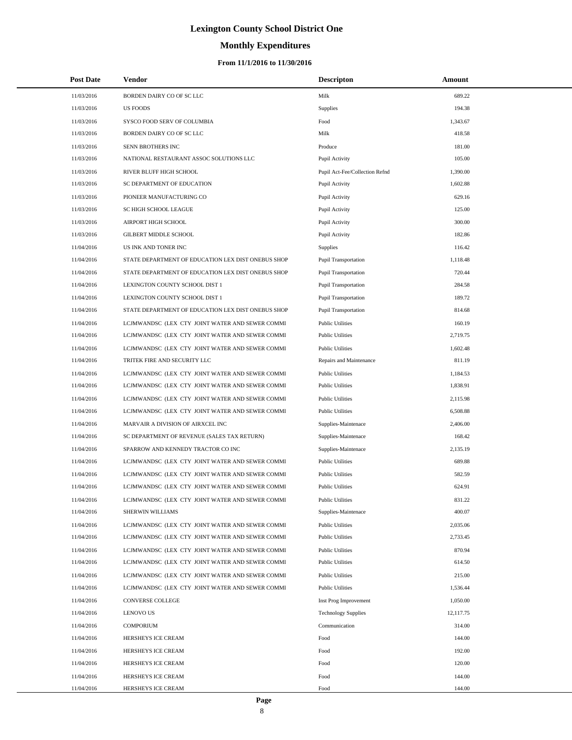# Lexington County School District One

## Monthly Expenditures

### From 11/1/2016 to 11/30/2016

| Post Date | Vendor | Descripton | Amount |
|---|---|---|---|
| 11/03/2016 | BORDEN DAIRY CO OF SC LLC | Milk | 689.22 |
| 11/03/2016 | US FOODS | Supplies | 194.38 |
| 11/03/2016 | SYSCO FOOD SERV OF COLUMBIA | Food | 1,343.67 |
| 11/03/2016 | BORDEN DAIRY CO OF SC LLC | Milk | 418.58 |
| 11/03/2016 | SENN BROTHERS INC | Produce | 181.00 |
| 11/03/2016 | NATIONAL RESTAURANT ASSOC SOLUTIONS LLC | Pupil Activity | 105.00 |
| 11/03/2016 | RIVER BLUFF HIGH SCHOOL | Pupil Act-Fee/Collection Refnd | 1,390.00 |
| 11/03/2016 | SC DEPARTMENT OF EDUCATION | Pupil Activity | 1,602.88 |
| 11/03/2016 | PIONEER MANUFACTURING CO | Pupil Activity | 629.16 |
| 11/03/2016 | SC HIGH SCHOOL LEAGUE | Pupil Activity | 125.00 |
| 11/03/2016 | AIRPORT HIGH SCHOOL | Pupil Activity | 300.00 |
| 11/03/2016 | GILBERT MIDDLE SCHOOL | Pupil Activity | 182.86 |
| 11/04/2016 | US INK AND TONER INC | Supplies | 116.42 |
| 11/04/2016 | STATE DEPARTMENT OF EDUCATION LEX DIST ONEBUS SHOP | Pupil Transportation | 1,118.48 |
| 11/04/2016 | STATE DEPARTMENT OF EDUCATION LEX DIST ONEBUS SHOP | Pupil Transportation | 720.44 |
| 11/04/2016 | LEXINGTON COUNTY SCHOOL DIST 1 | Pupil Transportation | 284.58 |
| 11/04/2016 | LEXINGTON COUNTY SCHOOL DIST 1 | Pupil Transportation | 189.72 |
| 11/04/2016 | STATE DEPARTMENT OF EDUCATION LEX DIST ONEBUS SHOP | Pupil Transportation | 814.68 |
| 11/04/2016 | LCJMWANDSC (LEX CTY JOINT WATER AND SEWER COMMI | Public Utilities | 160.19 |
| 11/04/2016 | LCJMWANDSC (LEX CTY JOINT WATER AND SEWER COMMI | Public Utilities | 2,719.75 |
| 11/04/2016 | LCJMWANDSC (LEX CTY JOINT WATER AND SEWER COMMI | Public Utilities | 1,602.48 |
| 11/04/2016 | TRITEK FIRE AND SECURITY LLC | Repairs and Maintenance | 811.19 |
| 11/04/2016 | LCJMWANDSC (LEX CTY JOINT WATER AND SEWER COMMI | Public Utilities | 1,184.53 |
| 11/04/2016 | LCJMWANDSC (LEX CTY JOINT WATER AND SEWER COMMI | Public Utilities | 1,838.91 |
| 11/04/2016 | LCJMWANDSC (LEX CTY JOINT WATER AND SEWER COMMI | Public Utilities | 2,115.98 |
| 11/04/2016 | LCJMWANDSC (LEX CTY JOINT WATER AND SEWER COMMI | Public Utilities | 6,508.88 |
| 11/04/2016 | MARVAIR A DIVISION OF AIRXCEL INC | Supplies-Maintenace | 2,406.00 |
| 11/04/2016 | SC DEPARTMENT OF REVENUE (SALES TAX RETURN) | Supplies-Maintenace | 168.42 |
| 11/04/2016 | SPARROW AND KENNEDY TRACTOR CO INC | Supplies-Maintenace | 2,135.19 |
| 11/04/2016 | LCJMWANDSC (LEX CTY JOINT WATER AND SEWER COMMI | Public Utilities | 689.88 |
| 11/04/2016 | LCJMWANDSC (LEX CTY JOINT WATER AND SEWER COMMI | Public Utilities | 582.59 |
| 11/04/2016 | LCJMWANDSC (LEX CTY JOINT WATER AND SEWER COMMI | Public Utilities | 624.91 |
| 11/04/2016 | LCJMWANDSC (LEX CTY JOINT WATER AND SEWER COMMI | Public Utilities | 831.22 |
| 11/04/2016 | SHERWIN WILLIAMS | Supplies-Maintenace | 400.07 |
| 11/04/2016 | LCJMWANDSC (LEX CTY JOINT WATER AND SEWER COMMI | Public Utilities | 2,035.06 |
| 11/04/2016 | LCJMWANDSC (LEX CTY JOINT WATER AND SEWER COMMI | Public Utilities | 2,733.45 |
| 11/04/2016 | LCJMWANDSC (LEX CTY JOINT WATER AND SEWER COMMI | Public Utilities | 870.94 |
| 11/04/2016 | LCJMWANDSC (LEX CTY JOINT WATER AND SEWER COMMI | Public Utilities | 614.50 |
| 11/04/2016 | LCJMWANDSC (LEX CTY JOINT WATER AND SEWER COMMI | Public Utilities | 215.00 |
| 11/04/2016 | LCJMWANDSC (LEX CTY JOINT WATER AND SEWER COMMI | Public Utilities | 1,536.44 |
| 11/04/2016 | CONVERSE COLLEGE | Inst Prog Improvement | 1,050.00 |
| 11/04/2016 | LENOVO US | Technology Supplies | 12,117.75 |
| 11/04/2016 | COMPORIUM | Communication | 314.00 |
| 11/04/2016 | HERSHEYS ICE CREAM | Food | 144.00 |
| 11/04/2016 | HERSHEYS ICE CREAM | Food | 192.00 |
| 11/04/2016 | HERSHEYS ICE CREAM | Food | 120.00 |
| 11/04/2016 | HERSHEYS ICE CREAM | Food | 144.00 |
| 11/04/2016 | HERSHEYS ICE CREAM | Food | 144.00 |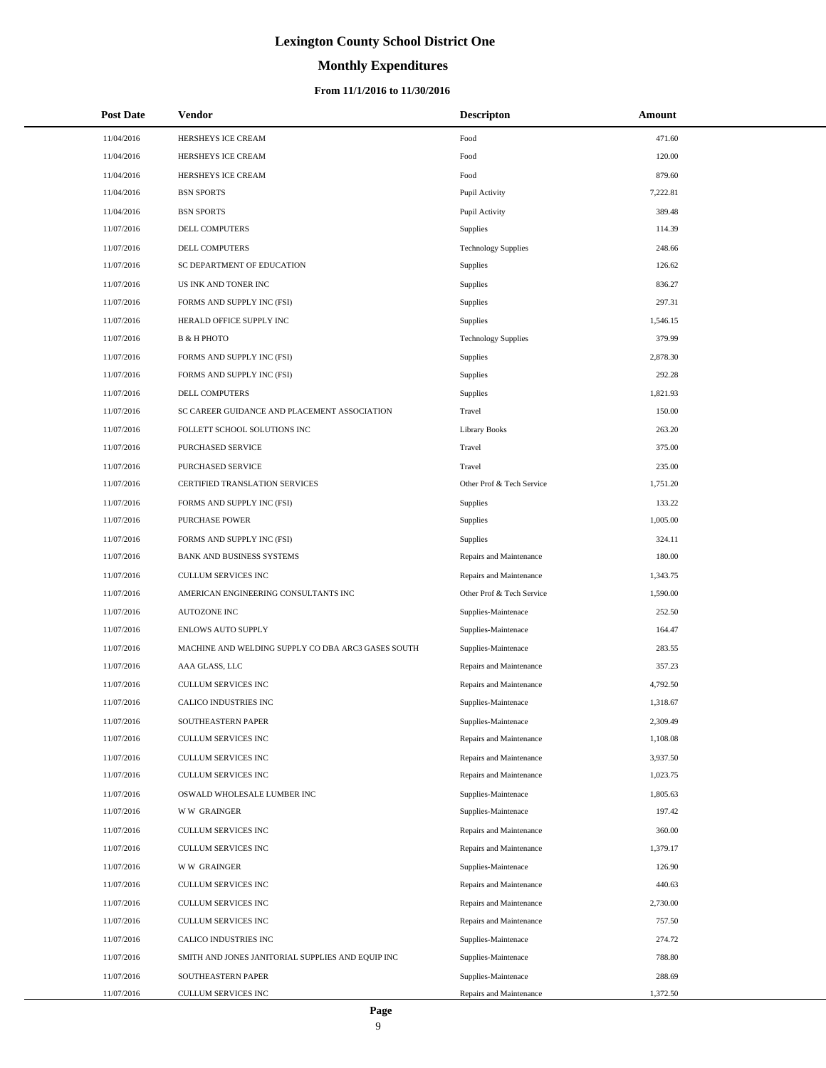# Lexington County School District One

## Monthly Expenditures

### From 11/1/2016 to 11/30/2016

| Post Date | Vendor | Descripton | Amount |
| --- | --- | --- | --- |
| 11/04/2016 | HERSHEYS ICE CREAM | Food | 471.60 |
| 11/04/2016 | HERSHEYS ICE CREAM | Food | 120.00 |
| 11/04/2016 | HERSHEYS ICE CREAM | Food | 879.60 |
| 11/04/2016 | BSN SPORTS | Pupil Activity | 7,222.81 |
| 11/04/2016 | BSN SPORTS | Pupil Activity | 389.48 |
| 11/07/2016 | DELL COMPUTERS | Supplies | 114.39 |
| 11/07/2016 | DELL COMPUTERS | Technology Supplies | 248.66 |
| 11/07/2016 | SC DEPARTMENT OF EDUCATION | Supplies | 126.62 |
| 11/07/2016 | US INK AND TONER INC | Supplies | 836.27 |
| 11/07/2016 | FORMS AND SUPPLY INC (FSI) | Supplies | 297.31 |
| 11/07/2016 | HERALD OFFICE SUPPLY INC | Supplies | 1,546.15 |
| 11/07/2016 | B & H PHOTO | Technology Supplies | 379.99 |
| 11/07/2016 | FORMS AND SUPPLY INC (FSI) | Supplies | 2,878.30 |
| 11/07/2016 | FORMS AND SUPPLY INC (FSI) | Supplies | 292.28 |
| 11/07/2016 | DELL COMPUTERS | Supplies | 1,821.93 |
| 11/07/2016 | SC CAREER GUIDANCE AND PLACEMENT ASSOCIATION | Travel | 150.00 |
| 11/07/2016 | FOLLETT SCHOOL SOLUTIONS INC | Library Books | 263.20 |
| 11/07/2016 | PURCHASED SERVICE | Travel | 375.00 |
| 11/07/2016 | PURCHASED SERVICE | Travel | 235.00 |
| 11/07/2016 | CERTIFIED TRANSLATION SERVICES | Other Prof & Tech Service | 1,751.20 |
| 11/07/2016 | FORMS AND SUPPLY INC (FSI) | Supplies | 133.22 |
| 11/07/2016 | PURCHASE POWER | Supplies | 1,005.00 |
| 11/07/2016 | FORMS AND SUPPLY INC (FSI) | Supplies | 324.11 |
| 11/07/2016 | BANK AND BUSINESS SYSTEMS | Repairs and Maintenance | 180.00 |
| 11/07/2016 | CULLUM SERVICES INC | Repairs and Maintenance | 1,343.75 |
| 11/07/2016 | AMERICAN ENGINEERING CONSULTANTS INC | Other Prof & Tech Service | 1,590.00 |
| 11/07/2016 | AUTOZONE INC | Supplies-Maintenace | 252.50 |
| 11/07/2016 | ENLOWS AUTO SUPPLY | Supplies-Maintenace | 164.47 |
| 11/07/2016 | MACHINE AND WELDING SUPPLY CO DBA ARC3 GASES SOUTH | Supplies-Maintenace | 283.55 |
| 11/07/2016 | AAA GLASS, LLC | Repairs and Maintenance | 357.23 |
| 11/07/2016 | CULLUM SERVICES INC | Repairs and Maintenance | 4,792.50 |
| 11/07/2016 | CALICO INDUSTRIES INC | Supplies-Maintenace | 1,318.67 |
| 11/07/2016 | SOUTHEASTERN PAPER | Supplies-Maintenace | 2,309.49 |
| 11/07/2016 | CULLUM SERVICES INC | Repairs and Maintenance | 1,108.08 |
| 11/07/2016 | CULLUM SERVICES INC | Repairs and Maintenance | 3,937.50 |
| 11/07/2016 | CULLUM SERVICES INC | Repairs and Maintenance | 1,023.75 |
| 11/07/2016 | OSWALD WHOLESALE LUMBER INC | Supplies-Maintenace | 1,805.63 |
| 11/07/2016 | W W GRAINGER | Supplies-Maintenace | 197.42 |
| 11/07/2016 | CULLUM SERVICES INC | Repairs and Maintenance | 360.00 |
| 11/07/2016 | CULLUM SERVICES INC | Repairs and Maintenance | 1,379.17 |
| 11/07/2016 | W W GRAINGER | Supplies-Maintenace | 126.90 |
| 11/07/2016 | CULLUM SERVICES INC | Repairs and Maintenance | 440.63 |
| 11/07/2016 | CULLUM SERVICES INC | Repairs and Maintenance | 2,730.00 |
| 11/07/2016 | CULLUM SERVICES INC | Repairs and Maintenance | 757.50 |
| 11/07/2016 | CALICO INDUSTRIES INC | Supplies-Maintenace | 274.72 |
| 11/07/2016 | SMITH AND JONES JANITORIAL SUPPLIES AND EQUIP INC | Supplies-Maintenace | 788.80 |
| 11/07/2016 | SOUTHEASTERN PAPER | Supplies-Maintenace | 288.69 |
| 11/07/2016 | CULLUM SERVICES INC | Repairs and Maintenance | 1,372.50 |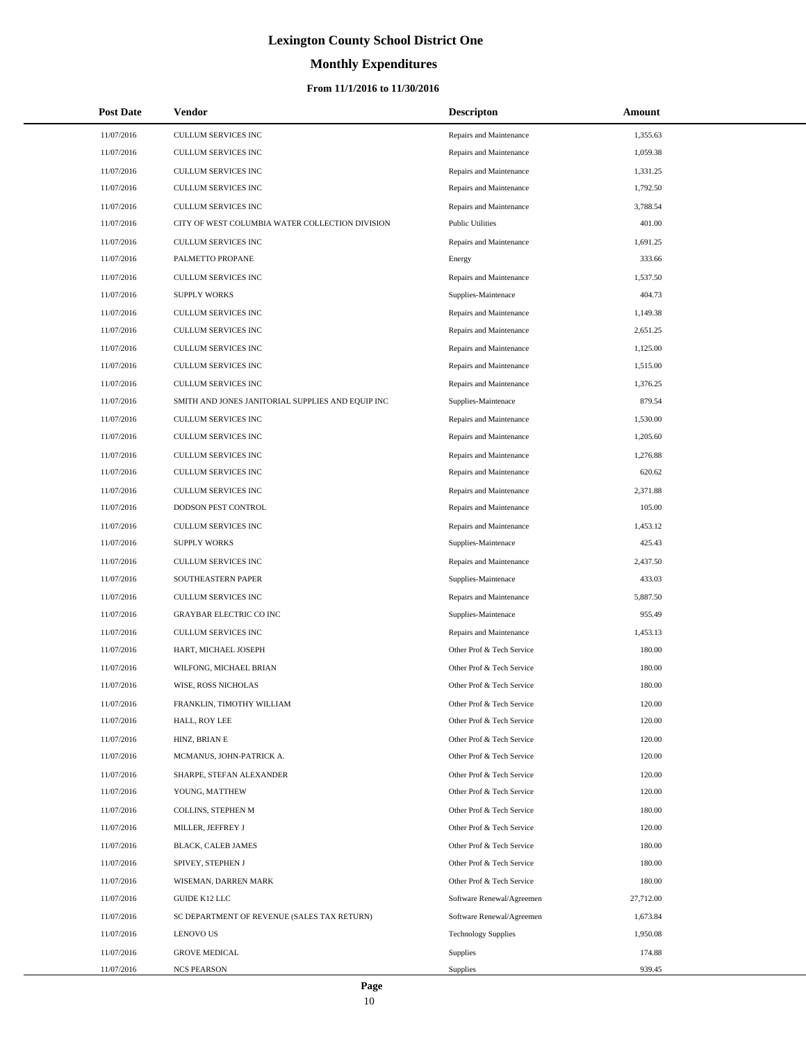# Lexington County School District One

## Monthly Expenditures

### From 11/1/2016 to 11/30/2016

| Post Date | Vendor | Descripton | Amount |
|---|---|---|---|
| 11/07/2016 | CULLUM SERVICES INC | Repairs and Maintenance | 1,355.63 |
| 11/07/2016 | CULLUM SERVICES INC | Repairs and Maintenance | 1,059.38 |
| 11/07/2016 | CULLUM SERVICES INC | Repairs and Maintenance | 1,331.25 |
| 11/07/2016 | CULLUM SERVICES INC | Repairs and Maintenance | 1,792.50 |
| 11/07/2016 | CULLUM SERVICES INC | Repairs and Maintenance | 3,788.54 |
| 11/07/2016 | CITY OF WEST COLUMBIA WATER COLLECTION DIVISION | Public Utilities | 401.00 |
| 11/07/2016 | CULLUM SERVICES INC | Repairs and Maintenance | 1,691.25 |
| 11/07/2016 | PALMETTO PROPANE | Energy | 333.66 |
| 11/07/2016 | CULLUM SERVICES INC | Repairs and Maintenance | 1,537.50 |
| 11/07/2016 | SUPPLY WORKS | Supplies-Maintenace | 404.73 |
| 11/07/2016 | CULLUM SERVICES INC | Repairs and Maintenance | 1,149.38 |
| 11/07/2016 | CULLUM SERVICES INC | Repairs and Maintenance | 2,651.25 |
| 11/07/2016 | CULLUM SERVICES INC | Repairs and Maintenance | 1,125.00 |
| 11/07/2016 | CULLUM SERVICES INC | Repairs and Maintenance | 1,515.00 |
| 11/07/2016 | CULLUM SERVICES INC | Repairs and Maintenance | 1,376.25 |
| 11/07/2016 | SMITH AND JONES JANITORIAL SUPPLIES AND EQUIP INC | Supplies-Maintenace | 879.54 |
| 11/07/2016 | CULLUM SERVICES INC | Repairs and Maintenance | 1,530.00 |
| 11/07/2016 | CULLUM SERVICES INC | Repairs and Maintenance | 1,205.60 |
| 11/07/2016 | CULLUM SERVICES INC | Repairs and Maintenance | 1,276.88 |
| 11/07/2016 | CULLUM SERVICES INC | Repairs and Maintenance | 620.62 |
| 11/07/2016 | CULLUM SERVICES INC | Repairs and Maintenance | 2,371.88 |
| 11/07/2016 | DODSON PEST CONTROL | Repairs and Maintenance | 105.00 |
| 11/07/2016 | CULLUM SERVICES INC | Repairs and Maintenance | 1,453.12 |
| 11/07/2016 | SUPPLY WORKS | Supplies-Maintenace | 425.43 |
| 11/07/2016 | CULLUM SERVICES INC | Repairs and Maintenance | 2,437.50 |
| 11/07/2016 | SOUTHEASTERN PAPER | Supplies-Maintenace | 433.03 |
| 11/07/2016 | CULLUM SERVICES INC | Repairs and Maintenance | 5,887.50 |
| 11/07/2016 | GRAYBAR ELECTRIC CO INC | Supplies-Maintenace | 955.49 |
| 11/07/2016 | CULLUM SERVICES INC | Repairs and Maintenance | 1,453.13 |
| 11/07/2016 | HART, MICHAEL JOSEPH | Other Prof & Tech Service | 180.00 |
| 11/07/2016 | WILFONG, MICHAEL BRIAN | Other Prof & Tech Service | 180.00 |
| 11/07/2016 | WISE, ROSS NICHOLAS | Other Prof & Tech Service | 180.00 |
| 11/07/2016 | FRANKLIN, TIMOTHY WILLIAM | Other Prof & Tech Service | 120.00 |
| 11/07/2016 | HALL, ROY LEE | Other Prof & Tech Service | 120.00 |
| 11/07/2016 | HINZ, BRIAN E | Other Prof & Tech Service | 120.00 |
| 11/07/2016 | MCMANUS, JOHN-PATRICK A. | Other Prof & Tech Service | 120.00 |
| 11/07/2016 | SHARPE, STEFAN ALEXANDER | Other Prof & Tech Service | 120.00 |
| 11/07/2016 | YOUNG, MATTHEW | Other Prof & Tech Service | 120.00 |
| 11/07/2016 | COLLINS, STEPHEN M | Other Prof & Tech Service | 180.00 |
| 11/07/2016 | MILLER, JEFFREY J | Other Prof & Tech Service | 120.00 |
| 11/07/2016 | BLACK, CALEB JAMES | Other Prof & Tech Service | 180.00 |
| 11/07/2016 | SPIVEY, STEPHEN J | Other Prof & Tech Service | 180.00 |
| 11/07/2016 | WISEMAN, DARREN MARK | Other Prof & Tech Service | 180.00 |
| 11/07/2016 | GUIDE K12 LLC | Software Renewal/Agreemen | 27,712.00 |
| 11/07/2016 | SC DEPARTMENT OF REVENUE (SALES TAX RETURN) | Software Renewal/Agreemen | 1,673.84 |
| 11/07/2016 | LENOVO US | Technology Supplies | 1,950.08 |
| 11/07/2016 | GROVE MEDICAL | Supplies | 174.88 |
| 11/07/2016 | NCS PEARSON | Supplies | 939.45 |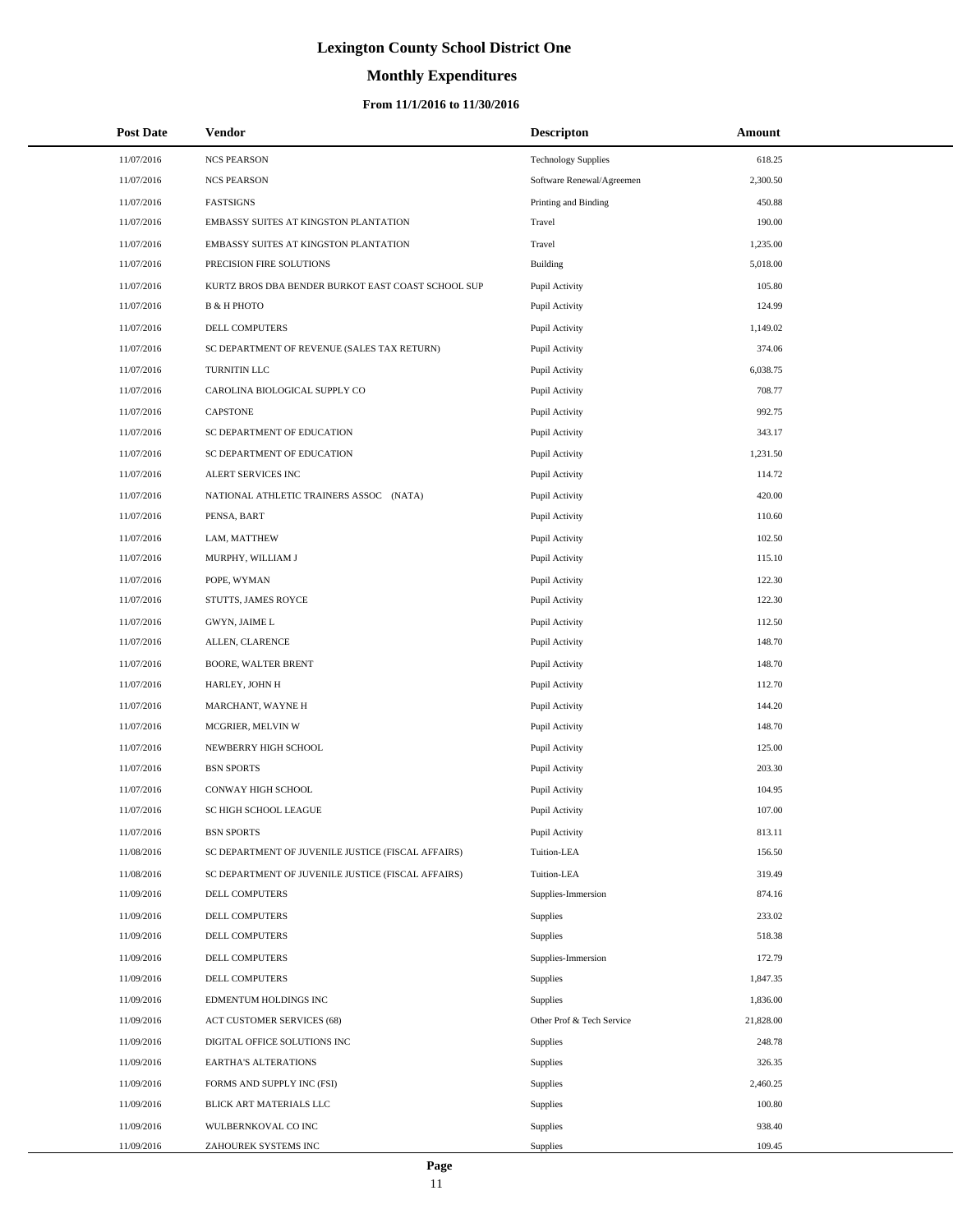# Lexington County School District One

## Monthly Expenditures

### From 11/1/2016 to 11/30/2016

| Post Date | Vendor | Descripton | Amount |
|---|---|---|---|
| 11/07/2016 | NCS PEARSON | Technology Supplies | 618.25 |
| 11/07/2016 | NCS PEARSON | Software Renewal/Agreemen | 2,300.50 |
| 11/07/2016 | FASTSIGNS | Printing and Binding | 450.88 |
| 11/07/2016 | EMBASSY SUITES AT KINGSTON PLANTATION | Travel | 190.00 |
| 11/07/2016 | EMBASSY SUITES AT KINGSTON PLANTATION | Travel | 1,235.00 |
| 11/07/2016 | PRECISION FIRE SOLUTIONS | Building | 5,018.00 |
| 11/07/2016 | KURTZ BROS DBA BENDER BURKOT EAST COAST SCHOOL SUP | Pupil Activity | 105.80 |
| 11/07/2016 | B & H PHOTO | Pupil Activity | 124.99 |
| 11/07/2016 | DELL COMPUTERS | Pupil Activity | 1,149.02 |
| 11/07/2016 | SC DEPARTMENT OF REVENUE (SALES TAX RETURN) | Pupil Activity | 374.06 |
| 11/07/2016 | TURNITIN LLC | Pupil Activity | 6,038.75 |
| 11/07/2016 | CAROLINA BIOLOGICAL SUPPLY CO | Pupil Activity | 708.77 |
| 11/07/2016 | CAPSTONE | Pupil Activity | 992.75 |
| 11/07/2016 | SC DEPARTMENT OF EDUCATION | Pupil Activity | 343.17 |
| 11/07/2016 | SC DEPARTMENT OF EDUCATION | Pupil Activity | 1,231.50 |
| 11/07/2016 | ALERT SERVICES INC | Pupil Activity | 114.72 |
| 11/07/2016 | NATIONAL ATHLETIC TRAINERS ASSOC (NATA) | Pupil Activity | 420.00 |
| 11/07/2016 | PENSA, BART | Pupil Activity | 110.60 |
| 11/07/2016 | LAM, MATTHEW | Pupil Activity | 102.50 |
| 11/07/2016 | MURPHY, WILLIAM J | Pupil Activity | 115.10 |
| 11/07/2016 | POPE, WYMAN | Pupil Activity | 122.30 |
| 11/07/2016 | STUTTS, JAMES ROYCE | Pupil Activity | 122.30 |
| 11/07/2016 | GWYN, JAIME L | Pupil Activity | 112.50 |
| 11/07/2016 | ALLEN, CLARENCE | Pupil Activity | 148.70 |
| 11/07/2016 | BOORE, WALTER BRENT | Pupil Activity | 148.70 |
| 11/07/2016 | HARLEY, JOHN H | Pupil Activity | 112.70 |
| 11/07/2016 | MARCHANT, WAYNE H | Pupil Activity | 144.20 |
| 11/07/2016 | MCGRIER, MELVIN W | Pupil Activity | 148.70 |
| 11/07/2016 | NEWBERRY HIGH SCHOOL | Pupil Activity | 125.00 |
| 11/07/2016 | BSN SPORTS | Pupil Activity | 203.30 |
| 11/07/2016 | CONWAY HIGH SCHOOL | Pupil Activity | 104.95 |
| 11/07/2016 | SC HIGH SCHOOL LEAGUE | Pupil Activity | 107.00 |
| 11/07/2016 | BSN SPORTS | Pupil Activity | 813.11 |
| 11/08/2016 | SC DEPARTMENT OF JUVENILE JUSTICE (FISCAL AFFAIRS) | Tuition-LEA | 156.50 |
| 11/08/2016 | SC DEPARTMENT OF JUVENILE JUSTICE (FISCAL AFFAIRS) | Tuition-LEA | 319.49 |
| 11/09/2016 | DELL COMPUTERS | Supplies-Immersion | 874.16 |
| 11/09/2016 | DELL COMPUTERS | Supplies | 233.02 |
| 11/09/2016 | DELL COMPUTERS | Supplies | 518.38 |
| 11/09/2016 | DELL COMPUTERS | Supplies-Immersion | 172.79 |
| 11/09/2016 | DELL COMPUTERS | Supplies | 1,847.35 |
| 11/09/2016 | EDMENTUM HOLDINGS INC | Supplies | 1,836.00 |
| 11/09/2016 | ACT CUSTOMER SERVICES (68) | Other Prof & Tech Service | 21,828.00 |
| 11/09/2016 | DIGITAL OFFICE SOLUTIONS INC | Supplies | 248.78 |
| 11/09/2016 | EARTHA'S ALTERATIONS | Supplies | 326.35 |
| 11/09/2016 | FORMS AND SUPPLY INC (FSI) | Supplies | 2,460.25 |
| 11/09/2016 | BLICK ART MATERIALS LLC | Supplies | 100.80 |
| 11/09/2016 | WULBERNKOVAL CO INC | Supplies | 938.40 |
| 11/09/2016 | ZAHOUREK SYSTEMS INC | Supplies | 109.45 |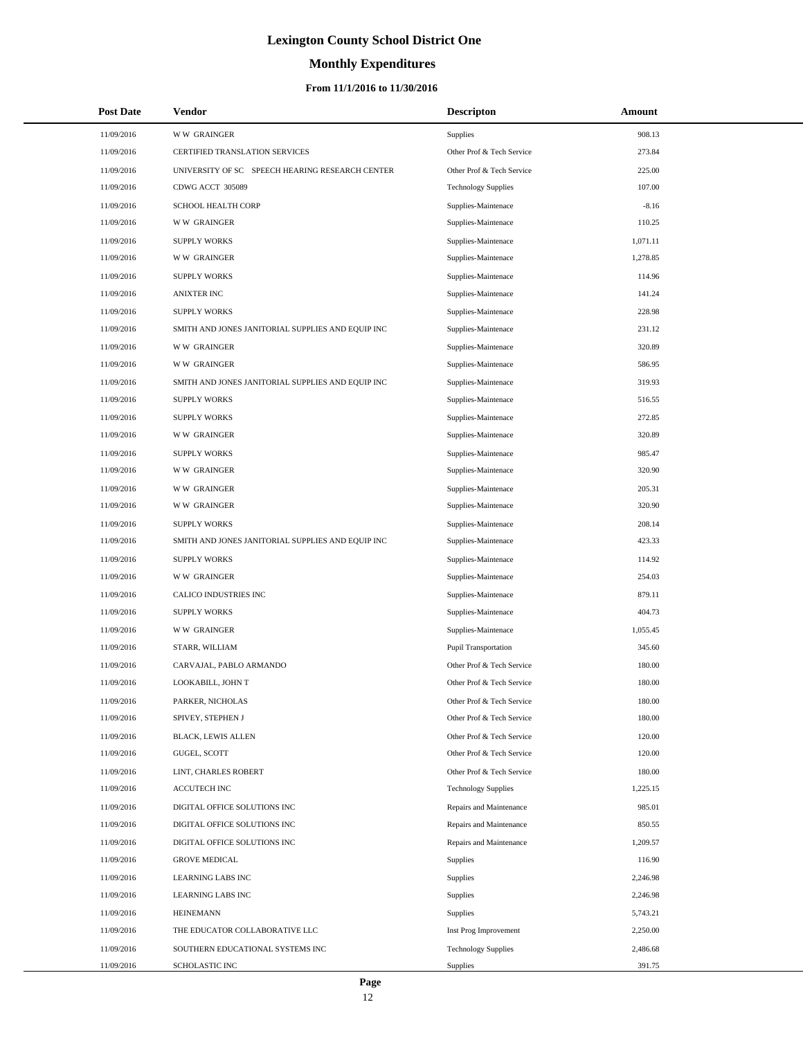# Lexington County School District One

## Monthly Expenditures

### From 11/1/2016 to 11/30/2016

| Post Date | Vendor | Descripton | Amount |
|---|---|---|---|
| 11/09/2016 | W W GRAINGER | Supplies | 908.13 |
| 11/09/2016 | CERTIFIED TRANSLATION SERVICES | Other Prof & Tech Service | 273.84 |
| 11/09/2016 | UNIVERSITY OF SC SPEECH HEARING RESEARCH CENTER | Other Prof & Tech Service | 225.00 |
| 11/09/2016 | CDWG ACCT 305089 | Technology Supplies | 107.00 |
| 11/09/2016 | SCHOOL HEALTH CORP | Supplies-Maintenace | -8.16 |
| 11/09/2016 | W W GRAINGER | Supplies-Maintenace | 110.25 |
| 11/09/2016 | SUPPLY WORKS | Supplies-Maintenace | 1,071.11 |
| 11/09/2016 | W W GRAINGER | Supplies-Maintenace | 1,278.85 |
| 11/09/2016 | SUPPLY WORKS | Supplies-Maintenace | 114.96 |
| 11/09/2016 | ANIXTER INC | Supplies-Maintenace | 141.24 |
| 11/09/2016 | SUPPLY WORKS | Supplies-Maintenace | 228.98 |
| 11/09/2016 | SMITH AND JONES JANITORIAL SUPPLIES AND EQUIP INC | Supplies-Maintenace | 231.12 |
| 11/09/2016 | W W GRAINGER | Supplies-Maintenace | 320.89 |
| 11/09/2016 | W W GRAINGER | Supplies-Maintenace | 586.95 |
| 11/09/2016 | SMITH AND JONES JANITORIAL SUPPLIES AND EQUIP INC | Supplies-Maintenace | 319.93 |
| 11/09/2016 | SUPPLY WORKS | Supplies-Maintenace | 516.55 |
| 11/09/2016 | SUPPLY WORKS | Supplies-Maintenace | 272.85 |
| 11/09/2016 | W W GRAINGER | Supplies-Maintenace | 320.89 |
| 11/09/2016 | SUPPLY WORKS | Supplies-Maintenace | 985.47 |
| 11/09/2016 | W W GRAINGER | Supplies-Maintenace | 320.90 |
| 11/09/2016 | W W GRAINGER | Supplies-Maintenace | 205.31 |
| 11/09/2016 | W W GRAINGER | Supplies-Maintenace | 320.90 |
| 11/09/2016 | SUPPLY WORKS | Supplies-Maintenace | 208.14 |
| 11/09/2016 | SMITH AND JONES JANITORIAL SUPPLIES AND EQUIP INC | Supplies-Maintenace | 423.33 |
| 11/09/2016 | SUPPLY WORKS | Supplies-Maintenace | 114.92 |
| 11/09/2016 | W W GRAINGER | Supplies-Maintenace | 254.03 |
| 11/09/2016 | CALICO INDUSTRIES INC | Supplies-Maintenace | 879.11 |
| 11/09/2016 | SUPPLY WORKS | Supplies-Maintenace | 404.73 |
| 11/09/2016 | W W GRAINGER | Supplies-Maintenace | 1,055.45 |
| 11/09/2016 | STARR, WILLIAM | Pupil Transportation | 345.60 |
| 11/09/2016 | CARVAJAL, PABLO ARMANDO | Other Prof & Tech Service | 180.00 |
| 11/09/2016 | LOOKABILL, JOHN T | Other Prof & Tech Service | 180.00 |
| 11/09/2016 | PARKER, NICHOLAS | Other Prof & Tech Service | 180.00 |
| 11/09/2016 | SPIVEY, STEPHEN J | Other Prof & Tech Service | 180.00 |
| 11/09/2016 | BLACK, LEWIS ALLEN | Other Prof & Tech Service | 120.00 |
| 11/09/2016 | GUGEL, SCOTT | Other Prof & Tech Service | 120.00 |
| 11/09/2016 | LINT, CHARLES ROBERT | Other Prof & Tech Service | 180.00 |
| 11/09/2016 | ACCUTECH INC | Technology Supplies | 1,225.15 |
| 11/09/2016 | DIGITAL OFFICE SOLUTIONS INC | Repairs and Maintenance | 985.01 |
| 11/09/2016 | DIGITAL OFFICE SOLUTIONS INC | Repairs and Maintenance | 850.55 |
| 11/09/2016 | DIGITAL OFFICE SOLUTIONS INC | Repairs and Maintenance | 1,209.57 |
| 11/09/2016 | GROVE MEDICAL | Supplies | 116.90 |
| 11/09/2016 | LEARNING LABS INC | Supplies | 2,246.98 |
| 11/09/2016 | LEARNING LABS INC | Supplies | 2,246.98 |
| 11/09/2016 | HEINEMANN | Supplies | 5,743.21 |
| 11/09/2016 | THE EDUCATOR COLLABORATIVE LLC | Inst Prog Improvement | 2,250.00 |
| 11/09/2016 | SOUTHERN EDUCATIONAL SYSTEMS INC | Technology Supplies | 2,486.68 |
| 11/09/2016 | SCHOLASTIC INC | Supplies | 391.75 |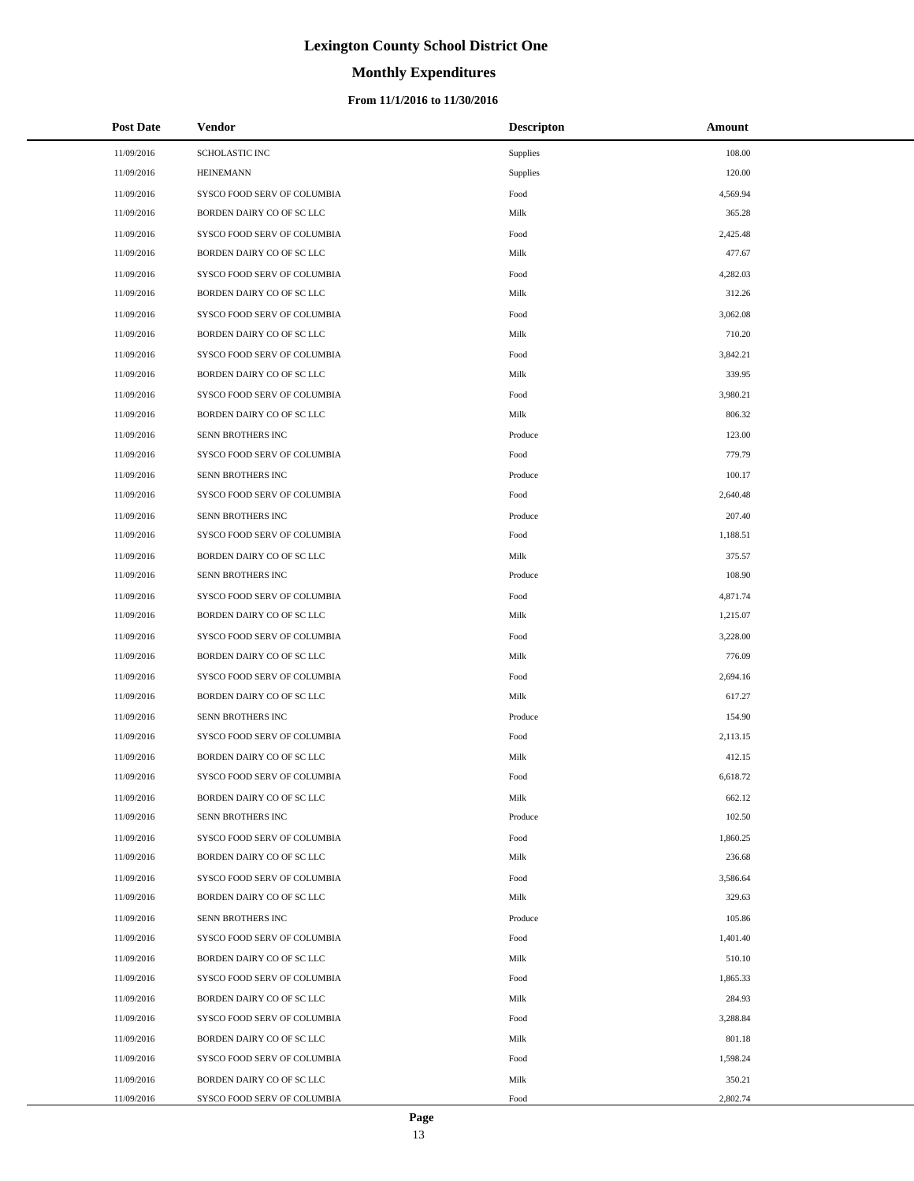# Lexington County School District One

## Monthly Expenditures

### From 11/1/2016 to 11/30/2016

| Post Date | Vendor | Descripton | Amount |
|---|---|---|---|
| 11/09/2016 | SCHOLASTIC INC | Supplies | 108.00 |
| 11/09/2016 | HEINEMANN | Supplies | 120.00 |
| 11/09/2016 | SYSCO FOOD SERV OF COLUMBIA | Food | 4,569.94 |
| 11/09/2016 | BORDEN DAIRY CO OF SC LLC | Milk | 365.28 |
| 11/09/2016 | SYSCO FOOD SERV OF COLUMBIA | Food | 2,425.48 |
| 11/09/2016 | BORDEN DAIRY CO OF SC LLC | Milk | 477.67 |
| 11/09/2016 | SYSCO FOOD SERV OF COLUMBIA | Food | 4,282.03 |
| 11/09/2016 | BORDEN DAIRY CO OF SC LLC | Milk | 312.26 |
| 11/09/2016 | SYSCO FOOD SERV OF COLUMBIA | Food | 3,062.08 |
| 11/09/2016 | BORDEN DAIRY CO OF SC LLC | Milk | 710.20 |
| 11/09/2016 | SYSCO FOOD SERV OF COLUMBIA | Food | 3,842.21 |
| 11/09/2016 | BORDEN DAIRY CO OF SC LLC | Milk | 339.95 |
| 11/09/2016 | SYSCO FOOD SERV OF COLUMBIA | Food | 3,980.21 |
| 11/09/2016 | BORDEN DAIRY CO OF SC LLC | Milk | 806.32 |
| 11/09/2016 | SENN BROTHERS INC | Produce | 123.00 |
| 11/09/2016 | SYSCO FOOD SERV OF COLUMBIA | Food | 779.79 |
| 11/09/2016 | SENN BROTHERS INC | Produce | 100.17 |
| 11/09/2016 | SYSCO FOOD SERV OF COLUMBIA | Food | 2,640.48 |
| 11/09/2016 | SENN BROTHERS INC | Produce | 207.40 |
| 11/09/2016 | SYSCO FOOD SERV OF COLUMBIA | Food | 1,188.51 |
| 11/09/2016 | BORDEN DAIRY CO OF SC LLC | Milk | 375.57 |
| 11/09/2016 | SENN BROTHERS INC | Produce | 108.90 |
| 11/09/2016 | SYSCO FOOD SERV OF COLUMBIA | Food | 4,871.74 |
| 11/09/2016 | BORDEN DAIRY CO OF SC LLC | Milk | 1,215.07 |
| 11/09/2016 | SYSCO FOOD SERV OF COLUMBIA | Food | 3,228.00 |
| 11/09/2016 | BORDEN DAIRY CO OF SC LLC | Milk | 776.09 |
| 11/09/2016 | SYSCO FOOD SERV OF COLUMBIA | Food | 2,694.16 |
| 11/09/2016 | BORDEN DAIRY CO OF SC LLC | Milk | 617.27 |
| 11/09/2016 | SENN BROTHERS INC | Produce | 154.90 |
| 11/09/2016 | SYSCO FOOD SERV OF COLUMBIA | Food | 2,113.15 |
| 11/09/2016 | BORDEN DAIRY CO OF SC LLC | Milk | 412.15 |
| 11/09/2016 | SYSCO FOOD SERV OF COLUMBIA | Food | 6,618.72 |
| 11/09/2016 | BORDEN DAIRY CO OF SC LLC | Milk | 662.12 |
| 11/09/2016 | SENN BROTHERS INC | Produce | 102.50 |
| 11/09/2016 | SYSCO FOOD SERV OF COLUMBIA | Food | 1,860.25 |
| 11/09/2016 | BORDEN DAIRY CO OF SC LLC | Milk | 236.68 |
| 11/09/2016 | SYSCO FOOD SERV OF COLUMBIA | Food | 3,586.64 |
| 11/09/2016 | BORDEN DAIRY CO OF SC LLC | Milk | 329.63 |
| 11/09/2016 | SENN BROTHERS INC | Produce | 105.86 |
| 11/09/2016 | SYSCO FOOD SERV OF COLUMBIA | Food | 1,401.40 |
| 11/09/2016 | BORDEN DAIRY CO OF SC LLC | Milk | 510.10 |
| 11/09/2016 | SYSCO FOOD SERV OF COLUMBIA | Food | 1,865.33 |
| 11/09/2016 | BORDEN DAIRY CO OF SC LLC | Milk | 284.93 |
| 11/09/2016 | SYSCO FOOD SERV OF COLUMBIA | Food | 3,288.84 |
| 11/09/2016 | BORDEN DAIRY CO OF SC LLC | Milk | 801.18 |
| 11/09/2016 | SYSCO FOOD SERV OF COLUMBIA | Food | 1,598.24 |
| 11/09/2016 | BORDEN DAIRY CO OF SC LLC | Milk | 350.21 |
| 11/09/2016 | SYSCO FOOD SERV OF COLUMBIA | Food | 2,802.74 |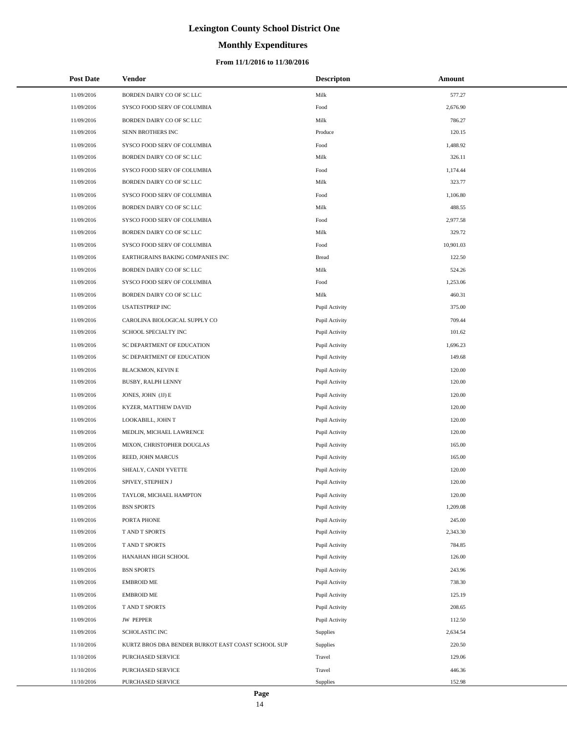# Lexington County School District One

## Monthly Expenditures

### From 11/1/2016 to 11/30/2016

| Post Date | Vendor | Descripton | Amount |
|---|---|---|---|
| 11/09/2016 | BORDEN DAIRY CO OF SC LLC | Milk | 577.27 |
| 11/09/2016 | SYSCO FOOD SERV OF COLUMBIA | Food | 2,676.90 |
| 11/09/2016 | BORDEN DAIRY CO OF SC LLC | Milk | 786.27 |
| 11/09/2016 | SENN BROTHERS INC | Produce | 120.15 |
| 11/09/2016 | SYSCO FOOD SERV OF COLUMBIA | Food | 1,488.92 |
| 11/09/2016 | BORDEN DAIRY CO OF SC LLC | Milk | 326.11 |
| 11/09/2016 | SYSCO FOOD SERV OF COLUMBIA | Food | 1,174.44 |
| 11/09/2016 | BORDEN DAIRY CO OF SC LLC | Milk | 323.77 |
| 11/09/2016 | SYSCO FOOD SERV OF COLUMBIA | Food | 1,106.80 |
| 11/09/2016 | BORDEN DAIRY CO OF SC LLC | Milk | 488.55 |
| 11/09/2016 | SYSCO FOOD SERV OF COLUMBIA | Food | 2,977.58 |
| 11/09/2016 | BORDEN DAIRY CO OF SC LLC | Milk | 329.72 |
| 11/09/2016 | SYSCO FOOD SERV OF COLUMBIA | Food | 10,901.03 |
| 11/09/2016 | EARTHGRAINS BAKING COMPANIES INC | Bread | 122.50 |
| 11/09/2016 | BORDEN DAIRY CO OF SC LLC | Milk | 524.26 |
| 11/09/2016 | SYSCO FOOD SERV OF COLUMBIA | Food | 1,253.06 |
| 11/09/2016 | BORDEN DAIRY CO OF SC LLC | Milk | 460.31 |
| 11/09/2016 | USATESTPREP INC | Pupil Activity | 375.00 |
| 11/09/2016 | CAROLINA BIOLOGICAL SUPPLY CO | Pupil Activity | 709.44 |
| 11/09/2016 | SCHOOL SPECIALTY INC | Pupil Activity | 101.62 |
| 11/09/2016 | SC DEPARTMENT OF EDUCATION | Pupil Activity | 1,696.23 |
| 11/09/2016 | SC DEPARTMENT OF EDUCATION | Pupil Activity | 149.68 |
| 11/09/2016 | BLACKMON, KEVIN E | Pupil Activity | 120.00 |
| 11/09/2016 | BUSBY, RALPH LENNY | Pupil Activity | 120.00 |
| 11/09/2016 | JONES, JOHN (JJ) E | Pupil Activity | 120.00 |
| 11/09/2016 | KYZER, MATTHEW DAVID | Pupil Activity | 120.00 |
| 11/09/2016 | LOOKABILL, JOHN T | Pupil Activity | 120.00 |
| 11/09/2016 | MEDLIN, MICHAEL LAWRENCE | Pupil Activity | 120.00 |
| 11/09/2016 | MIXON, CHRISTOPHER DOUGLAS | Pupil Activity | 165.00 |
| 11/09/2016 | REED, JOHN MARCUS | Pupil Activity | 165.00 |
| 11/09/2016 | SHEALY, CANDI YVETTE | Pupil Activity | 120.00 |
| 11/09/2016 | SPIVEY, STEPHEN J | Pupil Activity | 120.00 |
| 11/09/2016 | TAYLOR, MICHAEL HAMPTON | Pupil Activity | 120.00 |
| 11/09/2016 | BSN SPORTS | Pupil Activity | 1,209.08 |
| 11/09/2016 | PORTA PHONE | Pupil Activity | 245.00 |
| 11/09/2016 | T AND T SPORTS | Pupil Activity | 2,343.30 |
| 11/09/2016 | T AND T SPORTS | Pupil Activity | 784.85 |
| 11/09/2016 | HANAHAN HIGH SCHOOL | Pupil Activity | 126.00 |
| 11/09/2016 | BSN SPORTS | Pupil Activity | 243.96 |
| 11/09/2016 | EMBROID ME | Pupil Activity | 738.30 |
| 11/09/2016 | EMBROID ME | Pupil Activity | 125.19 |
| 11/09/2016 | T AND T SPORTS | Pupil Activity | 208.65 |
| 11/09/2016 | JW PEPPER | Pupil Activity | 112.50 |
| 11/09/2016 | SCHOLASTIC INC | Supplies | 2,634.54 |
| 11/10/2016 | KURTZ BROS DBA BENDER BURKOT EAST COAST SCHOOL SUP | Supplies | 220.50 |
| 11/10/2016 | PURCHASED SERVICE | Travel | 129.06 |
| 11/10/2016 | PURCHASED SERVICE | Travel | 446.36 |
| 11/10/2016 | PURCHASED SERVICE | Supplies | 152.98 |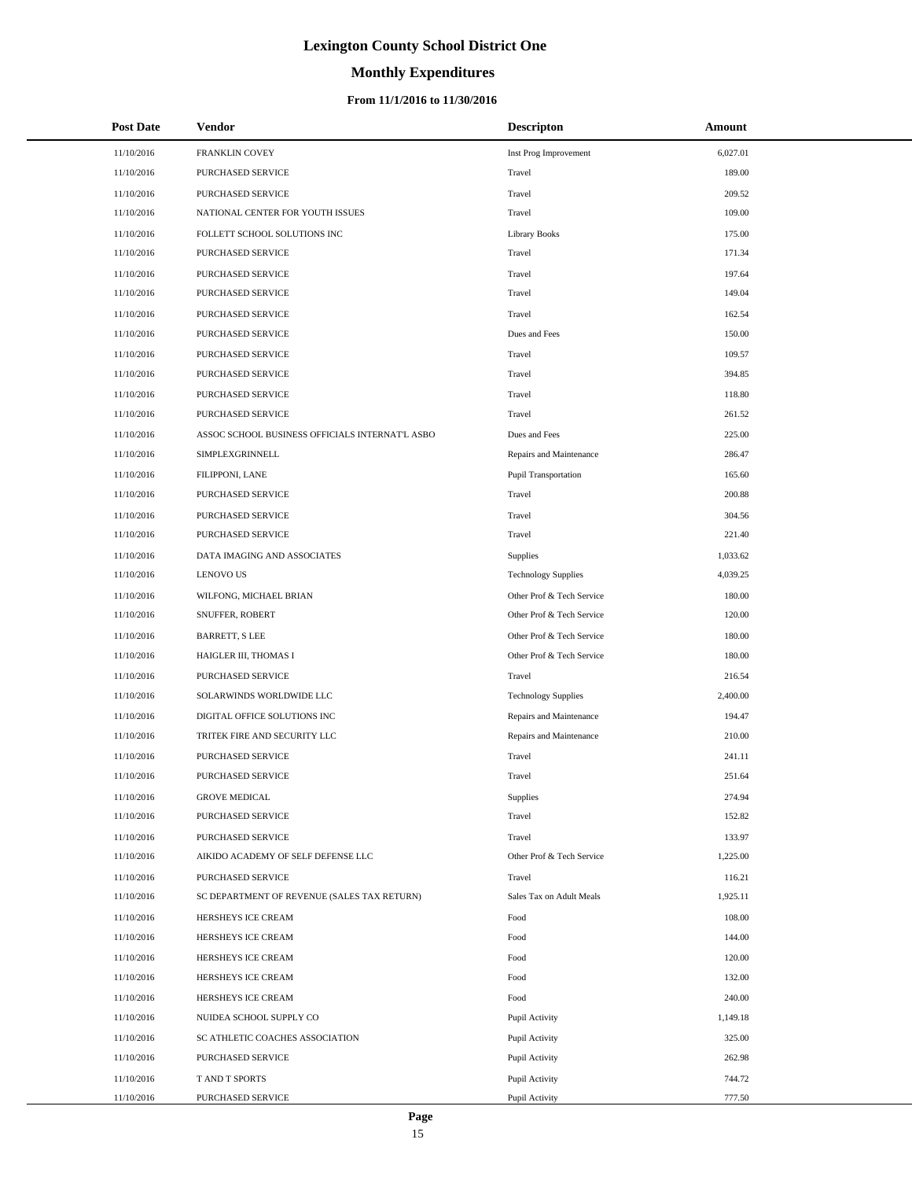# Lexington County School District One

## Monthly Expenditures

### From 11/1/2016 to 11/30/2016

| Post Date | Vendor | Descripton | Amount |
|---|---|---|---|
| 11/10/2016 | FRANKLIN COVEY | Inst Prog Improvement | 6,027.01 |
| 11/10/2016 | PURCHASED SERVICE | Travel | 189.00 |
| 11/10/2016 | PURCHASED SERVICE | Travel | 209.52 |
| 11/10/2016 | NATIONAL CENTER FOR YOUTH ISSUES | Travel | 109.00 |
| 11/10/2016 | FOLLETT SCHOOL SOLUTIONS INC | Library Books | 175.00 |
| 11/10/2016 | PURCHASED SERVICE | Travel | 171.34 |
| 11/10/2016 | PURCHASED SERVICE | Travel | 197.64 |
| 11/10/2016 | PURCHASED SERVICE | Travel | 149.04 |
| 11/10/2016 | PURCHASED SERVICE | Travel | 162.54 |
| 11/10/2016 | PURCHASED SERVICE | Dues and Fees | 150.00 |
| 11/10/2016 | PURCHASED SERVICE | Travel | 109.57 |
| 11/10/2016 | PURCHASED SERVICE | Travel | 394.85 |
| 11/10/2016 | PURCHASED SERVICE | Travel | 118.80 |
| 11/10/2016 | PURCHASED SERVICE | Travel | 261.52 |
| 11/10/2016 | ASSOC SCHOOL BUSINESS OFFICIALS INTERNAT'L ASBO | Dues and Fees | 225.00 |
| 11/10/2016 | SIMPLEXGRINNELL | Repairs and Maintenance | 286.47 |
| 11/10/2016 | FILIPPONI, LANE | Pupil Transportation | 165.60 |
| 11/10/2016 | PURCHASED SERVICE | Travel | 200.88 |
| 11/10/2016 | PURCHASED SERVICE | Travel | 304.56 |
| 11/10/2016 | PURCHASED SERVICE | Travel | 221.40 |
| 11/10/2016 | DATA IMAGING AND ASSOCIATES | Supplies | 1,033.62 |
| 11/10/2016 | LENOVO US | Technology Supplies | 4,039.25 |
| 11/10/2016 | WILFONG, MICHAEL BRIAN | Other Prof & Tech Service | 180.00 |
| 11/10/2016 | SNUFFER, ROBERT | Other Prof & Tech Service | 120.00 |
| 11/10/2016 | BARRETT, S LEE | Other Prof & Tech Service | 180.00 |
| 11/10/2016 | HAIGLER III, THOMAS I | Other Prof & Tech Service | 180.00 |
| 11/10/2016 | PURCHASED SERVICE | Travel | 216.54 |
| 11/10/2016 | SOLARWINDS WORLDWIDE LLC | Technology Supplies | 2,400.00 |
| 11/10/2016 | DIGITAL OFFICE SOLUTIONS INC | Repairs and Maintenance | 194.47 |
| 11/10/2016 | TRITEK FIRE AND SECURITY LLC | Repairs and Maintenance | 210.00 |
| 11/10/2016 | PURCHASED SERVICE | Travel | 241.11 |
| 11/10/2016 | PURCHASED SERVICE | Travel | 251.64 |
| 11/10/2016 | GROVE MEDICAL | Supplies | 274.94 |
| 11/10/2016 | PURCHASED SERVICE | Travel | 152.82 |
| 11/10/2016 | PURCHASED SERVICE | Travel | 133.97 |
| 11/10/2016 | AIKIDO ACADEMY OF SELF DEFENSE LLC | Other Prof & Tech Service | 1,225.00 |
| 11/10/2016 | PURCHASED SERVICE | Travel | 116.21 |
| 11/10/2016 | SC DEPARTMENT OF REVENUE (SALES TAX RETURN) | Sales Tax on Adult Meals | 1,925.11 |
| 11/10/2016 | HERSHEYS ICE CREAM | Food | 108.00 |
| 11/10/2016 | HERSHEYS ICE CREAM | Food | 144.00 |
| 11/10/2016 | HERSHEYS ICE CREAM | Food | 120.00 |
| 11/10/2016 | HERSHEYS ICE CREAM | Food | 132.00 |
| 11/10/2016 | HERSHEYS ICE CREAM | Food | 240.00 |
| 11/10/2016 | NUIDEA SCHOOL SUPPLY CO | Pupil Activity | 1,149.18 |
| 11/10/2016 | SC ATHLETIC COACHES ASSOCIATION | Pupil Activity | 325.00 |
| 11/10/2016 | PURCHASED SERVICE | Pupil Activity | 262.98 |
| 11/10/2016 | T AND T SPORTS | Pupil Activity | 744.72 |
| 11/10/2016 | PURCHASED SERVICE | Pupil Activity | 777.50 |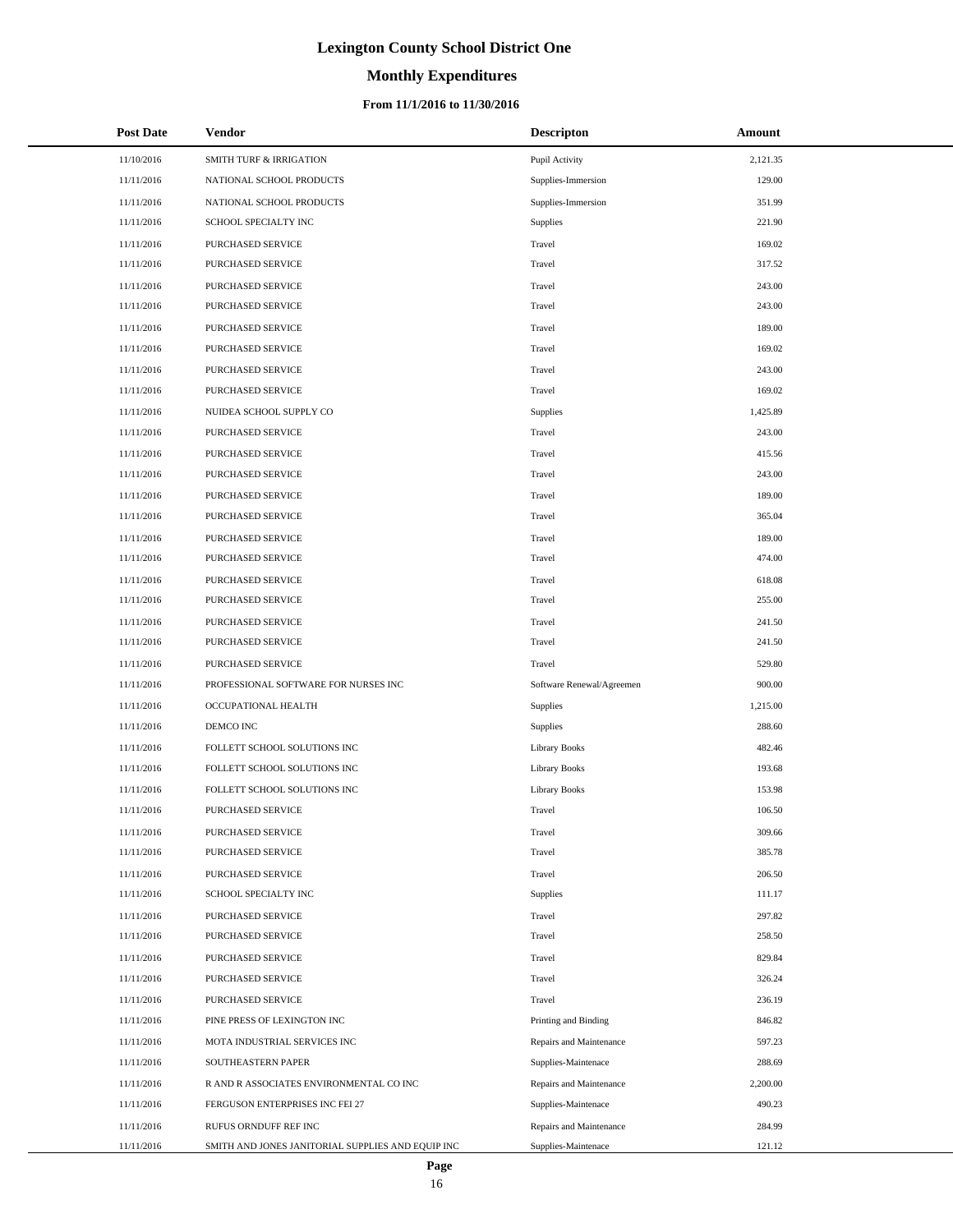# Lexington County School District One

## Monthly Expenditures

### From 11/1/2016 to 11/30/2016

| Post Date | Vendor | Descripton | Amount |
|---|---|---|---|
| 11/10/2016 | SMITH TURF & IRRIGATION | Pupil Activity | 2,121.35 |
| 11/11/2016 | NATIONAL SCHOOL PRODUCTS | Supplies-Immersion | 129.00 |
| 11/11/2016 | NATIONAL SCHOOL PRODUCTS | Supplies-Immersion | 351.99 |
| 11/11/2016 | SCHOOL SPECIALTY INC | Supplies | 221.90 |
| 11/11/2016 | PURCHASED SERVICE | Travel | 169.02 |
| 11/11/2016 | PURCHASED SERVICE | Travel | 317.52 |
| 11/11/2016 | PURCHASED SERVICE | Travel | 243.00 |
| 11/11/2016 | PURCHASED SERVICE | Travel | 243.00 |
| 11/11/2016 | PURCHASED SERVICE | Travel | 189.00 |
| 11/11/2016 | PURCHASED SERVICE | Travel | 169.02 |
| 11/11/2016 | PURCHASED SERVICE | Travel | 243.00 |
| 11/11/2016 | PURCHASED SERVICE | Travel | 169.02 |
| 11/11/2016 | NUIDEA SCHOOL SUPPLY CO | Supplies | 1,425.89 |
| 11/11/2016 | PURCHASED SERVICE | Travel | 243.00 |
| 11/11/2016 | PURCHASED SERVICE | Travel | 415.56 |
| 11/11/2016 | PURCHASED SERVICE | Travel | 243.00 |
| 11/11/2016 | PURCHASED SERVICE | Travel | 189.00 |
| 11/11/2016 | PURCHASED SERVICE | Travel | 365.04 |
| 11/11/2016 | PURCHASED SERVICE | Travel | 189.00 |
| 11/11/2016 | PURCHASED SERVICE | Travel | 474.00 |
| 11/11/2016 | PURCHASED SERVICE | Travel | 618.08 |
| 11/11/2016 | PURCHASED SERVICE | Travel | 255.00 |
| 11/11/2016 | PURCHASED SERVICE | Travel | 241.50 |
| 11/11/2016 | PURCHASED SERVICE | Travel | 241.50 |
| 11/11/2016 | PURCHASED SERVICE | Travel | 529.80 |
| 11/11/2016 | PROFESSIONAL SOFTWARE FOR NURSES INC | Software Renewal/Agreemen | 900.00 |
| 11/11/2016 | OCCUPATIONAL HEALTH | Supplies | 1,215.00 |
| 11/11/2016 | DEMCO INC | Supplies | 288.60 |
| 11/11/2016 | FOLLETT SCHOOL SOLUTIONS INC | Library Books | 482.46 |
| 11/11/2016 | FOLLETT SCHOOL SOLUTIONS INC | Library Books | 193.68 |
| 11/11/2016 | FOLLETT SCHOOL SOLUTIONS INC | Library Books | 153.98 |
| 11/11/2016 | PURCHASED SERVICE | Travel | 106.50 |
| 11/11/2016 | PURCHASED SERVICE | Travel | 309.66 |
| 11/11/2016 | PURCHASED SERVICE | Travel | 385.78 |
| 11/11/2016 | PURCHASED SERVICE | Travel | 206.50 |
| 11/11/2016 | SCHOOL SPECIALTY INC | Supplies | 111.17 |
| 11/11/2016 | PURCHASED SERVICE | Travel | 297.82 |
| 11/11/2016 | PURCHASED SERVICE | Travel | 258.50 |
| 11/11/2016 | PURCHASED SERVICE | Travel | 829.84 |
| 11/11/2016 | PURCHASED SERVICE | Travel | 326.24 |
| 11/11/2016 | PURCHASED SERVICE | Travel | 236.19 |
| 11/11/2016 | PINE PRESS OF LEXINGTON INC | Printing and Binding | 846.82 |
| 11/11/2016 | MOTA INDUSTRIAL SERVICES INC | Repairs and Maintenance | 597.23 |
| 11/11/2016 | SOUTHEASTERN PAPER | Supplies-Maintenace | 288.69 |
| 11/11/2016 | R AND R ASSOCIATES ENVIRONMENTAL CO INC | Repairs and Maintenance | 2,200.00 |
| 11/11/2016 | FERGUSON ENTERPRISES INC FEI 27 | Supplies-Maintenace | 490.23 |
| 11/11/2016 | RUFUS ORNDUFF REF INC | Repairs and Maintenance | 284.99 |
| 11/11/2016 | SMITH AND JONES JANITORIAL SUPPLIES AND EQUIP INC | Supplies-Maintenace | 121.12 |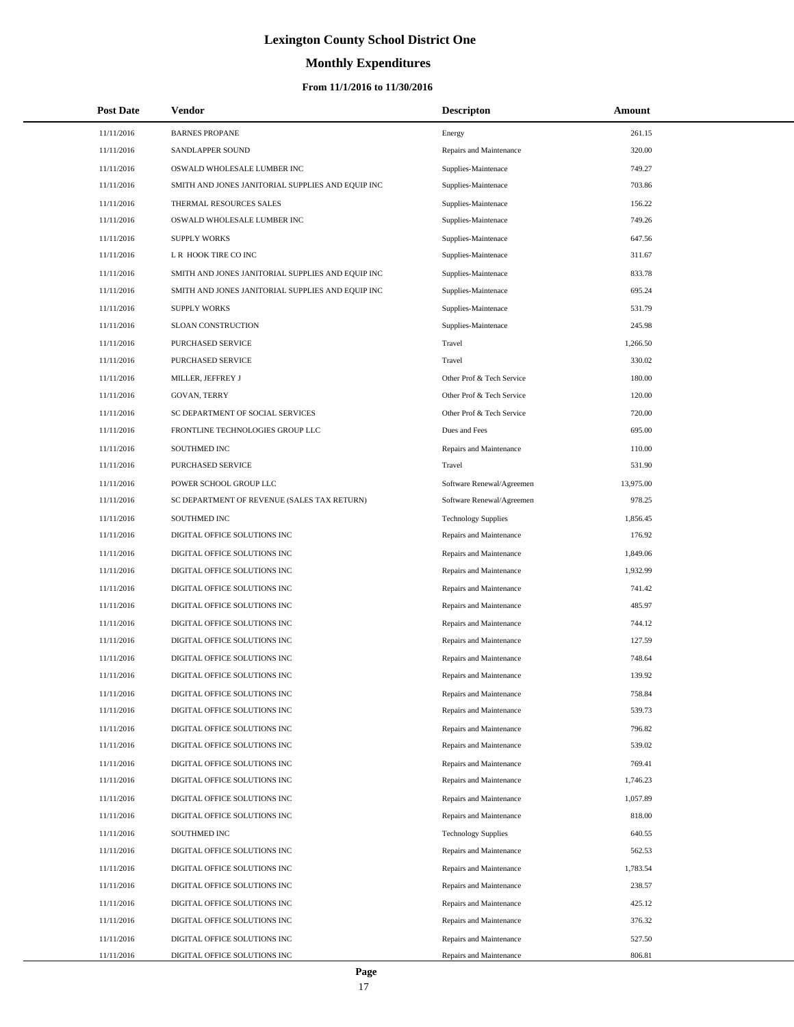# Lexington County School District One

## Monthly Expenditures

### From 11/1/2016 to 11/30/2016

| Post Date | Vendor | Descripton | Amount |
|---|---|---|---|
| 11/11/2016 | BARNES PROPANE | Energy | 261.15 |
| 11/11/2016 | SANDLAPPER SOUND | Repairs and Maintenance | 320.00 |
| 11/11/2016 | OSWALD WHOLESALE LUMBER INC | Supplies-Maintenace | 749.27 |
| 11/11/2016 | SMITH AND JONES JANITORIAL SUPPLIES AND EQUIP INC | Supplies-Maintenace | 703.86 |
| 11/11/2016 | THERMAL RESOURCES SALES | Supplies-Maintenace | 156.22 |
| 11/11/2016 | OSWALD WHOLESALE LUMBER INC | Supplies-Maintenace | 749.26 |
| 11/11/2016 | SUPPLY WORKS | Supplies-Maintenace | 647.56 |
| 11/11/2016 | L R HOOK TIRE CO INC | Supplies-Maintenace | 311.67 |
| 11/11/2016 | SMITH AND JONES JANITORIAL SUPPLIES AND EQUIP INC | Supplies-Maintenace | 833.78 |
| 11/11/2016 | SMITH AND JONES JANITORIAL SUPPLIES AND EQUIP INC | Supplies-Maintenace | 695.24 |
| 11/11/2016 | SUPPLY WORKS | Supplies-Maintenace | 531.79 |
| 11/11/2016 | SLOAN CONSTRUCTION | Supplies-Maintenace | 245.98 |
| 11/11/2016 | PURCHASED SERVICE | Travel | 1,266.50 |
| 11/11/2016 | PURCHASED SERVICE | Travel | 330.02 |
| 11/11/2016 | MILLER, JEFFREY J | Other Prof & Tech Service | 180.00 |
| 11/11/2016 | GOVAN, TERRY | Other Prof & Tech Service | 120.00 |
| 11/11/2016 | SC DEPARTMENT OF SOCIAL SERVICES | Other Prof & Tech Service | 720.00 |
| 11/11/2016 | FRONTLINE TECHNOLOGIES GROUP LLC | Dues and Fees | 695.00 |
| 11/11/2016 | SOUTHMED INC | Repairs and Maintenance | 110.00 |
| 11/11/2016 | PURCHASED SERVICE | Travel | 531.90 |
| 11/11/2016 | POWER SCHOOL GROUP LLC | Software Renewal/Agreemen | 13,975.00 |
| 11/11/2016 | SC DEPARTMENT OF REVENUE (SALES TAX RETURN) | Software Renewal/Agreemen | 978.25 |
| 11/11/2016 | SOUTHMED INC | Technology Supplies | 1,856.45 |
| 11/11/2016 | DIGITAL OFFICE SOLUTIONS INC | Repairs and Maintenance | 176.92 |
| 11/11/2016 | DIGITAL OFFICE SOLUTIONS INC | Repairs and Maintenance | 1,849.06 |
| 11/11/2016 | DIGITAL OFFICE SOLUTIONS INC | Repairs and Maintenance | 1,932.99 |
| 11/11/2016 | DIGITAL OFFICE SOLUTIONS INC | Repairs and Maintenance | 741.42 |
| 11/11/2016 | DIGITAL OFFICE SOLUTIONS INC | Repairs and Maintenance | 485.97 |
| 11/11/2016 | DIGITAL OFFICE SOLUTIONS INC | Repairs and Maintenance | 744.12 |
| 11/11/2016 | DIGITAL OFFICE SOLUTIONS INC | Repairs and Maintenance | 127.59 |
| 11/11/2016 | DIGITAL OFFICE SOLUTIONS INC | Repairs and Maintenance | 748.64 |
| 11/11/2016 | DIGITAL OFFICE SOLUTIONS INC | Repairs and Maintenance | 139.92 |
| 11/11/2016 | DIGITAL OFFICE SOLUTIONS INC | Repairs and Maintenance | 758.84 |
| 11/11/2016 | DIGITAL OFFICE SOLUTIONS INC | Repairs and Maintenance | 539.73 |
| 11/11/2016 | DIGITAL OFFICE SOLUTIONS INC | Repairs and Maintenance | 796.82 |
| 11/11/2016 | DIGITAL OFFICE SOLUTIONS INC | Repairs and Maintenance | 539.02 |
| 11/11/2016 | DIGITAL OFFICE SOLUTIONS INC | Repairs and Maintenance | 769.41 |
| 11/11/2016 | DIGITAL OFFICE SOLUTIONS INC | Repairs and Maintenance | 1,746.23 |
| 11/11/2016 | DIGITAL OFFICE SOLUTIONS INC | Repairs and Maintenance | 1,057.89 |
| 11/11/2016 | DIGITAL OFFICE SOLUTIONS INC | Repairs and Maintenance | 818.00 |
| 11/11/2016 | SOUTHMED INC | Technology Supplies | 640.55 |
| 11/11/2016 | DIGITAL OFFICE SOLUTIONS INC | Repairs and Maintenance | 562.53 |
| 11/11/2016 | DIGITAL OFFICE SOLUTIONS INC | Repairs and Maintenance | 1,783.54 |
| 11/11/2016 | DIGITAL OFFICE SOLUTIONS INC | Repairs and Maintenance | 238.57 |
| 11/11/2016 | DIGITAL OFFICE SOLUTIONS INC | Repairs and Maintenance | 425.12 |
| 11/11/2016 | DIGITAL OFFICE SOLUTIONS INC | Repairs and Maintenance | 376.32 |
| 11/11/2016 | DIGITAL OFFICE SOLUTIONS INC | Repairs and Maintenance | 527.50 |
| 11/11/2016 | DIGITAL OFFICE SOLUTIONS INC | Repairs and Maintenance | 806.81 |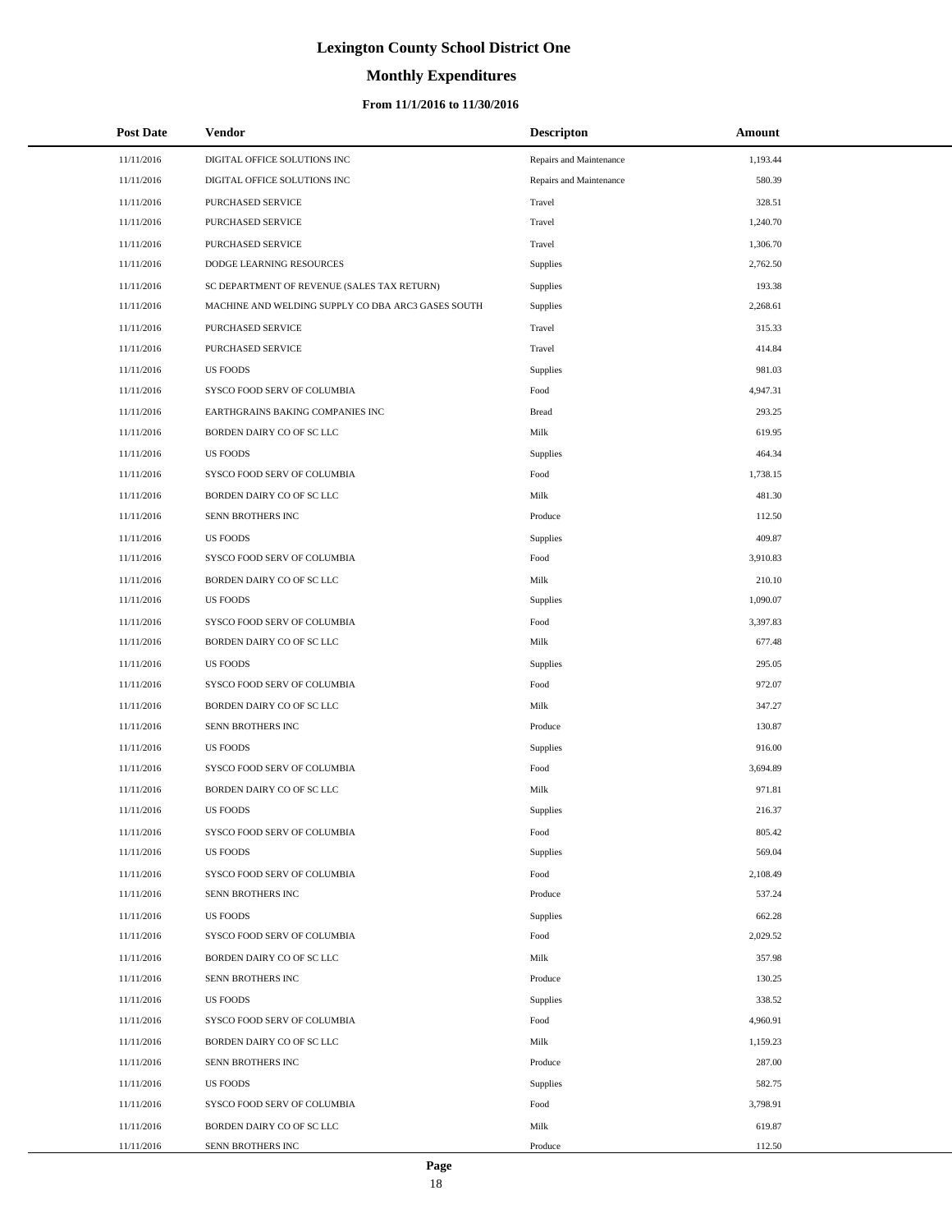# Lexington County School District One

## Monthly Expenditures

### From 11/1/2016 to 11/30/2016

| Post Date | Vendor | Descripton | Amount |
|---|---|---|---|
| 11/11/2016 | DIGITAL OFFICE SOLUTIONS INC | Repairs and Maintenance | 1,193.44 |
| 11/11/2016 | DIGITAL OFFICE SOLUTIONS INC | Repairs and Maintenance | 580.39 |
| 11/11/2016 | PURCHASED SERVICE | Travel | 328.51 |
| 11/11/2016 | PURCHASED SERVICE | Travel | 1,240.70 |
| 11/11/2016 | PURCHASED SERVICE | Travel | 1,306.70 |
| 11/11/2016 | DODGE LEARNING RESOURCES | Supplies | 2,762.50 |
| 11/11/2016 | SC DEPARTMENT OF REVENUE (SALES TAX RETURN) | Supplies | 193.38 |
| 11/11/2016 | MACHINE AND WELDING SUPPLY CO DBA ARC3 GASES SOUTH | Supplies | 2,268.61 |
| 11/11/2016 | PURCHASED SERVICE | Travel | 315.33 |
| 11/11/2016 | PURCHASED SERVICE | Travel | 414.84 |
| 11/11/2016 | US FOODS | Supplies | 981.03 |
| 11/11/2016 | SYSCO FOOD SERV OF COLUMBIA | Food | 4,947.31 |
| 11/11/2016 | EARTHGRAINS BAKING COMPANIES INC | Bread | 293.25 |
| 11/11/2016 | BORDEN DAIRY CO OF SC LLC | Milk | 619.95 |
| 11/11/2016 | US FOODS | Supplies | 464.34 |
| 11/11/2016 | SYSCO FOOD SERV OF COLUMBIA | Food | 1,738.15 |
| 11/11/2016 | BORDEN DAIRY CO OF SC LLC | Milk | 481.30 |
| 11/11/2016 | SENN BROTHERS INC | Produce | 112.50 |
| 11/11/2016 | US FOODS | Supplies | 409.87 |
| 11/11/2016 | SYSCO FOOD SERV OF COLUMBIA | Food | 3,910.83 |
| 11/11/2016 | BORDEN DAIRY CO OF SC LLC | Milk | 210.10 |
| 11/11/2016 | US FOODS | Supplies | 1,090.07 |
| 11/11/2016 | SYSCO FOOD SERV OF COLUMBIA | Food | 3,397.83 |
| 11/11/2016 | BORDEN DAIRY CO OF SC LLC | Milk | 677.48 |
| 11/11/2016 | US FOODS | Supplies | 295.05 |
| 11/11/2016 | SYSCO FOOD SERV OF COLUMBIA | Food | 972.07 |
| 11/11/2016 | BORDEN DAIRY CO OF SC LLC | Milk | 347.27 |
| 11/11/2016 | SENN BROTHERS INC | Produce | 130.87 |
| 11/11/2016 | US FOODS | Supplies | 916.00 |
| 11/11/2016 | SYSCO FOOD SERV OF COLUMBIA | Food | 3,694.89 |
| 11/11/2016 | BORDEN DAIRY CO OF SC LLC | Milk | 971.81 |
| 11/11/2016 | US FOODS | Supplies | 216.37 |
| 11/11/2016 | SYSCO FOOD SERV OF COLUMBIA | Food | 805.42 |
| 11/11/2016 | US FOODS | Supplies | 569.04 |
| 11/11/2016 | SYSCO FOOD SERV OF COLUMBIA | Food | 2,108.49 |
| 11/11/2016 | SENN BROTHERS INC | Produce | 537.24 |
| 11/11/2016 | US FOODS | Supplies | 662.28 |
| 11/11/2016 | SYSCO FOOD SERV OF COLUMBIA | Food | 2,029.52 |
| 11/11/2016 | BORDEN DAIRY CO OF SC LLC | Milk | 357.98 |
| 11/11/2016 | SENN BROTHERS INC | Produce | 130.25 |
| 11/11/2016 | US FOODS | Supplies | 338.52 |
| 11/11/2016 | SYSCO FOOD SERV OF COLUMBIA | Food | 4,960.91 |
| 11/11/2016 | BORDEN DAIRY CO OF SC LLC | Milk | 1,159.23 |
| 11/11/2016 | SENN BROTHERS INC | Produce | 287.00 |
| 11/11/2016 | US FOODS | Supplies | 582.75 |
| 11/11/2016 | SYSCO FOOD SERV OF COLUMBIA | Food | 3,798.91 |
| 11/11/2016 | BORDEN DAIRY CO OF SC LLC | Milk | 619.87 |
| 11/11/2016 | SENN BROTHERS INC | Produce | 112.50 |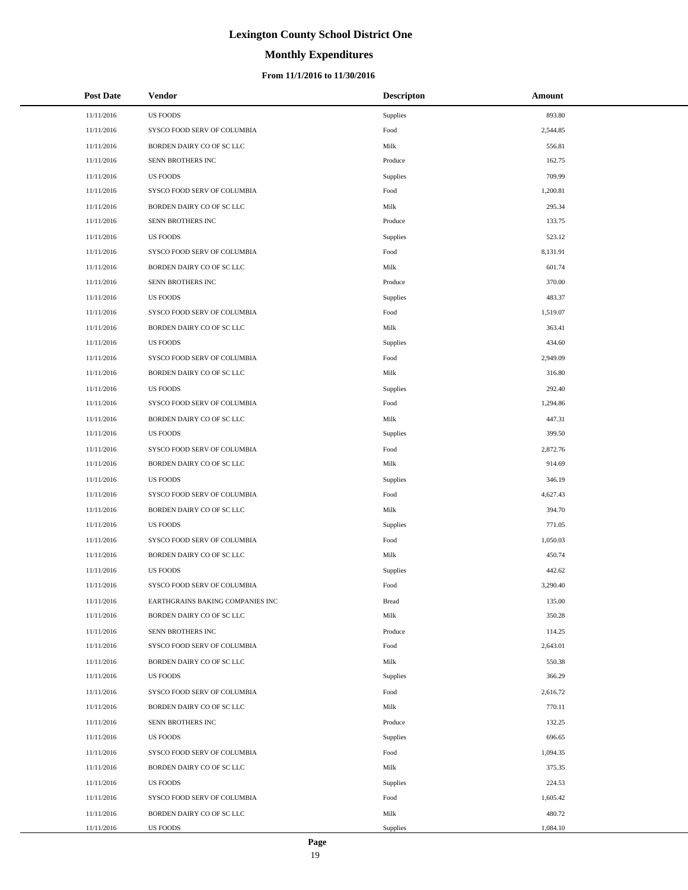# Lexington County School District One

## Monthly Expenditures

### From 11/1/2016 to 11/30/2016

| Post Date | Vendor | Descripton | Amount |
|---|---|---|---|
| 11/11/2016 | US FOODS | Supplies | 893.80 |
| 11/11/2016 | SYSCO FOOD SERV OF COLUMBIA | Food | 2,544.85 |
| 11/11/2016 | BORDEN DAIRY CO OF SC LLC | Milk | 556.81 |
| 11/11/2016 | SENN BROTHERS INC | Produce | 162.75 |
| 11/11/2016 | US FOODS | Supplies | 709.99 |
| 11/11/2016 | SYSCO FOOD SERV OF COLUMBIA | Food | 1,200.81 |
| 11/11/2016 | BORDEN DAIRY CO OF SC LLC | Milk | 295.34 |
| 11/11/2016 | SENN BROTHERS INC | Produce | 133.75 |
| 11/11/2016 | US FOODS | Supplies | 523.12 |
| 11/11/2016 | SYSCO FOOD SERV OF COLUMBIA | Food | 8,131.91 |
| 11/11/2016 | BORDEN DAIRY CO OF SC LLC | Milk | 601.74 |
| 11/11/2016 | SENN BROTHERS INC | Produce | 370.00 |
| 11/11/2016 | US FOODS | Supplies | 483.37 |
| 11/11/2016 | SYSCO FOOD SERV OF COLUMBIA | Food | 1,519.07 |
| 11/11/2016 | BORDEN DAIRY CO OF SC LLC | Milk | 363.41 |
| 11/11/2016 | US FOODS | Supplies | 434.60 |
| 11/11/2016 | SYSCO FOOD SERV OF COLUMBIA | Food | 2,949.09 |
| 11/11/2016 | BORDEN DAIRY CO OF SC LLC | Milk | 316.80 |
| 11/11/2016 | US FOODS | Supplies | 292.40 |
| 11/11/2016 | SYSCO FOOD SERV OF COLUMBIA | Food | 1,294.86 |
| 11/11/2016 | BORDEN DAIRY CO OF SC LLC | Milk | 447.31 |
| 11/11/2016 | US FOODS | Supplies | 399.50 |
| 11/11/2016 | SYSCO FOOD SERV OF COLUMBIA | Food | 2,872.76 |
| 11/11/2016 | BORDEN DAIRY CO OF SC LLC | Milk | 914.69 |
| 11/11/2016 | US FOODS | Supplies | 346.19 |
| 11/11/2016 | SYSCO FOOD SERV OF COLUMBIA | Food | 4,627.43 |
| 11/11/2016 | BORDEN DAIRY CO OF SC LLC | Milk | 394.70 |
| 11/11/2016 | US FOODS | Supplies | 771.05 |
| 11/11/2016 | SYSCO FOOD SERV OF COLUMBIA | Food | 1,050.03 |
| 11/11/2016 | BORDEN DAIRY CO OF SC LLC | Milk | 450.74 |
| 11/11/2016 | US FOODS | Supplies | 442.62 |
| 11/11/2016 | SYSCO FOOD SERV OF COLUMBIA | Food | 3,290.40 |
| 11/11/2016 | EARTHGRAINS BAKING COMPANIES INC | Bread | 135.00 |
| 11/11/2016 | BORDEN DAIRY CO OF SC LLC | Milk | 350.28 |
| 11/11/2016 | SENN BROTHERS INC | Produce | 114.25 |
| 11/11/2016 | SYSCO FOOD SERV OF COLUMBIA | Food | 2,643.01 |
| 11/11/2016 | BORDEN DAIRY CO OF SC LLC | Milk | 550.38 |
| 11/11/2016 | US FOODS | Supplies | 366.29 |
| 11/11/2016 | SYSCO FOOD SERV OF COLUMBIA | Food | 2,616.72 |
| 11/11/2016 | BORDEN DAIRY CO OF SC LLC | Milk | 770.11 |
| 11/11/2016 | SENN BROTHERS INC | Produce | 132.25 |
| 11/11/2016 | US FOODS | Supplies | 696.65 |
| 11/11/2016 | SYSCO FOOD SERV OF COLUMBIA | Food | 1,094.35 |
| 11/11/2016 | BORDEN DAIRY CO OF SC LLC | Milk | 375.35 |
| 11/11/2016 | US FOODS | Supplies | 224.53 |
| 11/11/2016 | SYSCO FOOD SERV OF COLUMBIA | Food | 1,605.42 |
| 11/11/2016 | BORDEN DAIRY CO OF SC LLC | Milk | 480.72 |
| 11/11/2016 | US FOODS | Supplies | 1,084.10 |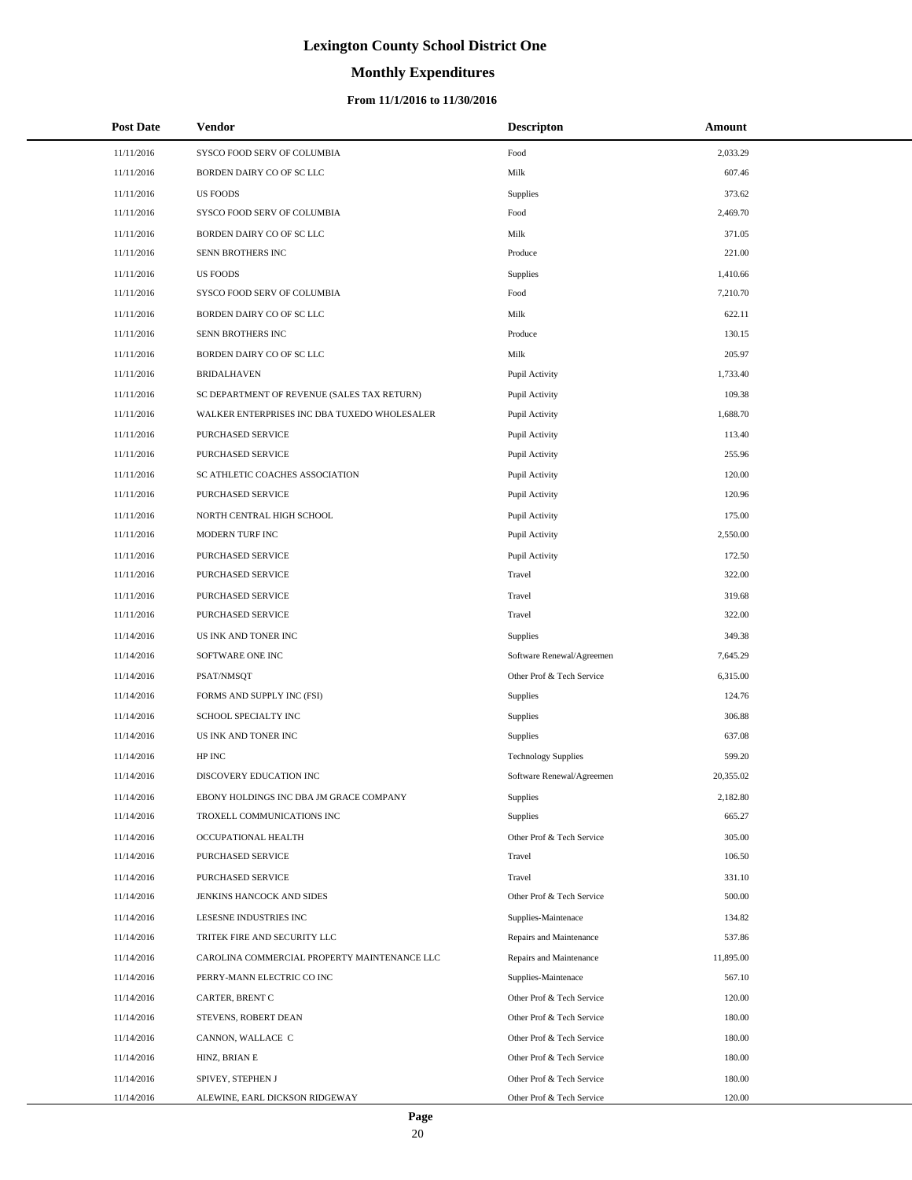# Lexington County School District One

## Monthly Expenditures

### From 11/1/2016 to 11/30/2016

| Post Date | Vendor | Descripton | Amount |
|---|---|---|---|
| 11/11/2016 | SYSCO FOOD SERV OF COLUMBIA | Food | 2,033.29 |
| 11/11/2016 | BORDEN DAIRY CO OF SC LLC | Milk | 607.46 |
| 11/11/2016 | US FOODS | Supplies | 373.62 |
| 11/11/2016 | SYSCO FOOD SERV OF COLUMBIA | Food | 2,469.70 |
| 11/11/2016 | BORDEN DAIRY CO OF SC LLC | Milk | 371.05 |
| 11/11/2016 | SENN BROTHERS INC | Produce | 221.00 |
| 11/11/2016 | US FOODS | Supplies | 1,410.66 |
| 11/11/2016 | SYSCO FOOD SERV OF COLUMBIA | Food | 7,210.70 |
| 11/11/2016 | BORDEN DAIRY CO OF SC LLC | Milk | 622.11 |
| 11/11/2016 | SENN BROTHERS INC | Produce | 130.15 |
| 11/11/2016 | BORDEN DAIRY CO OF SC LLC | Milk | 205.97 |
| 11/11/2016 | BRIDALHAVEN | Pupil Activity | 1,733.40 |
| 11/11/2016 | SC DEPARTMENT OF REVENUE (SALES TAX RETURN) | Pupil Activity | 109.38 |
| 11/11/2016 | WALKER ENTERPRISES INC DBA TUXEDO WHOLESALER | Pupil Activity | 1,688.70 |
| 11/11/2016 | PURCHASED SERVICE | Pupil Activity | 113.40 |
| 11/11/2016 | PURCHASED SERVICE | Pupil Activity | 255.96 |
| 11/11/2016 | SC ATHLETIC COACHES ASSOCIATION | Pupil Activity | 120.00 |
| 11/11/2016 | PURCHASED SERVICE | Pupil Activity | 120.96 |
| 11/11/2016 | NORTH CENTRAL HIGH SCHOOL | Pupil Activity | 175.00 |
| 11/11/2016 | MODERN TURF INC | Pupil Activity | 2,550.00 |
| 11/11/2016 | PURCHASED SERVICE | Pupil Activity | 172.50 |
| 11/11/2016 | PURCHASED SERVICE | Travel | 322.00 |
| 11/11/2016 | PURCHASED SERVICE | Travel | 319.68 |
| 11/11/2016 | PURCHASED SERVICE | Travel | 322.00 |
| 11/14/2016 | US INK AND TONER INC | Supplies | 349.38 |
| 11/14/2016 | SOFTWARE ONE INC | Software Renewal/Agreemen | 7,645.29 |
| 11/14/2016 | PSAT/NMSQT | Other Prof & Tech Service | 6,315.00 |
| 11/14/2016 | FORMS AND SUPPLY INC (FSI) | Supplies | 124.76 |
| 11/14/2016 | SCHOOL SPECIALTY INC | Supplies | 306.88 |
| 11/14/2016 | US INK AND TONER INC | Supplies | 637.08 |
| 11/14/2016 | HP INC | Technology Supplies | 599.20 |
| 11/14/2016 | DISCOVERY EDUCATION INC | Software Renewal/Agreemen | 20,355.02 |
| 11/14/2016 | EBONY HOLDINGS INC DBA JM GRACE COMPANY | Supplies | 2,182.80 |
| 11/14/2016 | TROXELL COMMUNICATIONS INC | Supplies | 665.27 |
| 11/14/2016 | OCCUPATIONAL HEALTH | Other Prof & Tech Service | 305.00 |
| 11/14/2016 | PURCHASED SERVICE | Travel | 106.50 |
| 11/14/2016 | PURCHASED SERVICE | Travel | 331.10 |
| 11/14/2016 | JENKINS HANCOCK AND SIDES | Other Prof & Tech Service | 500.00 |
| 11/14/2016 | LESESNE INDUSTRIES INC | Supplies-Maintenace | 134.82 |
| 11/14/2016 | TRITEK FIRE AND SECURITY LLC | Repairs and Maintenance | 537.86 |
| 11/14/2016 | CAROLINA COMMERCIAL PROPERTY MAINTENANCE LLC | Repairs and Maintenance | 11,895.00 |
| 11/14/2016 | PERRY-MANN ELECTRIC CO INC | Supplies-Maintenace | 567.10 |
| 11/14/2016 | CARTER, BRENT C | Other Prof & Tech Service | 120.00 |
| 11/14/2016 | STEVENS, ROBERT DEAN | Other Prof & Tech Service | 180.00 |
| 11/14/2016 | CANNON, WALLACE C | Other Prof & Tech Service | 180.00 |
| 11/14/2016 | HINZ, BRIAN E | Other Prof & Tech Service | 180.00 |
| 11/14/2016 | SPIVEY, STEPHEN J | Other Prof & Tech Service | 180.00 |
| 11/14/2016 | ALEWINE, EARL DICKSON RIDGEWAY | Other Prof & Tech Service | 120.00 |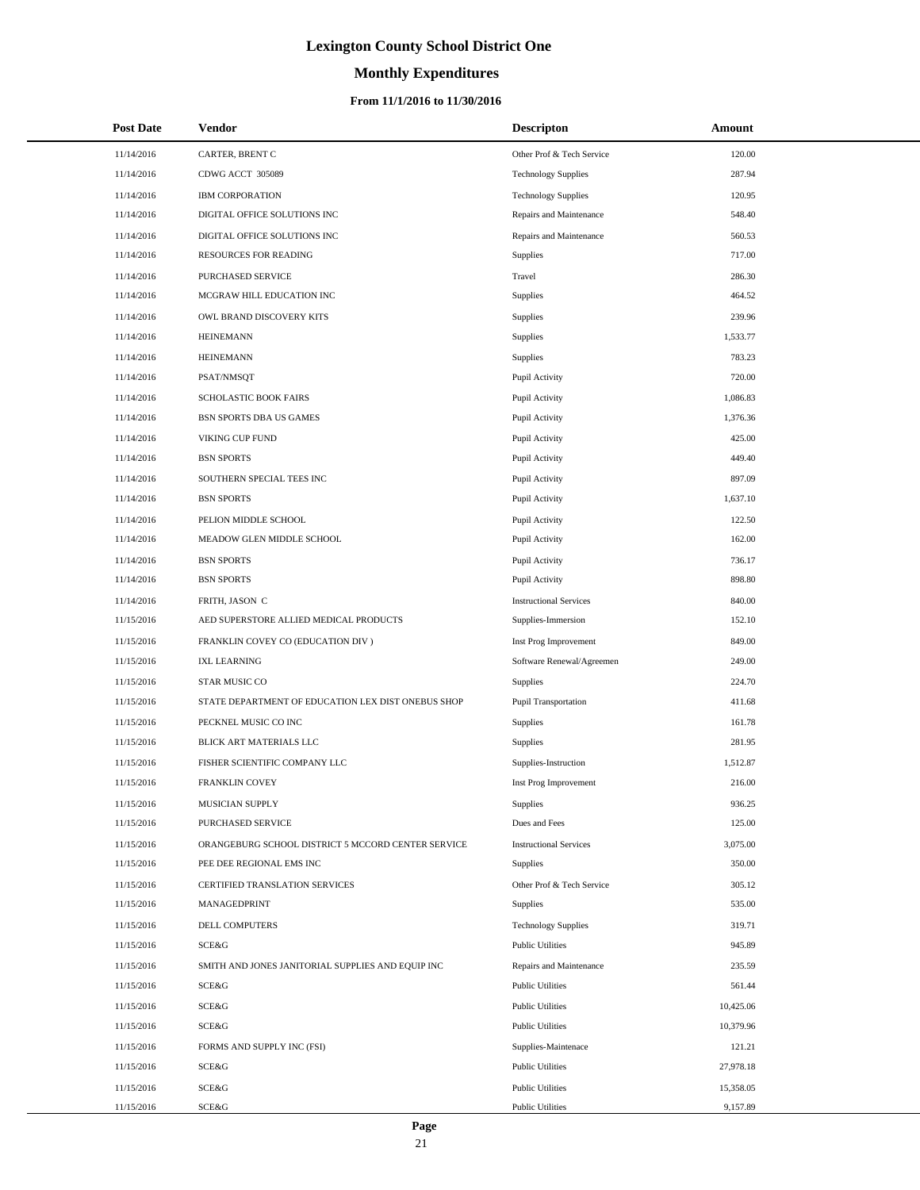# Lexington County School District One

## Monthly Expenditures

### From 11/1/2016 to 11/30/2016

| Post Date | Vendor | Descripton | Amount |
|---|---|---|---|
| 11/14/2016 | CARTER, BRENT C | Other Prof & Tech Service | 120.00 |
| 11/14/2016 | CDWG ACCT 305089 | Technology Supplies | 287.94 |
| 11/14/2016 | IBM CORPORATION | Technology Supplies | 120.95 |
| 11/14/2016 | DIGITAL OFFICE SOLUTIONS INC | Repairs and Maintenance | 548.40 |
| 11/14/2016 | DIGITAL OFFICE SOLUTIONS INC | Repairs and Maintenance | 560.53 |
| 11/14/2016 | RESOURCES FOR READING | Supplies | 717.00 |
| 11/14/2016 | PURCHASED SERVICE | Travel | 286.30 |
| 11/14/2016 | MCGRAW HILL EDUCATION INC | Supplies | 464.52 |
| 11/14/2016 | OWL BRAND DISCOVERY KITS | Supplies | 239.96 |
| 11/14/2016 | HEINEMANN | Supplies | 1,533.77 |
| 11/14/2016 | HEINEMANN | Supplies | 783.23 |
| 11/14/2016 | PSAT/NMSQT | Pupil Activity | 720.00 |
| 11/14/2016 | SCHOLASTIC BOOK FAIRS | Pupil Activity | 1,086.83 |
| 11/14/2016 | BSN SPORTS DBA US GAMES | Pupil Activity | 1,376.36 |
| 11/14/2016 | VIKING CUP FUND | Pupil Activity | 425.00 |
| 11/14/2016 | BSN SPORTS | Pupil Activity | 449.40 |
| 11/14/2016 | SOUTHERN SPECIAL TEES INC | Pupil Activity | 897.09 |
| 11/14/2016 | BSN SPORTS | Pupil Activity | 1,637.10 |
| 11/14/2016 | PELION MIDDLE SCHOOL | Pupil Activity | 122.50 |
| 11/14/2016 | MEADOW GLEN MIDDLE SCHOOL | Pupil Activity | 162.00 |
| 11/14/2016 | BSN SPORTS | Pupil Activity | 736.17 |
| 11/14/2016 | BSN SPORTS | Pupil Activity | 898.80 |
| 11/14/2016 | FRITH, JASON C | Instructional Services | 840.00 |
| 11/15/2016 | AED SUPERSTORE ALLIED MEDICAL PRODUCTS | Supplies-Immersion | 152.10 |
| 11/15/2016 | FRANKLIN COVEY CO (EDUCATION DIV ) | Inst Prog Improvement | 849.00 |
| 11/15/2016 | IXL LEARNING | Software Renewal/Agreemen | 249.00 |
| 11/15/2016 | STAR MUSIC CO | Supplies | 224.70 |
| 11/15/2016 | STATE DEPARTMENT OF EDUCATION LEX DIST ONEBUS SHOP | Pupil Transportation | 411.68 |
| 11/15/2016 | PECKNEL MUSIC CO INC | Supplies | 161.78 |
| 11/15/2016 | BLICK ART MATERIALS LLC | Supplies | 281.95 |
| 11/15/2016 | FISHER SCIENTIFIC COMPANY LLC | Supplies-Instruction | 1,512.87 |
| 11/15/2016 | FRANKLIN COVEY | Inst Prog Improvement | 216.00 |
| 11/15/2016 | MUSICIAN SUPPLY | Supplies | 936.25 |
| 11/15/2016 | PURCHASED SERVICE | Dues and Fees | 125.00 |
| 11/15/2016 | ORANGEBURG SCHOOL DISTRICT 5 MCCORD CENTER SERVICE | Instructional Services | 3,075.00 |
| 11/15/2016 | PEE DEE REGIONAL EMS INC | Supplies | 350.00 |
| 11/15/2016 | CERTIFIED TRANSLATION SERVICES | Other Prof & Tech Service | 305.12 |
| 11/15/2016 | MANAGEDPRINT | Supplies | 535.00 |
| 11/15/2016 | DELL COMPUTERS | Technology Supplies | 319.71 |
| 11/15/2016 | SCE&G | Public Utilities | 945.89 |
| 11/15/2016 | SMITH AND JONES JANITORIAL SUPPLIES AND EQUIP INC | Repairs and Maintenance | 235.59 |
| 11/15/2016 | SCE&G | Public Utilities | 561.44 |
| 11/15/2016 | SCE&G | Public Utilities | 10,425.06 |
| 11/15/2016 | SCE&G | Public Utilities | 10,379.96 |
| 11/15/2016 | FORMS AND SUPPLY INC (FSI) | Supplies-Maintenace | 121.21 |
| 11/15/2016 | SCE&G | Public Utilities | 27,978.18 |
| 11/15/2016 | SCE&G | Public Utilities | 15,358.05 |
| 11/15/2016 | SCE&G | Public Utilities | 9,157.89 |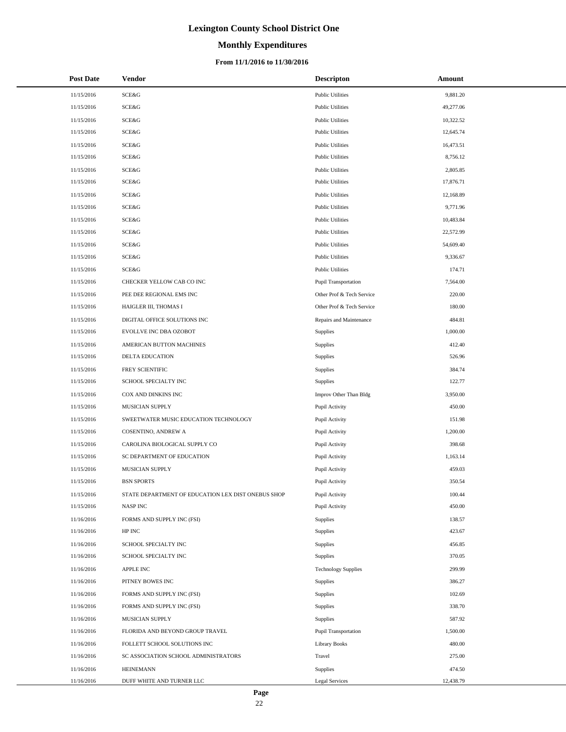# Lexington County School District One

## Monthly Expenditures

### From 11/1/2016 to 11/30/2016

| Post Date | Vendor | Descripton | Amount |
|---|---|---|---|
| 11/15/2016 | SCE&G | Public Utilities | 9,881.20 |
| 11/15/2016 | SCE&G | Public Utilities | 49,277.06 |
| 11/15/2016 | SCE&G | Public Utilities | 10,322.52 |
| 11/15/2016 | SCE&G | Public Utilities | 12,645.74 |
| 11/15/2016 | SCE&G | Public Utilities | 16,473.51 |
| 11/15/2016 | SCE&G | Public Utilities | 8,756.12 |
| 11/15/2016 | SCE&G | Public Utilities | 2,805.85 |
| 11/15/2016 | SCE&G | Public Utilities | 17,876.71 |
| 11/15/2016 | SCE&G | Public Utilities | 12,168.89 |
| 11/15/2016 | SCE&G | Public Utilities | 9,771.96 |
| 11/15/2016 | SCE&G | Public Utilities | 10,483.84 |
| 11/15/2016 | SCE&G | Public Utilities | 22,572.99 |
| 11/15/2016 | SCE&G | Public Utilities | 54,609.40 |
| 11/15/2016 | SCE&G | Public Utilities | 9,336.67 |
| 11/15/2016 | SCE&G | Public Utilities | 174.71 |
| 11/15/2016 | CHECKER YELLOW CAB CO INC | Pupil Transportation | 7,564.00 |
| 11/15/2016 | PEE DEE REGIONAL EMS INC | Other Prof & Tech Service | 220.00 |
| 11/15/2016 | HAIGLER III, THOMAS I | Other Prof & Tech Service | 180.00 |
| 11/15/2016 | DIGITAL OFFICE SOLUTIONS INC | Repairs and Maintenance | 484.81 |
| 11/15/2016 | EVOLLVE INC DBA OZOBOT | Supplies | 1,000.00 |
| 11/15/2016 | AMERICAN BUTTON MACHINES | Supplies | 412.40 |
| 11/15/2016 | DELTA EDUCATION | Supplies | 526.96 |
| 11/15/2016 | FREY SCIENTIFIC | Supplies | 384.74 |
| 11/15/2016 | SCHOOL SPECIALTY INC | Supplies | 122.77 |
| 11/15/2016 | COX AND DINKINS INC | Improv Other Than Bldg | 3,950.00 |
| 11/15/2016 | MUSICIAN SUPPLY | Pupil Activity | 450.00 |
| 11/15/2016 | SWEETWATER MUSIC EDUCATION TECHNOLOGY | Pupil Activity | 151.98 |
| 11/15/2016 | COSENTINO, ANDREW A | Pupil Activity | 1,200.00 |
| 11/15/2016 | CAROLINA BIOLOGICAL SUPPLY CO | Pupil Activity | 398.68 |
| 11/15/2016 | SC DEPARTMENT OF EDUCATION | Pupil Activity | 1,163.14 |
| 11/15/2016 | MUSICIAN SUPPLY | Pupil Activity | 459.03 |
| 11/15/2016 | BSN SPORTS | Pupil Activity | 350.54 |
| 11/15/2016 | STATE DEPARTMENT OF EDUCATION LEX DIST ONEBUS SHOP | Pupil Activity | 100.44 |
| 11/15/2016 | NASP INC | Pupil Activity | 450.00 |
| 11/16/2016 | FORMS AND SUPPLY INC (FSI) | Supplies | 138.57 |
| 11/16/2016 | HP INC | Supplies | 423.67 |
| 11/16/2016 | SCHOOL SPECIALTY INC | Supplies | 456.85 |
| 11/16/2016 | SCHOOL SPECIALTY INC | Supplies | 370.05 |
| 11/16/2016 | APPLE INC | Technology Supplies | 299.99 |
| 11/16/2016 | PITNEY BOWES INC | Supplies | 386.27 |
| 11/16/2016 | FORMS AND SUPPLY INC (FSI) | Supplies | 102.69 |
| 11/16/2016 | FORMS AND SUPPLY INC (FSI) | Supplies | 338.70 |
| 11/16/2016 | MUSICIAN SUPPLY | Supplies | 587.92 |
| 11/16/2016 | FLORIDA AND BEYOND GROUP TRAVEL | Pupil Transportation | 1,500.00 |
| 11/16/2016 | FOLLETT SCHOOL SOLUTIONS INC | Library Books | 480.00 |
| 11/16/2016 | SC ASSOCIATION SCHOOL ADMINISTRATORS | Travel | 275.00 |
| 11/16/2016 | HEINEMANN | Supplies | 474.50 |
| 11/16/2016 | DUFF WHITE AND TURNER LLC | Legal Services | 12,438.79 |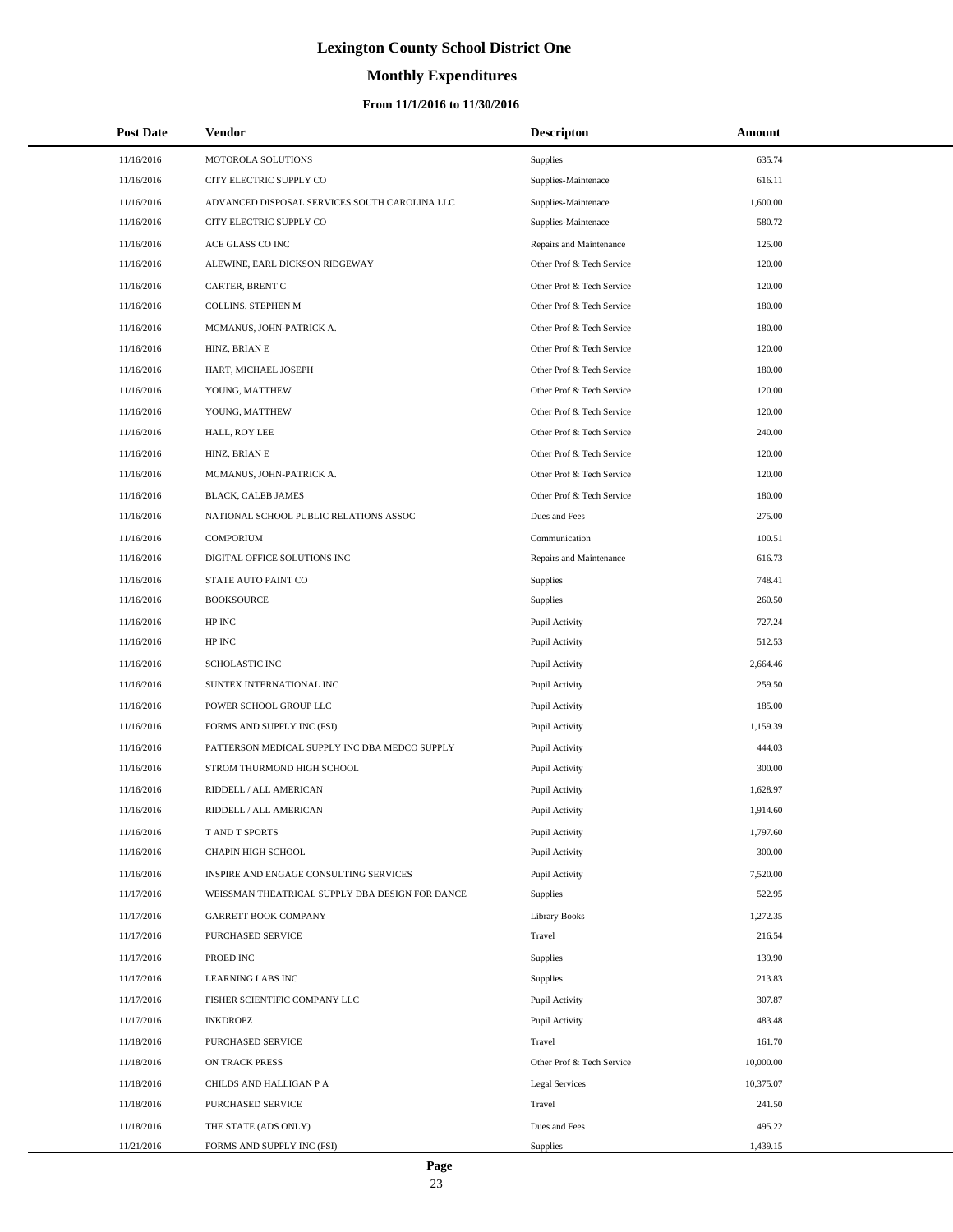# Lexington County School District One

## Monthly Expenditures

### From 11/1/2016 to 11/30/2016

| Post Date | Vendor | Descripton | Amount |
|---|---|---|---|
| 11/16/2016 | MOTOROLA SOLUTIONS | Supplies | 635.74 |
| 11/16/2016 | CITY ELECTRIC SUPPLY CO | Supplies-Maintenace | 616.11 |
| 11/16/2016 | ADVANCED DISPOSAL SERVICES SOUTH CAROLINA LLC | Supplies-Maintenace | 1,600.00 |
| 11/16/2016 | CITY ELECTRIC SUPPLY CO | Supplies-Maintenace | 580.72 |
| 11/16/2016 | ACE GLASS CO INC | Repairs and Maintenance | 125.00 |
| 11/16/2016 | ALEWINE, EARL DICKSON RIDGEWAY | Other Prof & Tech Service | 120.00 |
| 11/16/2016 | CARTER, BRENT C | Other Prof & Tech Service | 120.00 |
| 11/16/2016 | COLLINS, STEPHEN M | Other Prof & Tech Service | 180.00 |
| 11/16/2016 | MCMANUS, JOHN-PATRICK A. | Other Prof & Tech Service | 180.00 |
| 11/16/2016 | HINZ, BRIAN E | Other Prof & Tech Service | 120.00 |
| 11/16/2016 | HART, MICHAEL JOSEPH | Other Prof & Tech Service | 180.00 |
| 11/16/2016 | YOUNG, MATTHEW | Other Prof & Tech Service | 120.00 |
| 11/16/2016 | YOUNG, MATTHEW | Other Prof & Tech Service | 120.00 |
| 11/16/2016 | HALL, ROY LEE | Other Prof & Tech Service | 240.00 |
| 11/16/2016 | HINZ, BRIAN E | Other Prof & Tech Service | 120.00 |
| 11/16/2016 | MCMANUS, JOHN-PATRICK A. | Other Prof & Tech Service | 120.00 |
| 11/16/2016 | BLACK, CALEB JAMES | Other Prof & Tech Service | 180.00 |
| 11/16/2016 | NATIONAL SCHOOL PUBLIC RELATIONS ASSOC | Dues and Fees | 275.00 |
| 11/16/2016 | COMPORIUM | Communication | 100.51 |
| 11/16/2016 | DIGITAL OFFICE SOLUTIONS INC | Repairs and Maintenance | 616.73 |
| 11/16/2016 | STATE AUTO PAINT CO | Supplies | 748.41 |
| 11/16/2016 | BOOKSOURCE | Supplies | 260.50 |
| 11/16/2016 | HP INC | Pupil Activity | 727.24 |
| 11/16/2016 | HP INC | Pupil Activity | 512.53 |
| 11/16/2016 | SCHOLASTIC INC | Pupil Activity | 2,664.46 |
| 11/16/2016 | SUNTEX INTERNATIONAL INC | Pupil Activity | 259.50 |
| 11/16/2016 | POWER SCHOOL GROUP LLC | Pupil Activity | 185.00 |
| 11/16/2016 | FORMS AND SUPPLY INC (FSI) | Pupil Activity | 1,159.39 |
| 11/16/2016 | PATTERSON MEDICAL SUPPLY INC DBA MEDCO SUPPLY | Pupil Activity | 444.03 |
| 11/16/2016 | STROM THURMOND HIGH SCHOOL | Pupil Activity | 300.00 |
| 11/16/2016 | RIDDELL / ALL AMERICAN | Pupil Activity | 1,628.97 |
| 11/16/2016 | RIDDELL / ALL AMERICAN | Pupil Activity | 1,914.60 |
| 11/16/2016 | T AND T SPORTS | Pupil Activity | 1,797.60 |
| 11/16/2016 | CHAPIN HIGH SCHOOL | Pupil Activity | 300.00 |
| 11/16/2016 | INSPIRE AND ENGAGE CONSULTING SERVICES | Pupil Activity | 7,520.00 |
| 11/17/2016 | WEISSMAN THEATRICAL SUPPLY DBA DESIGN FOR DANCE | Supplies | 522.95 |
| 11/17/2016 | GARRETT BOOK COMPANY | Library Books | 1,272.35 |
| 11/17/2016 | PURCHASED SERVICE | Travel | 216.54 |
| 11/17/2016 | PROED INC | Supplies | 139.90 |
| 11/17/2016 | LEARNING LABS INC | Supplies | 213.83 |
| 11/17/2016 | FISHER SCIENTIFIC COMPANY LLC | Pupil Activity | 307.87 |
| 11/17/2016 | INKDROPZ | Pupil Activity | 483.48 |
| 11/18/2016 | PURCHASED SERVICE | Travel | 161.70 |
| 11/18/2016 | ON TRACK PRESS | Other Prof & Tech Service | 10,000.00 |
| 11/18/2016 | CHILDS AND HALLIGAN P A | Legal Services | 10,375.07 |
| 11/18/2016 | PURCHASED SERVICE | Travel | 241.50 |
| 11/18/2016 | THE STATE (ADS ONLY) | Dues and Fees | 495.22 |
| 11/21/2016 | FORMS AND SUPPLY INC (FSI) | Supplies | 1,439.15 |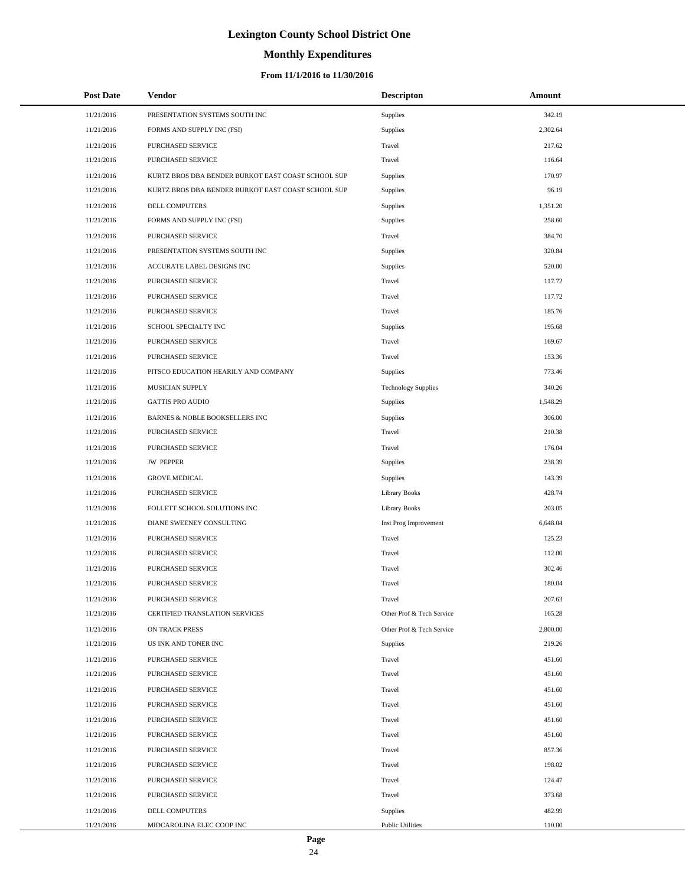# Lexington County School District One

## Monthly Expenditures

### From 11/1/2016 to 11/30/2016

| Post Date | Vendor | Descripton | Amount |
|---|---|---|---|
| 11/21/2016 | PRESENTATION SYSTEMS SOUTH INC | Supplies | 342.19 |
| 11/21/2016 | FORMS AND SUPPLY INC (FSI) | Supplies | 2,302.64 |
| 11/21/2016 | PURCHASED SERVICE | Travel | 217.62 |
| 11/21/2016 | PURCHASED SERVICE | Travel | 116.64 |
| 11/21/2016 | KURTZ BROS DBA BENDER BURKOT EAST COAST SCHOOL SUP | Supplies | 170.97 |
| 11/21/2016 | KURTZ BROS DBA BENDER BURKOT EAST COAST SCHOOL SUP | Supplies | 96.19 |
| 11/21/2016 | DELL COMPUTERS | Supplies | 1,351.20 |
| 11/21/2016 | FORMS AND SUPPLY INC (FSI) | Supplies | 258.60 |
| 11/21/2016 | PURCHASED SERVICE | Travel | 384.70 |
| 11/21/2016 | PRESENTATION SYSTEMS SOUTH INC | Supplies | 320.84 |
| 11/21/2016 | ACCURATE LABEL DESIGNS INC | Supplies | 520.00 |
| 11/21/2016 | PURCHASED SERVICE | Travel | 117.72 |
| 11/21/2016 | PURCHASED SERVICE | Travel | 117.72 |
| 11/21/2016 | PURCHASED SERVICE | Travel | 185.76 |
| 11/21/2016 | SCHOOL SPECIALTY INC | Supplies | 195.68 |
| 11/21/2016 | PURCHASED SERVICE | Travel | 169.67 |
| 11/21/2016 | PURCHASED SERVICE | Travel | 153.36 |
| 11/21/2016 | PITSCO EDUCATION HEARILY AND COMPANY | Supplies | 773.46 |
| 11/21/2016 | MUSICIAN SUPPLY | Technology Supplies | 340.26 |
| 11/21/2016 | GATTIS PRO AUDIO | Supplies | 1,548.29 |
| 11/21/2016 | BARNES & NOBLE BOOKSELLERS INC | Supplies | 306.00 |
| 11/21/2016 | PURCHASED SERVICE | Travel | 210.38 |
| 11/21/2016 | PURCHASED SERVICE | Travel | 176.04 |
| 11/21/2016 | JW PEPPER | Supplies | 238.39 |
| 11/21/2016 | GROVE MEDICAL | Supplies | 143.39 |
| 11/21/2016 | PURCHASED SERVICE | Library Books | 428.74 |
| 11/21/2016 | FOLLETT SCHOOL SOLUTIONS INC | Library Books | 203.05 |
| 11/21/2016 | DIANE SWEENEY CONSULTING | Inst Prog Improvement | 6,648.04 |
| 11/21/2016 | PURCHASED SERVICE | Travel | 125.23 |
| 11/21/2016 | PURCHASED SERVICE | Travel | 112.00 |
| 11/21/2016 | PURCHASED SERVICE | Travel | 302.46 |
| 11/21/2016 | PURCHASED SERVICE | Travel | 180.04 |
| 11/21/2016 | PURCHASED SERVICE | Travel | 207.63 |
| 11/21/2016 | CERTIFIED TRANSLATION SERVICES | Other Prof & Tech Service | 165.28 |
| 11/21/2016 | ON TRACK PRESS | Other Prof & Tech Service | 2,800.00 |
| 11/21/2016 | US INK AND TONER INC | Supplies | 219.26 |
| 11/21/2016 | PURCHASED SERVICE | Travel | 451.60 |
| 11/21/2016 | PURCHASED SERVICE | Travel | 451.60 |
| 11/21/2016 | PURCHASED SERVICE | Travel | 451.60 |
| 11/21/2016 | PURCHASED SERVICE | Travel | 451.60 |
| 11/21/2016 | PURCHASED SERVICE | Travel | 451.60 |
| 11/21/2016 | PURCHASED SERVICE | Travel | 451.60 |
| 11/21/2016 | PURCHASED SERVICE | Travel | 857.36 |
| 11/21/2016 | PURCHASED SERVICE | Travel | 198.02 |
| 11/21/2016 | PURCHASED SERVICE | Travel | 124.47 |
| 11/21/2016 | PURCHASED SERVICE | Travel | 373.68 |
| 11/21/2016 | DELL COMPUTERS | Supplies | 482.99 |
| 11/21/2016 | MIDCAROLINA ELEC COOP INC | Public Utilities | 110.00 |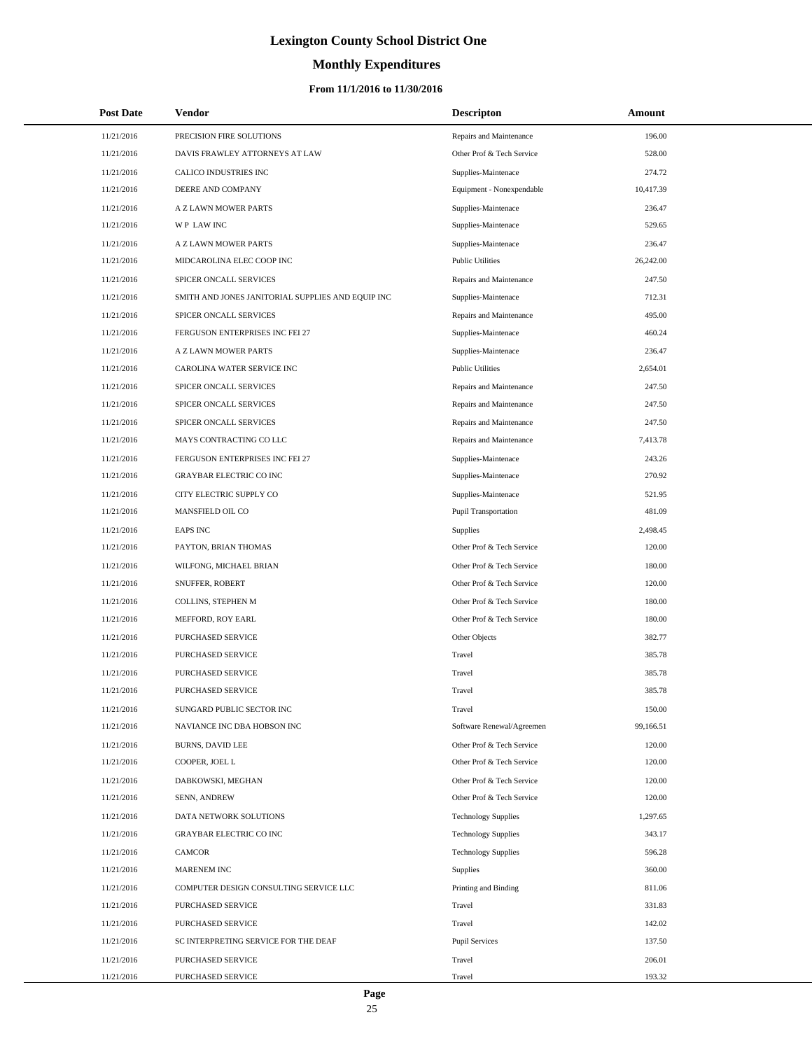# Lexington County School District One

## Monthly Expenditures

### From 11/1/2016 to 11/30/2016

| Post Date | Vendor | Descripton | Amount |
|---|---|---|---|
| 11/21/2016 | PRECISION FIRE SOLUTIONS | Repairs and Maintenance | 196.00 |
| 11/21/2016 | DAVIS FRAWLEY ATTORNEYS AT LAW | Other Prof & Tech Service | 528.00 |
| 11/21/2016 | CALICO INDUSTRIES INC | Supplies-Maintenace | 274.72 |
| 11/21/2016 | DEERE AND COMPANY | Equipment - Nonexpendable | 10,417.39 |
| 11/21/2016 | A Z LAWN MOWER PARTS | Supplies-Maintenace | 236.47 |
| 11/21/2016 | W P LAW INC | Supplies-Maintenace | 529.65 |
| 11/21/2016 | A Z LAWN MOWER PARTS | Supplies-Maintenace | 236.47 |
| 11/21/2016 | MIDCAROLINA ELEC COOP INC | Public Utilities | 26,242.00 |
| 11/21/2016 | SPICER ONCALL SERVICES | Repairs and Maintenance | 247.50 |
| 11/21/2016 | SMITH AND JONES JANITORIAL SUPPLIES AND EQUIP INC | Supplies-Maintenace | 712.31 |
| 11/21/2016 | SPICER ONCALL SERVICES | Repairs and Maintenance | 495.00 |
| 11/21/2016 | FERGUSON ENTERPRISES INC FEI 27 | Supplies-Maintenace | 460.24 |
| 11/21/2016 | A Z LAWN MOWER PARTS | Supplies-Maintenace | 236.47 |
| 11/21/2016 | CAROLINA WATER SERVICE INC | Public Utilities | 2,654.01 |
| 11/21/2016 | SPICER ONCALL SERVICES | Repairs and Maintenance | 247.50 |
| 11/21/2016 | SPICER ONCALL SERVICES | Repairs and Maintenance | 247.50 |
| 11/21/2016 | SPICER ONCALL SERVICES | Repairs and Maintenance | 247.50 |
| 11/21/2016 | MAYS CONTRACTING CO LLC | Repairs and Maintenance | 7,413.78 |
| 11/21/2016 | FERGUSON ENTERPRISES INC FEI 27 | Supplies-Maintenace | 243.26 |
| 11/21/2016 | GRAYBAR ELECTRIC CO INC | Supplies-Maintenace | 270.92 |
| 11/21/2016 | CITY ELECTRIC SUPPLY CO | Supplies-Maintenace | 521.95 |
| 11/21/2016 | MANSFIELD OIL CO | Pupil Transportation | 481.09 |
| 11/21/2016 | EAPS INC | Supplies | 2,498.45 |
| 11/21/2016 | PAYTON, BRIAN THOMAS | Other Prof & Tech Service | 120.00 |
| 11/21/2016 | WILFONG, MICHAEL BRIAN | Other Prof & Tech Service | 180.00 |
| 11/21/2016 | SNUFFER, ROBERT | Other Prof & Tech Service | 120.00 |
| 11/21/2016 | COLLINS, STEPHEN M | Other Prof & Tech Service | 180.00 |
| 11/21/2016 | MEFFORD, ROY EARL | Other Prof & Tech Service | 180.00 |
| 11/21/2016 | PURCHASED SERVICE | Other Objects | 382.77 |
| 11/21/2016 | PURCHASED SERVICE | Travel | 385.78 |
| 11/21/2016 | PURCHASED SERVICE | Travel | 385.78 |
| 11/21/2016 | PURCHASED SERVICE | Travel | 385.78 |
| 11/21/2016 | SUNGARD PUBLIC SECTOR INC | Travel | 150.00 |
| 11/21/2016 | NAVIANCE INC DBA HOBSON INC | Software Renewal/Agreemen | 99,166.51 |
| 11/21/2016 | BURNS, DAVID LEE | Other Prof & Tech Service | 120.00 |
| 11/21/2016 | COOPER, JOEL L | Other Prof & Tech Service | 120.00 |
| 11/21/2016 | DABKOWSKI, MEGHAN | Other Prof & Tech Service | 120.00 |
| 11/21/2016 | SENN, ANDREW | Other Prof & Tech Service | 120.00 |
| 11/21/2016 | DATA NETWORK SOLUTIONS | Technology Supplies | 1,297.65 |
| 11/21/2016 | GRAYBAR ELECTRIC CO INC | Technology Supplies | 343.17 |
| 11/21/2016 | CAMCOR | Technology Supplies | 596.28 |
| 11/21/2016 | MARENEM INC | Supplies | 360.00 |
| 11/21/2016 | COMPUTER DESIGN CONSULTING SERVICE LLC | Printing and Binding | 811.06 |
| 11/21/2016 | PURCHASED SERVICE | Travel | 331.83 |
| 11/21/2016 | PURCHASED SERVICE | Travel | 142.02 |
| 11/21/2016 | SC INTERPRETING SERVICE FOR THE DEAF | Pupil Services | 137.50 |
| 11/21/2016 | PURCHASED SERVICE | Travel | 206.01 |
| 11/21/2016 | PURCHASED SERVICE | Travel | 193.32 |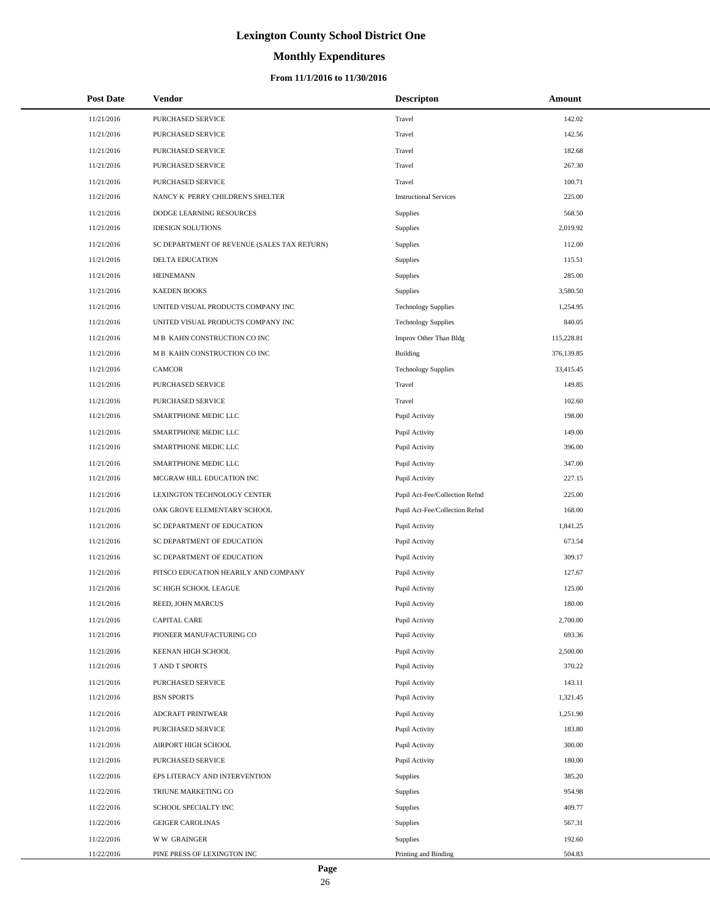# Lexington County School District One

## Monthly Expenditures

### From 11/1/2016 to 11/30/2016

| Post Date | Vendor | Descripton | Amount |
|---|---|---|---|
| 11/21/2016 | PURCHASED SERVICE | Travel | 142.02 |
| 11/21/2016 | PURCHASED SERVICE | Travel | 142.56 |
| 11/21/2016 | PURCHASED SERVICE | Travel | 182.68 |
| 11/21/2016 | PURCHASED SERVICE | Travel | 267.30 |
| 11/21/2016 | PURCHASED SERVICE | Travel | 100.71 |
| 11/21/2016 | NANCY K PERRY CHILDREN'S SHELTER | Instructional Services | 225.00 |
| 11/21/2016 | DODGE LEARNING RESOURCES | Supplies | 568.50 |
| 11/21/2016 | IDESIGN SOLUTIONS | Supplies | 2,019.92 |
| 11/21/2016 | SC DEPARTMENT OF REVENUE (SALES TAX RETURN) | Supplies | 112.00 |
| 11/21/2016 | DELTA EDUCATION | Supplies | 115.51 |
| 11/21/2016 | HEINEMANN | Supplies | 285.00 |
| 11/21/2016 | KAEDEN BOOKS | Supplies | 3,580.50 |
| 11/21/2016 | UNITED VISUAL PRODUCTS COMPANY INC | Technology Supplies | 1,254.95 |
| 11/21/2016 | UNITED VISUAL PRODUCTS COMPANY INC | Technology Supplies | 840.05 |
| 11/21/2016 | M B KAHN CONSTRUCTION CO INC | Improv Other Than Bldg | 115,228.81 |
| 11/21/2016 | M B KAHN CONSTRUCTION CO INC | Building | 376,139.85 |
| 11/21/2016 | CAMCOR | Technology Supplies | 33,415.45 |
| 11/21/2016 | PURCHASED SERVICE | Travel | 149.85 |
| 11/21/2016 | PURCHASED SERVICE | Travel | 102.60 |
| 11/21/2016 | SMARTPHONE MEDIC LLC | Pupil Activity | 198.00 |
| 11/21/2016 | SMARTPHONE MEDIC LLC | Pupil Activity | 149.00 |
| 11/21/2016 | SMARTPHONE MEDIC LLC | Pupil Activity | 396.00 |
| 11/21/2016 | SMARTPHONE MEDIC LLC | Pupil Activity | 347.00 |
| 11/21/2016 | MCGRAW HILL EDUCATION INC | Pupil Activity | 227.15 |
| 11/21/2016 | LEXINGTON TECHNOLOGY CENTER | Pupil Act-Fee/Collection Refnd | 225.00 |
| 11/21/2016 | OAK GROVE ELEMENTARY SCHOOL | Pupil Act-Fee/Collection Refnd | 168.00 |
| 11/21/2016 | SC DEPARTMENT OF EDUCATION | Pupil Activity | 1,841.25 |
| 11/21/2016 | SC DEPARTMENT OF EDUCATION | Pupil Activity | 673.54 |
| 11/21/2016 | SC DEPARTMENT OF EDUCATION | Pupil Activity | 309.17 |
| 11/21/2016 | PITSCO EDUCATION HEARILY AND COMPANY | Pupil Activity | 127.67 |
| 11/21/2016 | SC HIGH SCHOOL LEAGUE | Pupil Activity | 125.00 |
| 11/21/2016 | REED, JOHN MARCUS | Pupil Activity | 180.00 |
| 11/21/2016 | CAPITAL CARE | Pupil Activity | 2,700.00 |
| 11/21/2016 | PIONEER MANUFACTURING CO | Pupil Activity | 693.36 |
| 11/21/2016 | KEENAN HIGH SCHOOL | Pupil Activity | 2,500.00 |
| 11/21/2016 | T AND T SPORTS | Pupil Activity | 370.22 |
| 11/21/2016 | PURCHASED SERVICE | Pupil Activity | 143.11 |
| 11/21/2016 | BSN SPORTS | Pupil Activity | 1,321.45 |
| 11/21/2016 | ADCRAFT PRINTWEAR | Pupil Activity | 1,251.90 |
| 11/21/2016 | PURCHASED SERVICE | Pupil Activity | 183.80 |
| 11/21/2016 | AIRPORT HIGH SCHOOL | Pupil Activity | 300.00 |
| 11/21/2016 | PURCHASED SERVICE | Pupil Activity | 180.00 |
| 11/22/2016 | EPS LITERACY AND INTERVENTION | Supplies | 385.20 |
| 11/22/2016 | TRIUNE MARKETING CO | Supplies | 954.98 |
| 11/22/2016 | SCHOOL SPECIALTY INC | Supplies | 409.77 |
| 11/22/2016 | GEIGER CAROLINAS | Supplies | 567.31 |
| 11/22/2016 | W W GRAINGER | Supplies | 192.60 |
| 11/22/2016 | PINE PRESS OF LEXINGTON INC | Printing and Binding | 504.83 |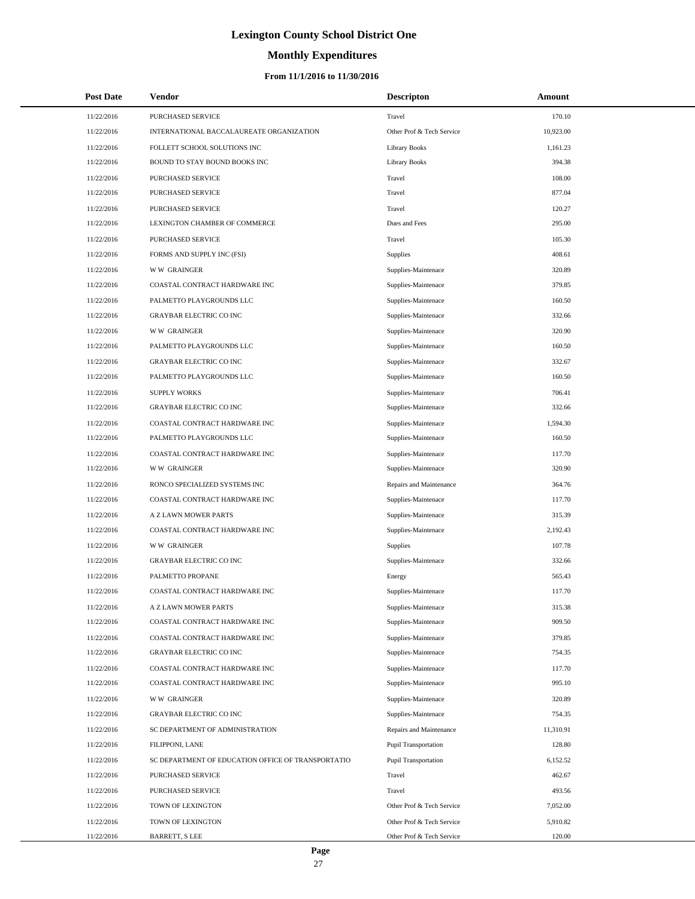# Lexington County School District One

## Monthly Expenditures

### From 11/1/2016 to 11/30/2016

| Post Date | Vendor | Descripton | Amount |
|---|---|---|---|
| 11/22/2016 | PURCHASED SERVICE | Travel | 170.10 |
| 11/22/2016 | INTERNATIONAL BACCALAUREATE ORGANIZATION | Other Prof & Tech Service | 10,923.00 |
| 11/22/2016 | FOLLETT SCHOOL SOLUTIONS INC | Library Books | 1,161.23 |
| 11/22/2016 | BOUND TO STAY BOUND BOOKS INC | Library Books | 394.38 |
| 11/22/2016 | PURCHASED SERVICE | Travel | 108.00 |
| 11/22/2016 | PURCHASED SERVICE | Travel | 877.04 |
| 11/22/2016 | PURCHASED SERVICE | Travel | 120.27 |
| 11/22/2016 | LEXINGTON CHAMBER OF COMMERCE | Dues and Fees | 295.00 |
| 11/22/2016 | PURCHASED SERVICE | Travel | 105.30 |
| 11/22/2016 | FORMS AND SUPPLY INC (FSI) | Supplies | 408.61 |
| 11/22/2016 | W W GRAINGER | Supplies-Maintenace | 320.89 |
| 11/22/2016 | COASTAL CONTRACT HARDWARE INC | Supplies-Maintenace | 379.85 |
| 11/22/2016 | PALMETTO PLAYGROUNDS LLC | Supplies-Maintenace | 160.50 |
| 11/22/2016 | GRAYBAR ELECTRIC CO INC | Supplies-Maintenace | 332.66 |
| 11/22/2016 | W W GRAINGER | Supplies-Maintenace | 320.90 |
| 11/22/2016 | PALMETTO PLAYGROUNDS LLC | Supplies-Maintenace | 160.50 |
| 11/22/2016 | GRAYBAR ELECTRIC CO INC | Supplies-Maintenace | 332.67 |
| 11/22/2016 | PALMETTO PLAYGROUNDS LLC | Supplies-Maintenace | 160.50 |
| 11/22/2016 | SUPPLY WORKS | Supplies-Maintenace | 706.41 |
| 11/22/2016 | GRAYBAR ELECTRIC CO INC | Supplies-Maintenace | 332.66 |
| 11/22/2016 | COASTAL CONTRACT HARDWARE INC | Supplies-Maintenace | 1,594.30 |
| 11/22/2016 | PALMETTO PLAYGROUNDS LLC | Supplies-Maintenace | 160.50 |
| 11/22/2016 | COASTAL CONTRACT HARDWARE INC | Supplies-Maintenace | 117.70 |
| 11/22/2016 | W W GRAINGER | Supplies-Maintenace | 320.90 |
| 11/22/2016 | RONCO SPECIALIZED SYSTEMS INC | Repairs and Maintenance | 364.76 |
| 11/22/2016 | COASTAL CONTRACT HARDWARE INC | Supplies-Maintenace | 117.70 |
| 11/22/2016 | A Z LAWN MOWER PARTS | Supplies-Maintenace | 315.39 |
| 11/22/2016 | COASTAL CONTRACT HARDWARE INC | Supplies-Maintenace | 2,192.43 |
| 11/22/2016 | W W GRAINGER | Supplies | 107.78 |
| 11/22/2016 | GRAYBAR ELECTRIC CO INC | Supplies-Maintenace | 332.66 |
| 11/22/2016 | PALMETTO PROPANE | Energy | 565.43 |
| 11/22/2016 | COASTAL CONTRACT HARDWARE INC | Supplies-Maintenace | 117.70 |
| 11/22/2016 | A Z LAWN MOWER PARTS | Supplies-Maintenace | 315.38 |
| 11/22/2016 | COASTAL CONTRACT HARDWARE INC | Supplies-Maintenace | 909.50 |
| 11/22/2016 | COASTAL CONTRACT HARDWARE INC | Supplies-Maintenace | 379.85 |
| 11/22/2016 | GRAYBAR ELECTRIC CO INC | Supplies-Maintenace | 754.35 |
| 11/22/2016 | COASTAL CONTRACT HARDWARE INC | Supplies-Maintenace | 117.70 |
| 11/22/2016 | COASTAL CONTRACT HARDWARE INC | Supplies-Maintenace | 995.10 |
| 11/22/2016 | W W GRAINGER | Supplies-Maintenace | 320.89 |
| 11/22/2016 | GRAYBAR ELECTRIC CO INC | Supplies-Maintenace | 754.35 |
| 11/22/2016 | SC DEPARTMENT OF ADMINISTRATION | Repairs and Maintenance | 11,310.91 |
| 11/22/2016 | FILIPPONI, LANE | Pupil Transportation | 128.80 |
| 11/22/2016 | SC DEPARTMENT OF EDUCATION OFFICE OF TRANSPORTATIO | Pupil Transportation | 6,152.52 |
| 11/22/2016 | PURCHASED SERVICE | Travel | 462.67 |
| 11/22/2016 | PURCHASED SERVICE | Travel | 493.56 |
| 11/22/2016 | TOWN OF LEXINGTON | Other Prof & Tech Service | 7,052.00 |
| 11/22/2016 | TOWN OF LEXINGTON | Other Prof & Tech Service | 5,910.82 |
| 11/22/2016 | BARRETT, S LEE | Other Prof & Tech Service | 120.00 |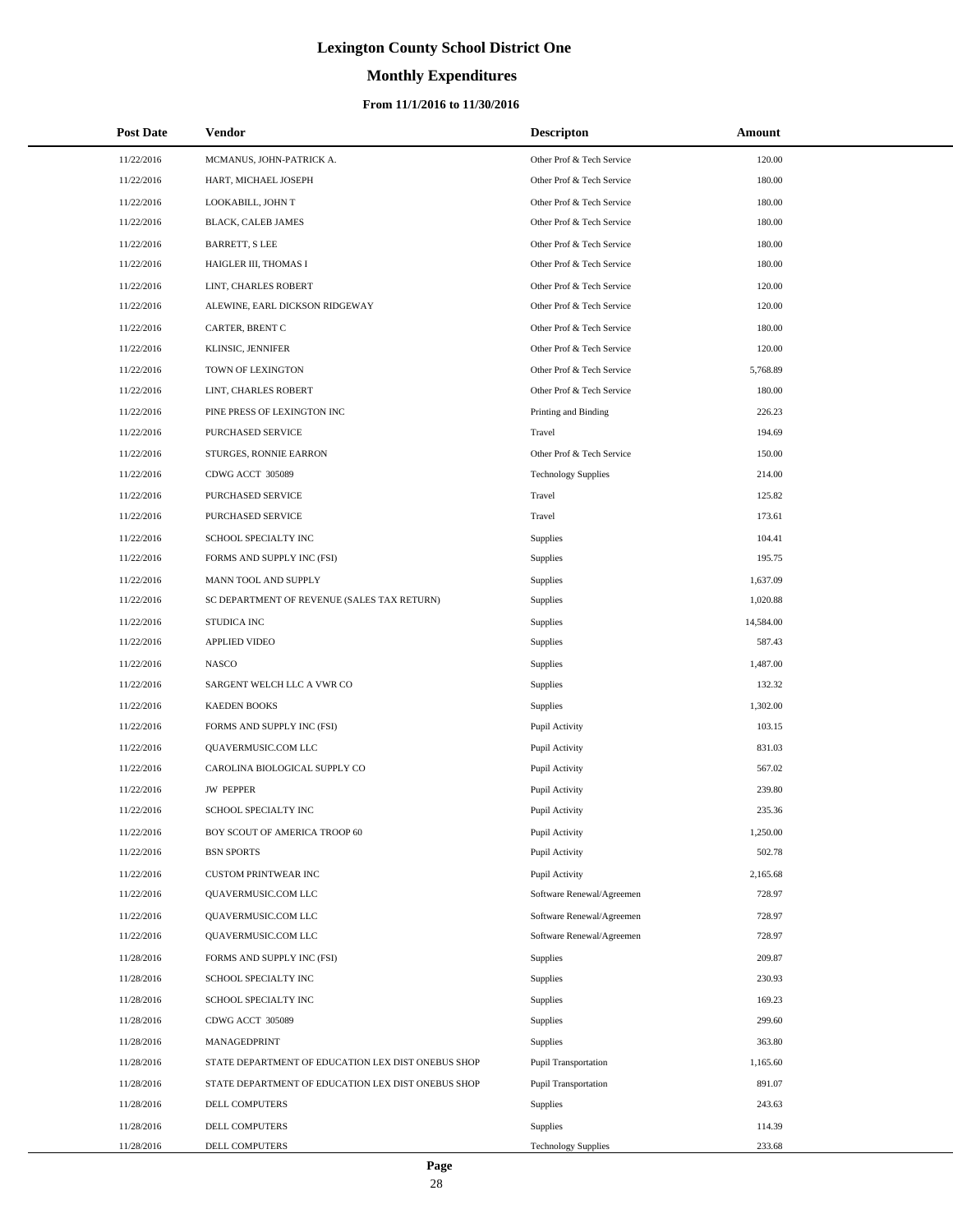# Lexington County School District One

## Monthly Expenditures

### From 11/1/2016 to 11/30/2016

| Post Date | Vendor | Descripton | Amount |
|---|---|---|---|
| 11/22/2016 | MCMANUS, JOHN-PATRICK A. | Other Prof & Tech Service | 120.00 |
| 11/22/2016 | HART, MICHAEL JOSEPH | Other Prof & Tech Service | 180.00 |
| 11/22/2016 | LOOKABILL, JOHN T | Other Prof & Tech Service | 180.00 |
| 11/22/2016 | BLACK, CALEB JAMES | Other Prof & Tech Service | 180.00 |
| 11/22/2016 | BARRETT, S LEE | Other Prof & Tech Service | 180.00 |
| 11/22/2016 | HAIGLER III, THOMAS I | Other Prof & Tech Service | 180.00 |
| 11/22/2016 | LINT, CHARLES ROBERT | Other Prof & Tech Service | 120.00 |
| 11/22/2016 | ALEWINE, EARL DICKSON RIDGEWAY | Other Prof & Tech Service | 120.00 |
| 11/22/2016 | CARTER, BRENT C | Other Prof & Tech Service | 180.00 |
| 11/22/2016 | KLINSIC, JENNIFER | Other Prof & Tech Service | 120.00 |
| 11/22/2016 | TOWN OF LEXINGTON | Other Prof & Tech Service | 5,768.89 |
| 11/22/2016 | LINT, CHARLES ROBERT | Other Prof & Tech Service | 180.00 |
| 11/22/2016 | PINE PRESS OF LEXINGTON INC | Printing and Binding | 226.23 |
| 11/22/2016 | PURCHASED SERVICE | Travel | 194.69 |
| 11/22/2016 | STURGES, RONNIE EARRON | Other Prof & Tech Service | 150.00 |
| 11/22/2016 | CDWG ACCT 305089 | Technology Supplies | 214.00 |
| 11/22/2016 | PURCHASED SERVICE | Travel | 125.82 |
| 11/22/2016 | PURCHASED SERVICE | Travel | 173.61 |
| 11/22/2016 | SCHOOL SPECIALTY INC | Supplies | 104.41 |
| 11/22/2016 | FORMS AND SUPPLY INC (FSI) | Supplies | 195.75 |
| 11/22/2016 | MANN TOOL AND SUPPLY | Supplies | 1,637.09 |
| 11/22/2016 | SC DEPARTMENT OF REVENUE (SALES TAX RETURN) | Supplies | 1,020.88 |
| 11/22/2016 | STUDICA INC | Supplies | 14,584.00 |
| 11/22/2016 | APPLIED VIDEO | Supplies | 587.43 |
| 11/22/2016 | NASCO | Supplies | 1,487.00 |
| 11/22/2016 | SARGENT WELCH LLC A VWR CO | Supplies | 132.32 |
| 11/22/2016 | KAEDEN BOOKS | Supplies | 1,302.00 |
| 11/22/2016 | FORMS AND SUPPLY INC (FSI) | Pupil Activity | 103.15 |
| 11/22/2016 | QUAVERMUSIC.COM LLC | Pupil Activity | 831.03 |
| 11/22/2016 | CAROLINA BIOLOGICAL SUPPLY CO | Pupil Activity | 567.02 |
| 11/22/2016 | JW PEPPER | Pupil Activity | 239.80 |
| 11/22/2016 | SCHOOL SPECIALTY INC | Pupil Activity | 235.36 |
| 11/22/2016 | BOY SCOUT OF AMERICA TROOP 60 | Pupil Activity | 1,250.00 |
| 11/22/2016 | BSN SPORTS | Pupil Activity | 502.78 |
| 11/22/2016 | CUSTOM PRINTWEAR INC | Pupil Activity | 2,165.68 |
| 11/22/2016 | QUAVERMUSIC.COM LLC | Software Renewal/Agreemen | 728.97 |
| 11/22/2016 | QUAVERMUSIC.COM LLC | Software Renewal/Agreemen | 728.97 |
| 11/22/2016 | QUAVERMUSIC.COM LLC | Software Renewal/Agreemen | 728.97 |
| 11/28/2016 | FORMS AND SUPPLY INC (FSI) | Supplies | 209.87 |
| 11/28/2016 | SCHOOL SPECIALTY INC | Supplies | 230.93 |
| 11/28/2016 | SCHOOL SPECIALTY INC | Supplies | 169.23 |
| 11/28/2016 | CDWG ACCT 305089 | Supplies | 299.60 |
| 11/28/2016 | MANAGEDPRINT | Supplies | 363.80 |
| 11/28/2016 | STATE DEPARTMENT OF EDUCATION LEX DIST ONEBUS SHOP | Pupil Transportation | 1,165.60 |
| 11/28/2016 | STATE DEPARTMENT OF EDUCATION LEX DIST ONEBUS SHOP | Pupil Transportation | 891.07 |
| 11/28/2016 | DELL COMPUTERS | Supplies | 243.63 |
| 11/28/2016 | DELL COMPUTERS | Supplies | 114.39 |
| 11/28/2016 | DELL COMPUTERS | Technology Supplies | 233.68 |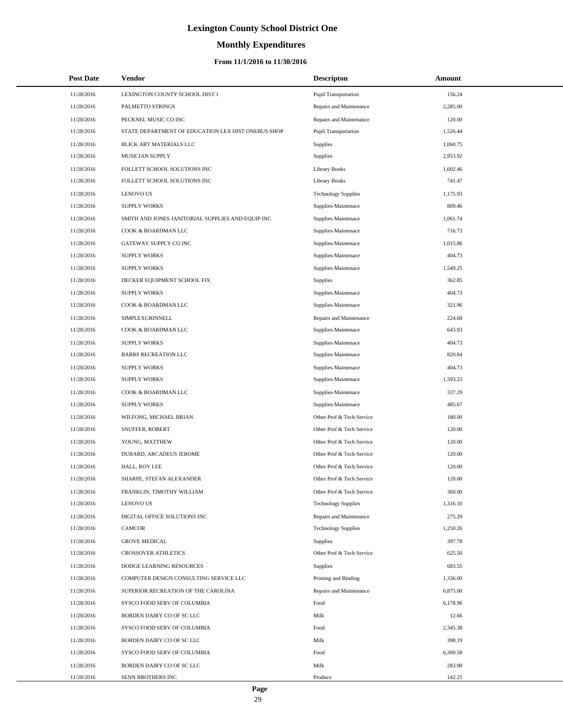# Lexington County School District One

## Monthly Expenditures

### From 11/1/2016 to 11/30/2016

| Post Date | Vendor | Descripton | Amount |
|---|---|---|---|
| 11/28/2016 | LEXINGTON COUNTY SCHOOL DIST 1 | Pupil Transportation | 156.24 |
| 11/28/2016 | PALMETTO STRINGS | Repairs and Maintenance | 2,285.00 |
| 11/28/2016 | PECKNEL MUSIC CO INC | Repairs and Maintenance | 120.00 |
| 11/28/2016 | STATE DEPARTMENT OF EDUCATION LEX DIST ONEBUS SHOP | Pupil Transportation | 1,526.44 |
| 11/28/2016 | BLICK ART MATERIALS LLC | Supplies | 1,060.75 |
| 11/28/2016 | MUSICIAN SUPPLY | Supplies | 2,953.92 |
| 11/28/2016 | FOLLETT SCHOOL SOLUTIONS INC | Library Books | 1,602.46 |
| 11/28/2016 | FOLLETT SCHOOL SOLUTIONS INC | Library Books | 741.47 |
| 11/28/2016 | LENOVO US | Technology Supplies | 1,175.93 |
| 11/28/2016 | SUPPLY WORKS | Supplies-Maintenace | 809.46 |
| 11/28/2016 | SMITH AND JONES JANITORIAL SUPPLIES AND EQUIP INC | Supplies-Maintenace | 1,061.74 |
| 11/28/2016 | COOK & BOARDMAN LLC | Supplies-Maintenace | 716.73 |
| 11/28/2016 | GATEWAY SUPPLY CO INC | Supplies-Maintenace | 1,015.86 |
| 11/28/2016 | SUPPLY WORKS | Supplies-Maintenace | 404.73 |
| 11/28/2016 | SUPPLY WORKS | Supplies-Maintenace | 1,549.25 |
| 11/28/2016 | DECKER EQUIPMENT SCHOOL FIX | Supplies | 362.85 |
| 11/28/2016 | SUPPLY WORKS | Supplies-Maintenace | 404.73 |
| 11/28/2016 | COOK & BOARDMAN LLC | Supplies-Maintenace | 321.96 |
| 11/28/2016 | SIMPLEXGRINNELL | Repairs and Maintenance | 224.68 |
| 11/28/2016 | COOK & BOARDMAN LLC | Supplies-Maintenace | 643.93 |
| 11/28/2016 | SUPPLY WORKS | Supplies-Maintenace | 404.73 |
| 11/28/2016 | BARRS RECREATION LLC | Supplies-Maintenace | 820.84 |
| 11/28/2016 | SUPPLY WORKS | Supplies-Maintenace | 404.73 |
| 11/28/2016 | SUPPLY WORKS | Supplies-Maintenace | 1,593.23 |
| 11/28/2016 | COOK & BOARDMAN LLC | Supplies-Maintenace | 337.29 |
| 11/28/2016 | SUPPLY WORKS | Supplies-Maintenace | 485.67 |
| 11/28/2016 | WILFONG, MICHAEL BRIAN | Other Prof & Tech Service | 180.00 |
| 11/28/2016 | SNUFFER, ROBERT | Other Prof & Tech Service | 120.00 |
| 11/28/2016 | YOUNG, MATTHEW | Other Prof & Tech Service | 120.00 |
| 11/28/2016 | DUBARD, ARCADEUS JEROME | Other Prof & Tech Service | 120.00 |
| 11/28/2016 | HALL, ROY LEE | Other Prof & Tech Service | 120.00 |
| 11/28/2016 | SHARPE, STEFAN ALEXANDER | Other Prof & Tech Service | 120.00 |
| 11/28/2016 | FRANKLIN, TIMOTHY WILLIAM | Other Prof & Tech Service | 360.00 |
| 11/28/2016 | LENOVO US | Technology Supplies | 1,316.10 |
| 11/28/2016 | DIGITAL OFFICE SOLUTIONS INC | Repairs and Maintenance | 275.29 |
| 11/28/2016 | CAMCOR | Technology Supplies | 1,250.26 |
| 11/28/2016 | GROVE MEDICAL | Supplies | 397.78 |
| 11/28/2016 | CROSSOVER ATHLETICS | Other Prof & Tech Service | 625.50 |
| 11/28/2016 | DODGE LEARNING RESOURCES | Supplies | 683.55 |
| 11/28/2016 | COMPUTER DESIGN CONSULTING SERVICE LLC | Printing and Binding | 1,336.00 |
| 11/28/2016 | SUPERIOR RECREATION OF THE CAROLINA | Repairs and Maintenance | 6,875.00 |
| 11/28/2016 | SYSCO FOOD SERV OF COLUMBIA | Food | 6,178.96 |
| 11/28/2016 | BORDEN DAIRY CO OF SC LLC | Milk | 12.66 |
| 11/28/2016 | SYSCO FOOD SERV OF COLUMBIA | Food | 2,345.38 |
| 11/28/2016 | BORDEN DAIRY CO OF SC LLC | Milk | 398.19 |
| 11/28/2016 | SYSCO FOOD SERV OF COLUMBIA | Food | 6,300.58 |
| 11/28/2016 | BORDEN DAIRY CO OF SC LLC | Milk | 283.90 |
| 11/28/2016 | SENN BROTHERS INC | Produce | 142.25 |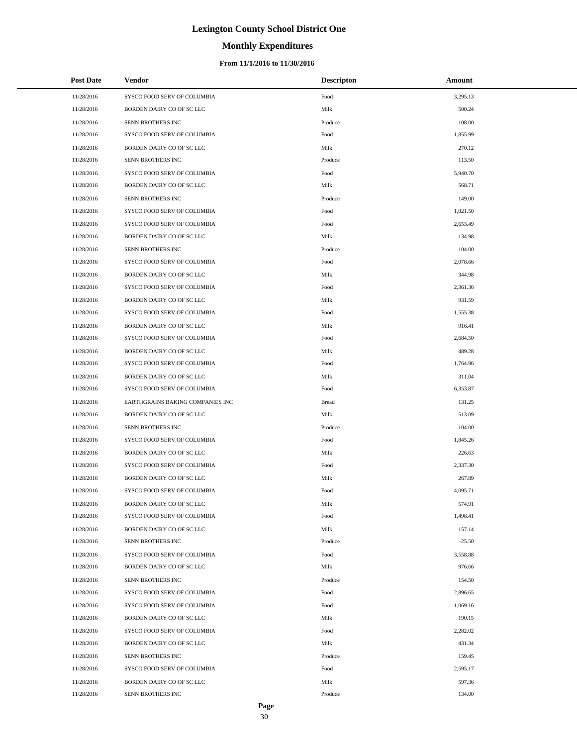# Lexington County School District One

## Monthly Expenditures

### From 11/1/2016 to 11/30/2016

| Post Date | Vendor | Descripton | Amount |
|---|---|---|---|
| 11/28/2016 | SYSCO FOOD SERV OF COLUMBIA | Food | 3,295.13 |
| 11/28/2016 | BORDEN DAIRY CO OF SC LLC | Milk | 500.24 |
| 11/28/2016 | SENN BROTHERS INC | Produce | 108.00 |
| 11/28/2016 | SYSCO FOOD SERV OF COLUMBIA | Food | 1,855.99 |
| 11/28/2016 | BORDEN DAIRY CO OF SC LLC | Milk | 270.12 |
| 11/28/2016 | SENN BROTHERS INC | Produce | 113.50 |
| 11/28/2016 | SYSCO FOOD SERV OF COLUMBIA | Food | 5,940.70 |
| 11/28/2016 | BORDEN DAIRY CO OF SC LLC | Milk | 568.71 |
| 11/28/2016 | SENN BROTHERS INC | Produce | 149.00 |
| 11/28/2016 | SYSCO FOOD SERV OF COLUMBIA | Food | 1,021.50 |
| 11/28/2016 | SYSCO FOOD SERV OF COLUMBIA | Food | 2,653.49 |
| 11/28/2016 | BORDEN DAIRY CO OF SC LLC | Milk | 134.98 |
| 11/28/2016 | SENN BROTHERS INC | Produce | 104.00 |
| 11/28/2016 | SYSCO FOOD SERV OF COLUMBIA | Food | 2,078.66 |
| 11/28/2016 | BORDEN DAIRY CO OF SC LLC | Milk | 344.98 |
| 11/28/2016 | SYSCO FOOD SERV OF COLUMBIA | Food | 2,361.36 |
| 11/28/2016 | BORDEN DAIRY CO OF SC LLC | Milk | 931.59 |
| 11/28/2016 | SYSCO FOOD SERV OF COLUMBIA | Food | 1,555.38 |
| 11/28/2016 | BORDEN DAIRY CO OF SC LLC | Milk | 916.41 |
| 11/28/2016 | SYSCO FOOD SERV OF COLUMBIA | Food | 2,684.50 |
| 11/28/2016 | BORDEN DAIRY CO OF SC LLC | Milk | 489.28 |
| 11/28/2016 | SYSCO FOOD SERV OF COLUMBIA | Food | 1,764.96 |
| 11/28/2016 | BORDEN DAIRY CO OF SC LLC | Milk | 311.04 |
| 11/28/2016 | SYSCO FOOD SERV OF COLUMBIA | Food | 6,353.87 |
| 11/28/2016 | EARTHGRAINS BAKING COMPANIES INC | Bread | 131.25 |
| 11/28/2016 | BORDEN DAIRY CO OF SC LLC | Milk | 513.09 |
| 11/28/2016 | SENN BROTHERS INC | Produce | 104.00 |
| 11/28/2016 | SYSCO FOOD SERV OF COLUMBIA | Food | 1,845.26 |
| 11/28/2016 | BORDEN DAIRY CO OF SC LLC | Milk | 226.63 |
| 11/28/2016 | SYSCO FOOD SERV OF COLUMBIA | Food | 2,337.30 |
| 11/28/2016 | BORDEN DAIRY CO OF SC LLC | Milk | 267.89 |
| 11/28/2016 | SYSCO FOOD SERV OF COLUMBIA | Food | 4,095.71 |
| 11/28/2016 | BORDEN DAIRY CO OF SC LLC | Milk | 574.91 |
| 11/28/2016 | SYSCO FOOD SERV OF COLUMBIA | Food | 1,498.41 |
| 11/28/2016 | BORDEN DAIRY CO OF SC LLC | Milk | 157.14 |
| 11/28/2016 | SENN BROTHERS INC | Produce | -25.50 |
| 11/28/2016 | SYSCO FOOD SERV OF COLUMBIA | Food | 3,558.88 |
| 11/28/2016 | BORDEN DAIRY CO OF SC LLC | Milk | 976.66 |
| 11/28/2016 | SENN BROTHERS INC | Produce | 154.50 |
| 11/28/2016 | SYSCO FOOD SERV OF COLUMBIA | Food | 2,896.65 |
| 11/28/2016 | SYSCO FOOD SERV OF COLUMBIA | Food | 1,069.16 |
| 11/28/2016 | BORDEN DAIRY CO OF SC LLC | Milk | 190.15 |
| 11/28/2016 | SYSCO FOOD SERV OF COLUMBIA | Food | 2,282.02 |
| 11/28/2016 | BORDEN DAIRY CO OF SC LLC | Milk | 431.34 |
| 11/28/2016 | SENN BROTHERS INC | Produce | 159.45 |
| 11/28/2016 | SYSCO FOOD SERV OF COLUMBIA | Food | 2,595.17 |
| 11/28/2016 | BORDEN DAIRY CO OF SC LLC | Milk | 597.36 |
| 11/28/2016 | SENN BROTHERS INC | Produce | 134.00 |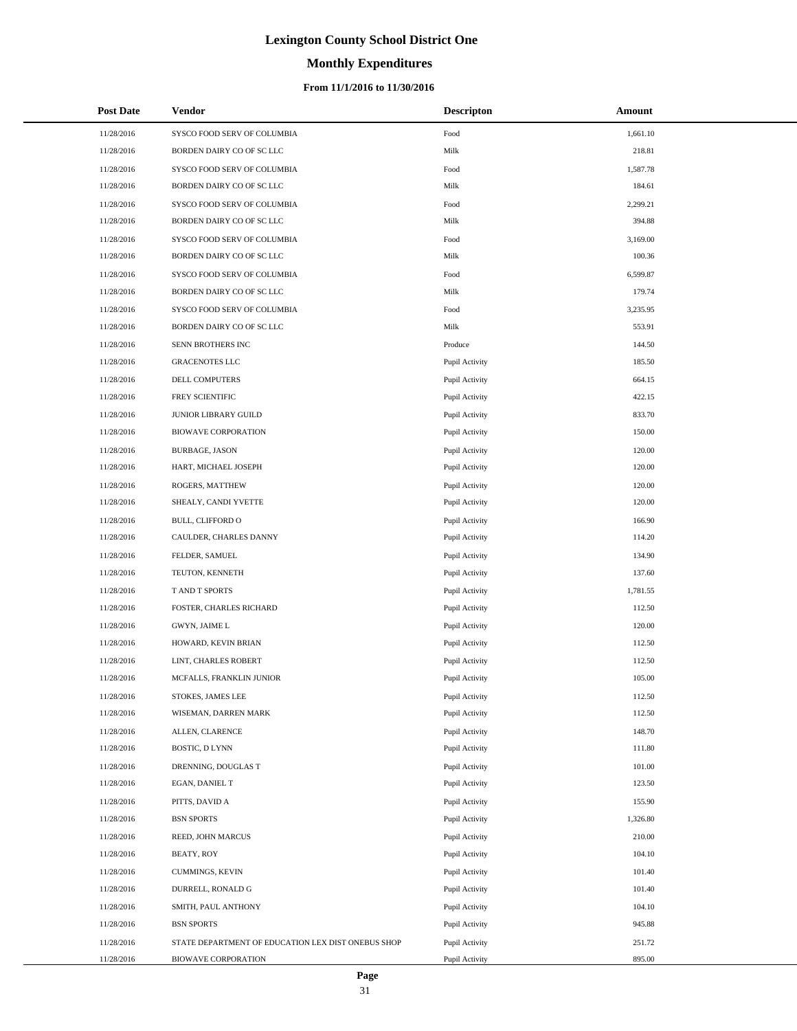# Lexington County School District One

## Monthly Expenditures

### From 11/1/2016 to 11/30/2016

| Post Date | Vendor | Descripton | Amount |
| --- | --- | --- | --- |
| 11/28/2016 | SYSCO FOOD SERV OF COLUMBIA | Food | 1,661.10 |
| 11/28/2016 | BORDEN DAIRY CO OF SC LLC | Milk | 218.81 |
| 11/28/2016 | SYSCO FOOD SERV OF COLUMBIA | Food | 1,587.78 |
| 11/28/2016 | BORDEN DAIRY CO OF SC LLC | Milk | 184.61 |
| 11/28/2016 | SYSCO FOOD SERV OF COLUMBIA | Food | 2,299.21 |
| 11/28/2016 | BORDEN DAIRY CO OF SC LLC | Milk | 394.88 |
| 11/28/2016 | SYSCO FOOD SERV OF COLUMBIA | Food | 3,169.00 |
| 11/28/2016 | BORDEN DAIRY CO OF SC LLC | Milk | 100.36 |
| 11/28/2016 | SYSCO FOOD SERV OF COLUMBIA | Food | 6,599.87 |
| 11/28/2016 | BORDEN DAIRY CO OF SC LLC | Milk | 179.74 |
| 11/28/2016 | SYSCO FOOD SERV OF COLUMBIA | Food | 3,235.95 |
| 11/28/2016 | BORDEN DAIRY CO OF SC LLC | Milk | 553.91 |
| 11/28/2016 | SENN BROTHERS INC | Produce | 144.50 |
| 11/28/2016 | GRACENOTES LLC | Pupil Activity | 185.50 |
| 11/28/2016 | DELL COMPUTERS | Pupil Activity | 664.15 |
| 11/28/2016 | FREY SCIENTIFIC | Pupil Activity | 422.15 |
| 11/28/2016 | JUNIOR LIBRARY GUILD | Pupil Activity | 833.70 |
| 11/28/2016 | BIOWAVE CORPORATION | Pupil Activity | 150.00 |
| 11/28/2016 | BURBAGE, JASON | Pupil Activity | 120.00 |
| 11/28/2016 | HART, MICHAEL JOSEPH | Pupil Activity | 120.00 |
| 11/28/2016 | ROGERS, MATTHEW | Pupil Activity | 120.00 |
| 11/28/2016 | SHEALY, CANDI YVETTE | Pupil Activity | 120.00 |
| 11/28/2016 | BULL, CLIFFORD O | Pupil Activity | 166.90 |
| 11/28/2016 | CAULDER, CHARLES DANNY | Pupil Activity | 114.20 |
| 11/28/2016 | FELDER, SAMUEL | Pupil Activity | 134.90 |
| 11/28/2016 | TEUTON, KENNETH | Pupil Activity | 137.60 |
| 11/28/2016 | T AND T SPORTS | Pupil Activity | 1,781.55 |
| 11/28/2016 | FOSTER, CHARLES RICHARD | Pupil Activity | 112.50 |
| 11/28/2016 | GWYN, JAIME L | Pupil Activity | 120.00 |
| 11/28/2016 | HOWARD, KEVIN BRIAN | Pupil Activity | 112.50 |
| 11/28/2016 | LINT, CHARLES ROBERT | Pupil Activity | 112.50 |
| 11/28/2016 | MCFALLS, FRANKLIN JUNIOR | Pupil Activity | 105.00 |
| 11/28/2016 | STOKES, JAMES LEE | Pupil Activity | 112.50 |
| 11/28/2016 | WISEMAN, DARREN MARK | Pupil Activity | 112.50 |
| 11/28/2016 | ALLEN, CLARENCE | Pupil Activity | 148.70 |
| 11/28/2016 | BOSTIC, D LYNN | Pupil Activity | 111.80 |
| 11/28/2016 | DRENNING, DOUGLAS T | Pupil Activity | 101.00 |
| 11/28/2016 | EGAN, DANIEL T | Pupil Activity | 123.50 |
| 11/28/2016 | PITTS, DAVID A | Pupil Activity | 155.90 |
| 11/28/2016 | BSN SPORTS | Pupil Activity | 1,326.80 |
| 11/28/2016 | REED, JOHN MARCUS | Pupil Activity | 210.00 |
| 11/28/2016 | BEATY, ROY | Pupil Activity | 104.10 |
| 11/28/2016 | CUMMINGS, KEVIN | Pupil Activity | 101.40 |
| 11/28/2016 | DURRELL, RONALD G | Pupil Activity | 101.40 |
| 11/28/2016 | SMITH, PAUL ANTHONY | Pupil Activity | 104.10 |
| 11/28/2016 | BSN SPORTS | Pupil Activity | 945.88 |
| 11/28/2016 | STATE DEPARTMENT OF EDUCATION LEX DIST ONEBUS SHOP | Pupil Activity | 251.72 |
| 11/28/2016 | BIOWAVE CORPORATION | Pupil Activity | 895.00 |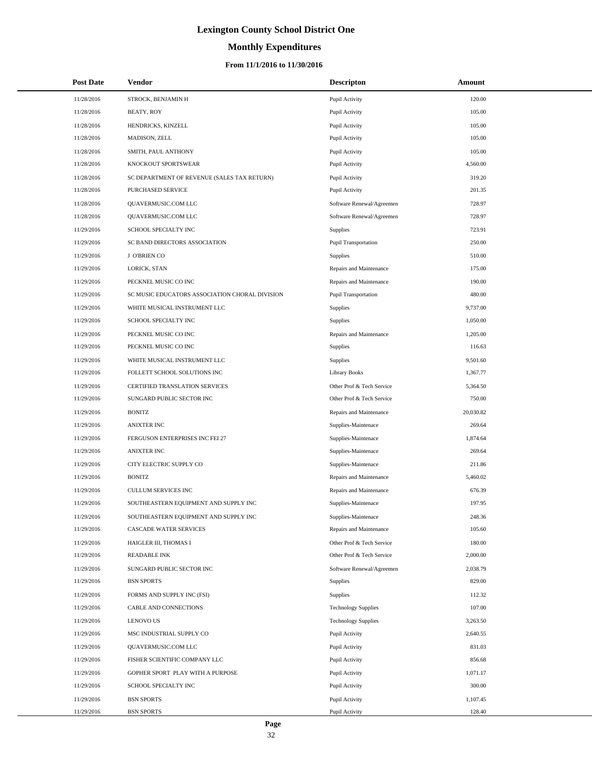# Lexington County School District One

## Monthly Expenditures

### From 11/1/2016 to 11/30/2016

| Post Date | Vendor | Descripton | Amount |
|---|---|---|---|
| 11/28/2016 | STROCK, BENJAMIN H | Pupil Activity | 120.00 |
| 11/28/2016 | BEATY, ROY | Pupil Activity | 105.00 |
| 11/28/2016 | HENDRICKS, KINZELL | Pupil Activity | 105.00 |
| 11/28/2016 | MADISON, ZELL | Pupil Activity | 105.00 |
| 11/28/2016 | SMITH, PAUL ANTHONY | Pupil Activity | 105.00 |
| 11/28/2016 | KNOCKOUT SPORTSWEAR | Pupil Activity | 4,560.00 |
| 11/28/2016 | SC DEPARTMENT OF REVENUE (SALES TAX RETURN) | Pupil Activity | 319.20 |
| 11/28/2016 | PURCHASED SERVICE | Pupil Activity | 201.35 |
| 11/28/2016 | QUAVERMUSIC.COM LLC | Software Renewal/Agreemen | 728.97 |
| 11/28/2016 | QUAVERMUSIC.COM LLC | Software Renewal/Agreemen | 728.97 |
| 11/29/2016 | SCHOOL SPECIALTY INC | Supplies | 723.91 |
| 11/29/2016 | SC BAND DIRECTORS ASSOCIATION | Pupil Transportation | 250.00 |
| 11/29/2016 | J O'BRIEN CO | Supplies | 510.00 |
| 11/29/2016 | LORICK, STAN | Repairs and Maintenance | 175.00 |
| 11/29/2016 | PECKNEL MUSIC CO INC | Repairs and Maintenance | 190.00 |
| 11/29/2016 | SC MUSIC EDUCATORS ASSOCIATION CHORAL DIVISION | Pupil Transportation | 480.00 |
| 11/29/2016 | WHITE MUSICAL INSTRUMENT LLC | Supplies | 9,737.00 |
| 11/29/2016 | SCHOOL SPECIALTY INC | Supplies | 1,050.00 |
| 11/29/2016 | PECKNEL MUSIC CO INC | Repairs and Maintenance | 1,205.00 |
| 11/29/2016 | PECKNEL MUSIC CO INC | Supplies | 116.63 |
| 11/29/2016 | WHITE MUSICAL INSTRUMENT LLC | Supplies | 9,501.60 |
| 11/29/2016 | FOLLETT SCHOOL SOLUTIONS INC | Library Books | 1,367.77 |
| 11/29/2016 | CERTIFIED TRANSLATION SERVICES | Other Prof & Tech Service | 5,364.50 |
| 11/29/2016 | SUNGARD PUBLIC SECTOR INC | Other Prof & Tech Service | 750.00 |
| 11/29/2016 | BONITZ | Repairs and Maintenance | 20,030.82 |
| 11/29/2016 | ANIXTER INC | Supplies-Maintenace | 269.64 |
| 11/29/2016 | FERGUSON ENTERPRISES INC FEI 27 | Supplies-Maintenace | 1,874.64 |
| 11/29/2016 | ANIXTER INC | Supplies-Maintenace | 269.64 |
| 11/29/2016 | CITY ELECTRIC SUPPLY CO | Supplies-Maintenace | 211.86 |
| 11/29/2016 | BONITZ | Repairs and Maintenance | 5,460.02 |
| 11/29/2016 | CULLUM SERVICES INC | Repairs and Maintenance | 676.39 |
| 11/29/2016 | SOUTHEASTERN EQUIPMENT AND SUPPLY INC | Supplies-Maintenace | 197.95 |
| 11/29/2016 | SOUTHEASTERN EQUIPMENT AND SUPPLY INC | Supplies-Maintenace | 248.36 |
| 11/29/2016 | CASCADE WATER SERVICES | Repairs and Maintenance | 105.60 |
| 11/29/2016 | HAIGLER III, THOMAS I | Other Prof & Tech Service | 180.00 |
| 11/29/2016 | READABLE INK | Other Prof & Tech Service | 2,000.00 |
| 11/29/2016 | SUNGARD PUBLIC SECTOR INC | Software Renewal/Agreemen | 2,038.79 |
| 11/29/2016 | BSN SPORTS | Supplies | 829.00 |
| 11/29/2016 | FORMS AND SUPPLY INC (FSI) | Supplies | 112.32 |
| 11/29/2016 | CABLE AND CONNECTIONS | Technology Supplies | 107.00 |
| 11/29/2016 | LENOVO US | Technology Supplies | 3,263.50 |
| 11/29/2016 | MSC INDUSTRIAL SUPPLY CO | Pupil Activity | 2,640.55 |
| 11/29/2016 | QUAVERMUSIC.COM LLC | Pupil Activity | 831.03 |
| 11/29/2016 | FISHER SCIENTIFIC COMPANY LLC | Pupil Activity | 856.68 |
| 11/29/2016 | GOPHER SPORT PLAY WITH A PURPOSE | Pupil Activity | 1,071.17 |
| 11/29/2016 | SCHOOL SPECIALTY INC | Pupil Activity | 300.00 |
| 11/29/2016 | BSN SPORTS | Pupil Activity | 1,107.45 |
| 11/29/2016 | BSN SPORTS | Pupil Activity | 128.40 |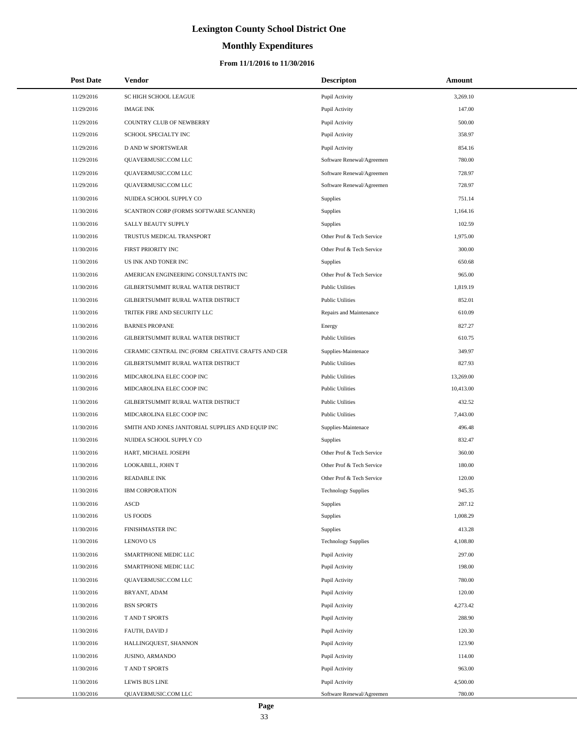# Lexington County School District One

## Monthly Expenditures

### From 11/1/2016 to 11/30/2016

| Post Date | Vendor | Descripton | Amount |
|---|---|---|---|
| 11/29/2016 | SC HIGH SCHOOL LEAGUE | Pupil Activity | 3,269.10 |
| 11/29/2016 | IMAGE INK | Pupil Activity | 147.00 |
| 11/29/2016 | COUNTRY CLUB OF NEWBERRY | Pupil Activity | 500.00 |
| 11/29/2016 | SCHOOL SPECIALTY INC | Pupil Activity | 358.97 |
| 11/29/2016 | D AND W SPORTSWEAR | Pupil Activity | 854.16 |
| 11/29/2016 | QUAVERMUSIC.COM LLC | Software Renewal/Agreemen | 780.00 |
| 11/29/2016 | QUAVERMUSIC.COM LLC | Software Renewal/Agreemen | 728.97 |
| 11/29/2016 | QUAVERMUSIC.COM LLC | Software Renewal/Agreemen | 728.97 |
| 11/30/2016 | NUIDEA SCHOOL SUPPLY CO | Supplies | 751.14 |
| 11/30/2016 | SCANTRON CORP (FORMS SOFTWARE SCANNER) | Supplies | 1,164.16 |
| 11/30/2016 | SALLY BEAUTY SUPPLY | Supplies | 102.59 |
| 11/30/2016 | TRUSTUS MEDICAL TRANSPORT | Other Prof & Tech Service | 1,975.00 |
| 11/30/2016 | FIRST PRIORITY INC | Other Prof & Tech Service | 300.00 |
| 11/30/2016 | US INK AND TONER INC | Supplies | 650.68 |
| 11/30/2016 | AMERICAN ENGINEERING CONSULTANTS INC | Other Prof & Tech Service | 965.00 |
| 11/30/2016 | GILBERTSUMMIT RURAL WATER DISTRICT | Public Utilities | 1,819.19 |
| 11/30/2016 | GILBERTSUMMIT RURAL WATER DISTRICT | Public Utilities | 852.01 |
| 11/30/2016 | TRITEK FIRE AND SECURITY LLC | Repairs and Maintenance | 610.09 |
| 11/30/2016 | BARNES PROPANE | Energy | 827.27 |
| 11/30/2016 | GILBERTSUMMIT RURAL WATER DISTRICT | Public Utilities | 610.75 |
| 11/30/2016 | CERAMIC CENTRAL INC (FORM CREATIVE CRAFTS AND CER | Supplies-Maintenace | 349.97 |
| 11/30/2016 | GILBERTSUMMIT RURAL WATER DISTRICT | Public Utilities | 827.93 |
| 11/30/2016 | MIDCAROLINA ELEC COOP INC | Public Utilities | 13,269.00 |
| 11/30/2016 | MIDCAROLINA ELEC COOP INC | Public Utilities | 10,413.00 |
| 11/30/2016 | GILBERTSUMMIT RURAL WATER DISTRICT | Public Utilities | 432.52 |
| 11/30/2016 | MIDCAROLINA ELEC COOP INC | Public Utilities | 7,443.00 |
| 11/30/2016 | SMITH AND JONES JANITORIAL SUPPLIES AND EQUIP INC | Supplies-Maintenace | 496.48 |
| 11/30/2016 | NUIDEA SCHOOL SUPPLY CO | Supplies | 832.47 |
| 11/30/2016 | HART, MICHAEL JOSEPH | Other Prof & Tech Service | 360.00 |
| 11/30/2016 | LOOKABILL, JOHN T | Other Prof & Tech Service | 180.00 |
| 11/30/2016 | READABLE INK | Other Prof & Tech Service | 120.00 |
| 11/30/2016 | IBM CORPORATION | Technology Supplies | 945.35 |
| 11/30/2016 | ASCD | Supplies | 287.12 |
| 11/30/2016 | US FOODS | Supplies | 1,008.29 |
| 11/30/2016 | FINISHMASTER INC | Supplies | 413.28 |
| 11/30/2016 | LENOVO US | Technology Supplies | 4,108.80 |
| 11/30/2016 | SMARTPHONE MEDIC LLC | Pupil Activity | 297.00 |
| 11/30/2016 | SMARTPHONE MEDIC LLC | Pupil Activity | 198.00 |
| 11/30/2016 | QUAVERMUSIC.COM LLC | Pupil Activity | 780.00 |
| 11/30/2016 | BRYANT, ADAM | Pupil Activity | 120.00 |
| 11/30/2016 | BSN SPORTS | Pupil Activity | 4,273.42 |
| 11/30/2016 | T AND T SPORTS | Pupil Activity | 288.90 |
| 11/30/2016 | FAUTH, DAVID J | Pupil Activity | 120.30 |
| 11/30/2016 | HALLINGQUEST, SHANNON | Pupil Activity | 123.90 |
| 11/30/2016 | JUSINO, ARMANDO | Pupil Activity | 114.00 |
| 11/30/2016 | T AND T SPORTS | Pupil Activity | 963.00 |
| 11/30/2016 | LEWIS BUS LINE | Pupil Activity | 4,500.00 |
| 11/30/2016 | QUAVERMUSIC.COM LLC | Software Renewal/Agreemen | 780.00 |